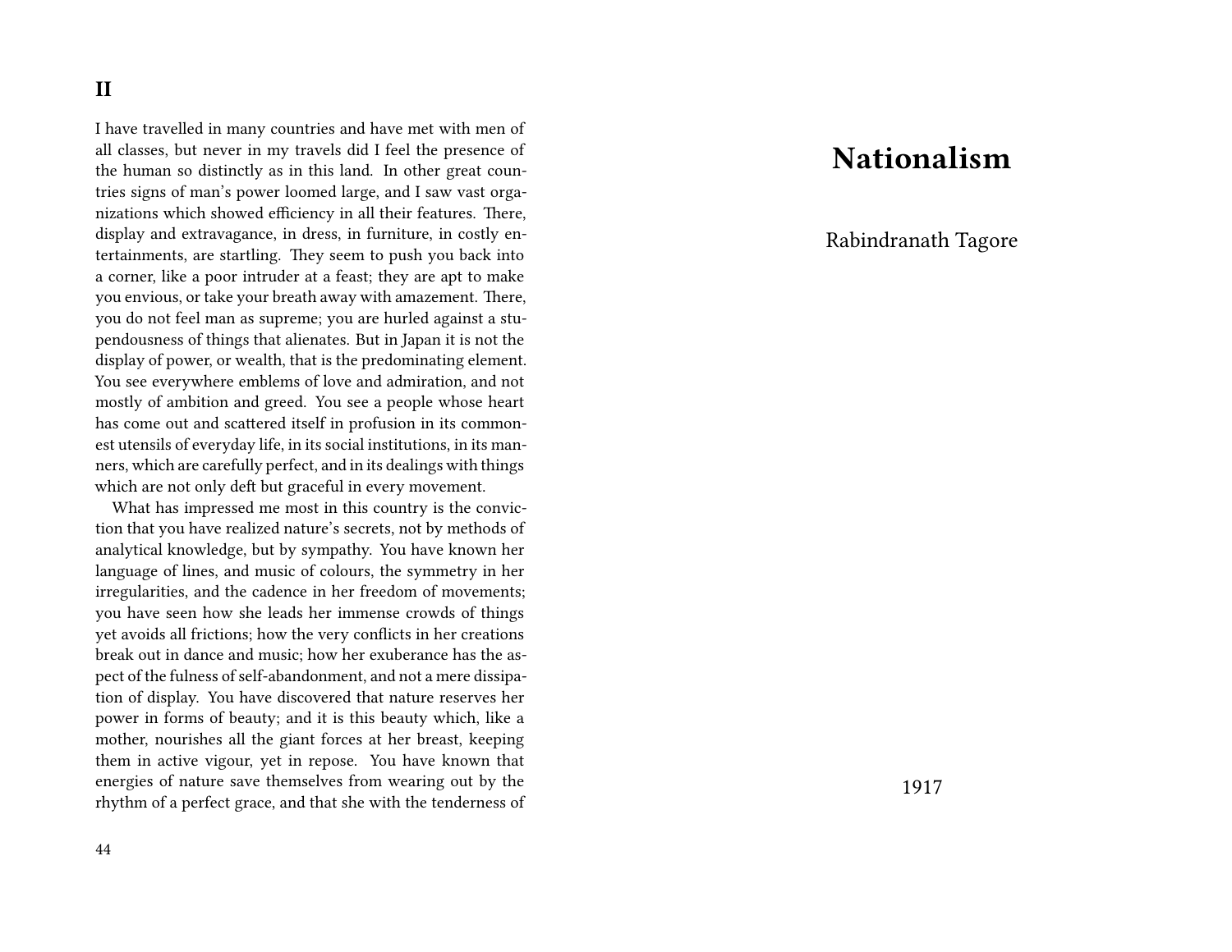## II

I have travelled in many countries and have met with men of all classes, but never in my travels did I feel the presence of the human so distinctly as in this land. In other great countries signs of man's power loomed large, and I saw vast organizations which showed efficiency in all their features. There, display and extravagance, in dress, in furniture, in costly entertainments, are startling. They seem to push you back into a corner, like a poor intruder at a feast; they are apt to make you envious, or take your breath away with amazement. There, you do not feel man as supreme; you are hurled against a stupendousness of things that alienates. But in Japan it is not the display of power, or wealth, that is the predominating element. You see everywhere emblems of love and admiration, and not mostly of ambition and greed. You see a people whose heart has come out and scattered itself in profusion in its commonest utensils of everyday life, in its social institutions, in its manners, which are carefully perfect, and in its dealings with things which are not only deft but graceful in every movement.

What has impressed me most in this country is the conviction that you have realized nature's secrets, not by methods of analytical knowledge, but by sympathy. You have known her language of lines, and music of colours, the symmetry in her irregularities, and the cadence in her freedom of movements; you have seen how she leads her immense crowds of things yet avoids all frictions; how the very conflicts in her creations break out in dance and music; how her exuberance has the aspect of the fulness of self-abandonment, and not a mere dissipation of display. You have discovered that nature reserves her power in forms of beauty; and it is this beauty which, like a mother, nourishes all the giant forces at her breast, keeping them in active vigour, yet in repose. You have known that energies of nature save themselves from wearing out by the rhythm of a perfect grace, and that she with the tenderness of

# Nationalism

Rabindranath Tagore

1917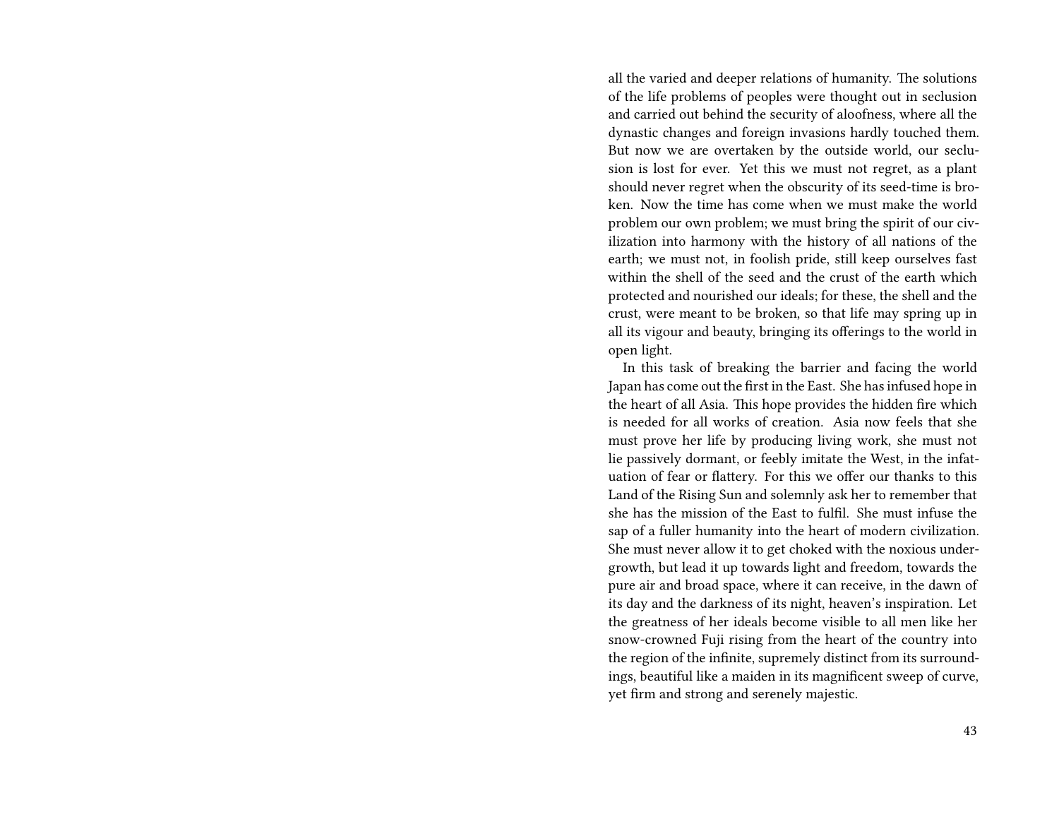all the varied and deeper relations of humanity. The solutions of the life problems of peoples were thought out in seclusion and carried out behind the security of aloofness, where all the dynastic changes and foreign invasions hardly touched them. But now we are overtaken by the outside world, our seclusion is lost for ever. Yet this we must not regret, as a plant should never regret when the obscurity of its seed-time is broken. Now the time has come when we must make the world problem our own problem; we must bring the spirit of our civilization into harmony with the history of all nations of the earth; we must not, in foolish pride, still keep ourselves fast within the shell of the seed and the crust of the earth which protected and nourished our ideals; for these, the shell and the crust, were meant to be broken, so that life may spring up in all its vigour and beauty, bringing its offerings to the world in open light.

In this task of breaking the barrier and facing the world Japan has come out the first in the East. She has infused hope in the heart of all Asia. This hope provides the hidden fire which is needed for all works of creation. Asia now feels that she must prove her life by producing living work, she must not lie passively dormant, or feebly imitate the West, in the infatuation of fear or flattery. For this we offer our thanks to this Land of the Rising Sun and solemnly ask her to remember that she has the mission of the East to fulfil. She must infuse the sap of a fuller humanity into the heart of modern civilization. She must never allow it to get choked with the noxious undergrowth, but lead it up towards light and freedom, towards the pure air and broad space, where it can receive, in the dawn of its day and the darkness of its night, heaven's inspiration. Let the greatness of her ideals become visible to all men like her snow-crowned Fuji rising from the heart of the country into the region of the infinite, supremely distinct from its surroundings, beautiful like a maiden in its magnificent sweep of curve, yet firm and strong and serenely majestic.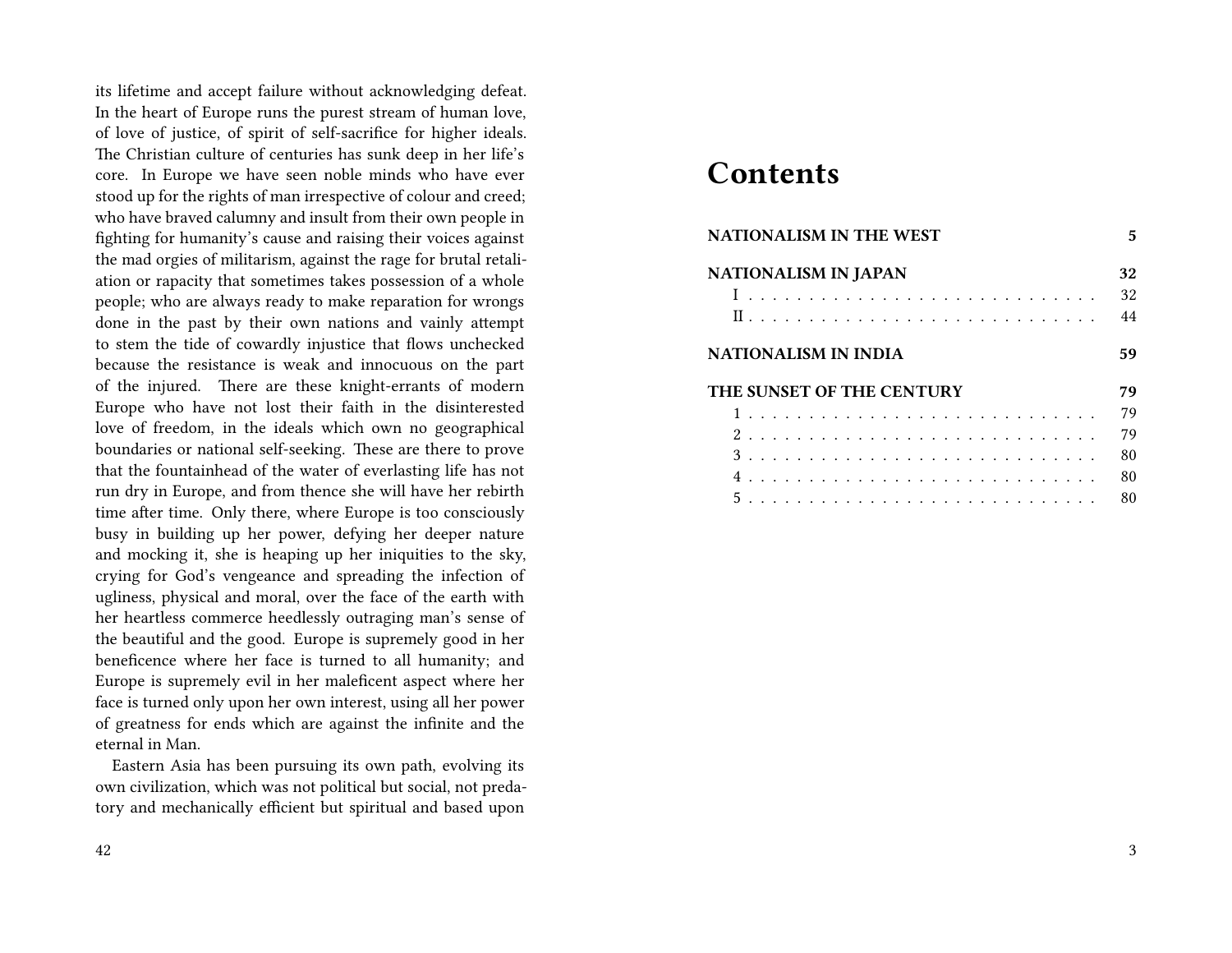its lifetime and accept failure without acknowledging defeat. In the heart of Europe runs the purest stream of human love, of love of justice, of spirit of self-sacrifice for higher ideals. The Christian culture of centuries has sunk deep in her life's core. In Europe we have seen noble minds who have ever stood up for the rights of man irrespective of colour and creed; who have braved calumny and insult from their own people in fighting for humanity's cause and raising their voices against the mad orgies of militarism, against the rage for brutal retaliation or rapacity that sometimes takes possession of a whole people; who are always ready to make reparation for wrongs done in the past by their own nations and vainly attempt to stem the tide of cowardly injustice that flows unchecked because the resistance is weak and innocuous on the part of the injured. There are these knight-errants of modern Europe who have not lost their faith in the disinterested love of freedom, in the ideals which own no geographical boundaries or national self-seeking. These are there to prove that the fountainhead of the water of everlasting life has not run dry in Europe, and from thence she will have her rebirth time after time. Only there, where Europe is too consciously busy in building up her power, defying her deeper nature and mocking it, she is heaping up her iniquities to the sky, crying for God's vengeance and spreading the infection of ugliness, physical and moral, over the face of the earth with her heartless commerce heedlessly outraging man's sense of the beautiful and the good. Europe is supremely good in her beneficence where her face is turned to all humanity; and Europe is supremely evil in her maleficent aspect where her face is turned only upon her own interest, using all her power of greatness for ends which are against the infinite and the eternal in Man.

Eastern Asia has been pursuing its own path, evolving its own civilization, which was not political but social, not predatory and mechanically efficient but spiritual and based upon

# Contents

**NATIONALISM IN THE WEST** . . . **5**

**NATIONALISM IN JAPAN** . . . **32**
- I . . . 32
- II . . . 44

**NATIONALISM IN INDIA** . . . **59**

**THE SUNSET OF THE CENTURY** . . . **79**
- 1 . . . 79
- 2 . . . 79
- 3 . . . 80
- 4 . . . 80
- 5 . . . 80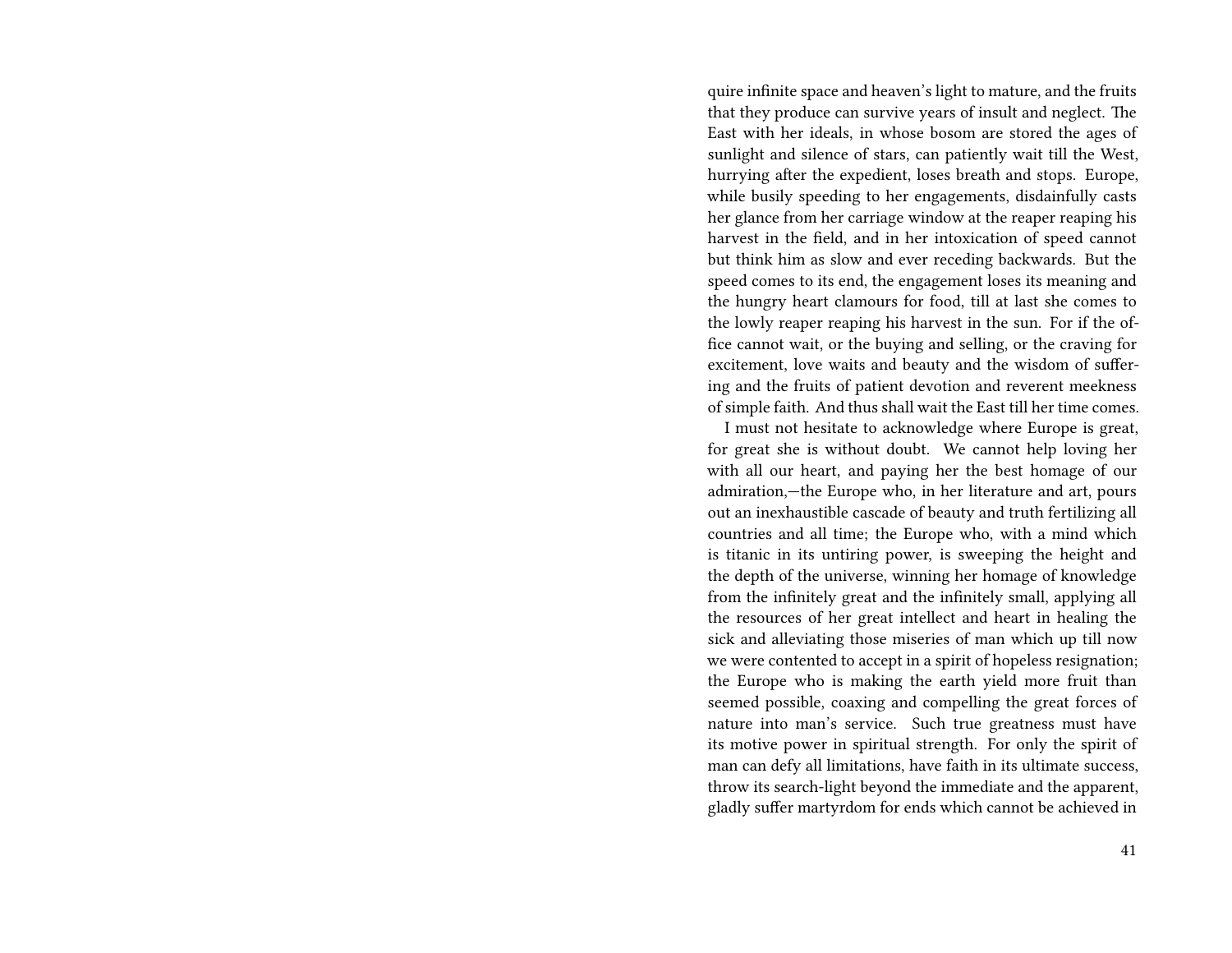quire infinite space and heaven's light to mature, and the fruits that they produce can survive years of insult and neglect. The East with her ideals, in whose bosom are stored the ages of sunlight and silence of stars, can patiently wait till the West, hurrying after the expedient, loses breath and stops. Europe, while busily speeding to her engagements, disdainfully casts her glance from her carriage window at the reaper reaping his harvest in the field, and in her intoxication of speed cannot but think him as slow and ever receding backwards. But the speed comes to its end, the engagement loses its meaning and the hungry heart clamours for food, till at last she comes to the lowly reaper reaping his harvest in the sun. For if the office cannot wait, or the buying and selling, or the craving for excitement, love waits and beauty and the wisdom of suffering and the fruits of patient devotion and reverent meekness of simple faith. And thus shall wait the East till her time comes.

I must not hesitate to acknowledge where Europe is great, for great she is without doubt. We cannot help loving her with all our heart, and paying her the best homage of our admiration,—the Europe who, in her literature and art, pours out an inexhaustible cascade of beauty and truth fertilizing all countries and all time; the Europe who, with a mind which is titanic in its untiring power, is sweeping the height and the depth of the universe, winning her homage of knowledge from the infinitely great and the infinitely small, applying all the resources of her great intellect and heart in healing the sick and alleviating those miseries of man which up till now we were contented to accept in a spirit of hopeless resignation; the Europe who is making the earth yield more fruit than seemed possible, coaxing and compelling the great forces of nature into man's service. Such true greatness must have its motive power in spiritual strength. For only the spirit of man can defy all limitations, have faith in its ultimate success, throw its search-light beyond the immediate and the apparent, gladly suffer martyrdom for ends which cannot be achieved in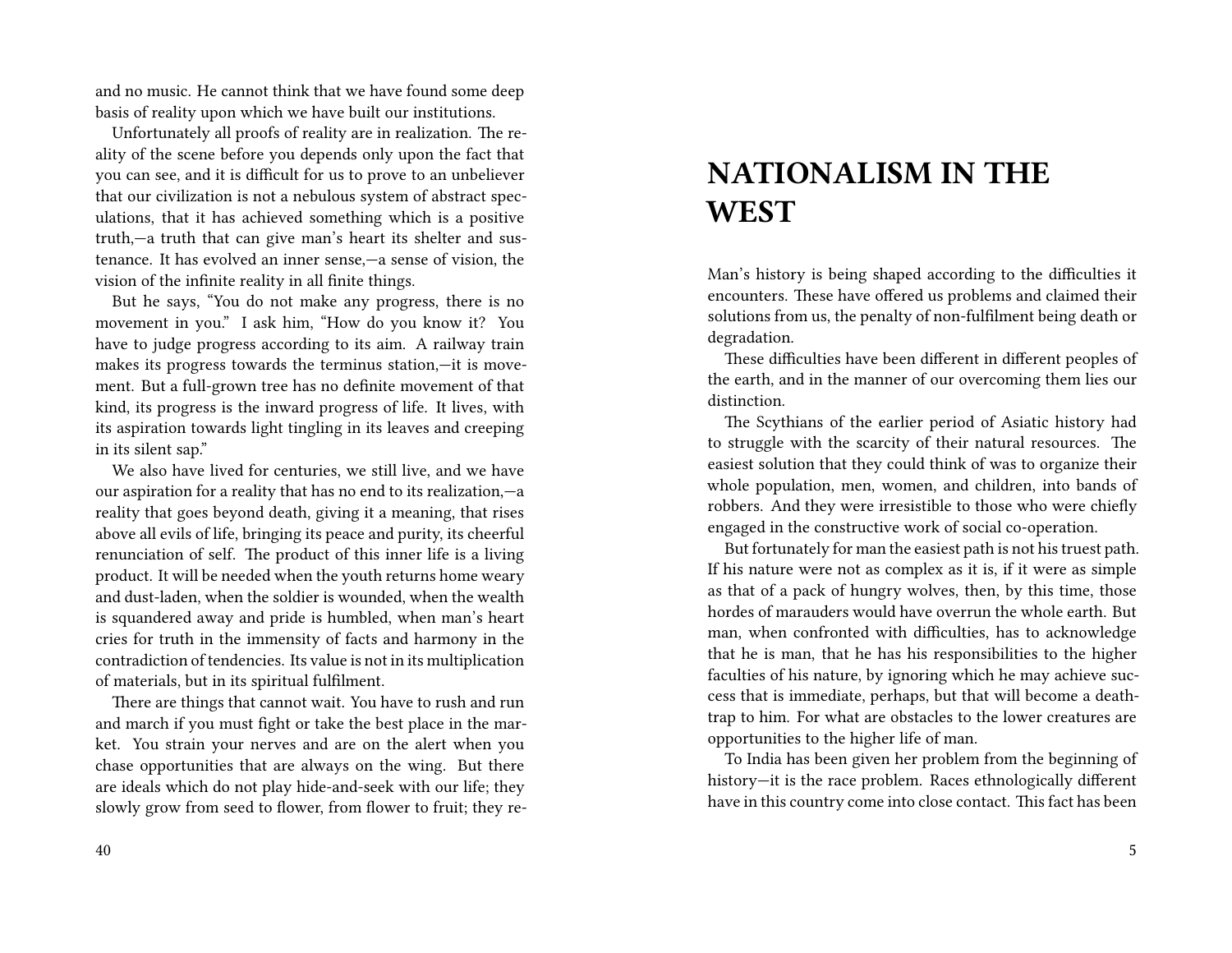and no music. He cannot think that we have found some deep basis of reality upon which we have built our institutions.

Unfortunately all proofs of reality are in realization. The reality of the scene before you depends only upon the fact that you can see, and it is difficult for us to prove to an unbeliever that our civilization is not a nebulous system of abstract speculations, that it has achieved something which is a positive truth,—a truth that can give man's heart its shelter and sustenance. It has evolved an inner sense,—a sense of vision, the vision of the infinite reality in all finite things.

But he says, "You do not make any progress, there is no movement in you." I ask him, "How do you know it? You have to judge progress according to its aim. A railway train makes its progress towards the terminus station,—it is movement. But a full-grown tree has no definite movement of that kind, its progress is the inward progress of life. It lives, with its aspiration towards light tingling in its leaves and creeping in its silent sap."

We also have lived for centuries, we still live, and we have our aspiration for a reality that has no end to its realization,—a reality that goes beyond death, giving it a meaning, that rises above all evils of life, bringing its peace and purity, its cheerful renunciation of self. The product of this inner life is a living product. It will be needed when the youth returns home weary and dust-laden, when the soldier is wounded, when the wealth is squandered away and pride is humbled, when man's heart cries for truth in the immensity of facts and harmony in the contradiction of tendencies. Its value is not in its multiplication of materials, but in its spiritual fulfilment.

There are things that cannot wait. You have to rush and run and march if you must fight or take the best place in the market. You strain your nerves and are on the alert when you chase opportunities that are always on the wing. But there are ideals which do not play hide-and-seek with our life; they slowly grow from seed to flower, from flower to fruit; they re-

# NATIONALISM IN THE WEST

Man's history is being shaped according to the difficulties it encounters. These have offered us problems and claimed their solutions from us, the penalty of non-fulfilment being death or degradation.

These difficulties have been different in different peoples of the earth, and in the manner of our overcoming them lies our distinction.

The Scythians of the earlier period of Asiatic history had to struggle with the scarcity of their natural resources. The easiest solution that they could think of was to organize their whole population, men, women, and children, into bands of robbers. And they were irresistible to those who were chiefly engaged in the constructive work of social co-operation.

But fortunately for man the easiest path is not his truest path. If his nature were not as complex as it is, if it were as simple as that of a pack of hungry wolves, then, by this time, those hordes of marauders would have overrun the whole earth. But man, when confronted with difficulties, has to acknowledge that he is man, that he has his responsibilities to the higher faculties of his nature, by ignoring which he may achieve success that is immediate, perhaps, but that will become a death-trap to him. For what are obstacles to the lower creatures are opportunities to the higher life of man.

To India has been given her problem from the beginning of history—it is the race problem. Races ethnologically different have in this country come into close contact. This fact has been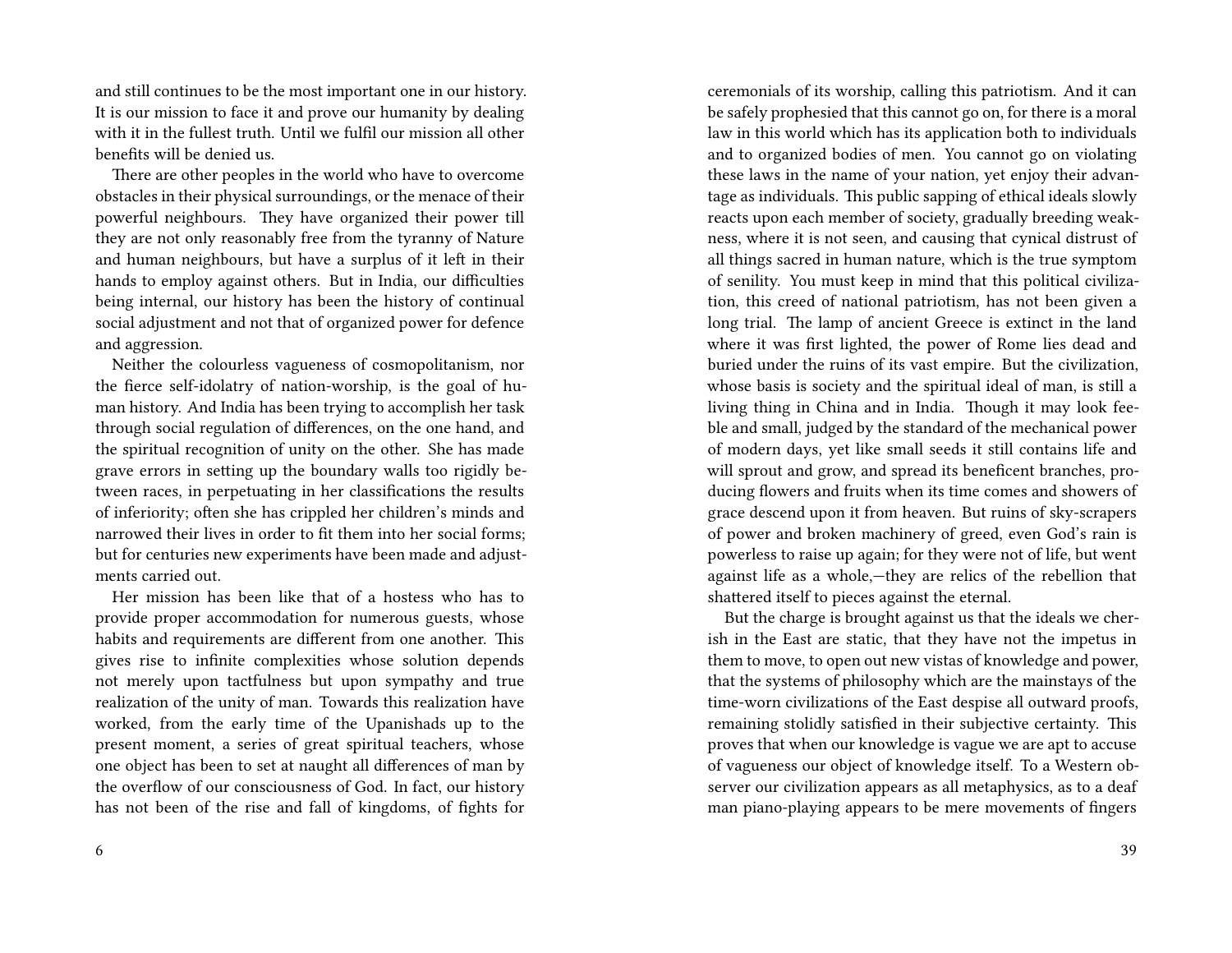and still continues to be the most important one in our history. It is our mission to face it and prove our humanity by dealing with it in the fullest truth. Until we fulfil our mission all other benefits will be denied us.

There are other peoples in the world who have to overcome obstacles in their physical surroundings, or the menace of their powerful neighbours. They have organized their power till they are not only reasonably free from the tyranny of Nature and human neighbours, but have a surplus of it left in their hands to employ against others. But in India, our difficulties being internal, our history has been the history of continual social adjustment and not that of organized power for defence and aggression.

Neither the colourless vagueness of cosmopolitanism, nor the fierce self-idolatry of nation-worship, is the goal of human history. And India has been trying to accomplish her task through social regulation of differences, on the one hand, and the spiritual recognition of unity on the other. She has made grave errors in setting up the boundary walls too rigidly between races, in perpetuating in her classifications the results of inferiority; often she has crippled her children's minds and narrowed their lives in order to fit them into her social forms; but for centuries new experiments have been made and adjustments carried out.

Her mission has been like that of a hostess who has to provide proper accommodation for numerous guests, whose habits and requirements are different from one another. This gives rise to infinite complexities whose solution depends not merely upon tactfulness but upon sympathy and true realization of the unity of man. Towards this realization have worked, from the early time of the Upanishads up to the present moment, a series of great spiritual teachers, whose one object has been to set at naught all differences of man by the overflow of our consciousness of God. In fact, our history has not been of the rise and fall of kingdoms, of fights for

ceremonials of its worship, calling this patriotism. And it can be safely prophesied that this cannot go on, for there is a moral law in this world which has its application both to individuals and to organized bodies of men. You cannot go on violating these laws in the name of your nation, yet enjoy their advantage as individuals. This public sapping of ethical ideals slowly reacts upon each member of society, gradually breeding weakness, where it is not seen, and causing that cynical distrust of all things sacred in human nature, which is the true symptom of senility. You must keep in mind that this political civilization, this creed of national patriotism, has not been given a long trial. The lamp of ancient Greece is extinct in the land where it was first lighted, the power of Rome lies dead and buried under the ruins of its vast empire. But the civilization, whose basis is society and the spiritual ideal of man, is still a living thing in China and in India. Though it may look feeble and small, judged by the standard of the mechanical power of modern days, yet like small seeds it still contains life and will sprout and grow, and spread its beneficent branches, producing flowers and fruits when its time comes and showers of grace descend upon it from heaven. But ruins of sky-scrapers of power and broken machinery of greed, even God's rain is powerless to raise up again; for they were not of life, but went against life as a whole,—they are relics of the rebellion that shattered itself to pieces against the eternal.

But the charge is brought against us that the ideals we cherish in the East are static, that they have not the impetus in them to move, to open out new vistas of knowledge and power, that the systems of philosophy which are the mainstays of the time-worn civilizations of the East despise all outward proofs, remaining stolidly satisfied in their subjective certainty. This proves that when our knowledge is vague we are apt to accuse of vagueness our object of knowledge itself. To a Western observer our civilization appears as all metaphysics, as to a deaf man piano-playing appears to be mere movements of fingers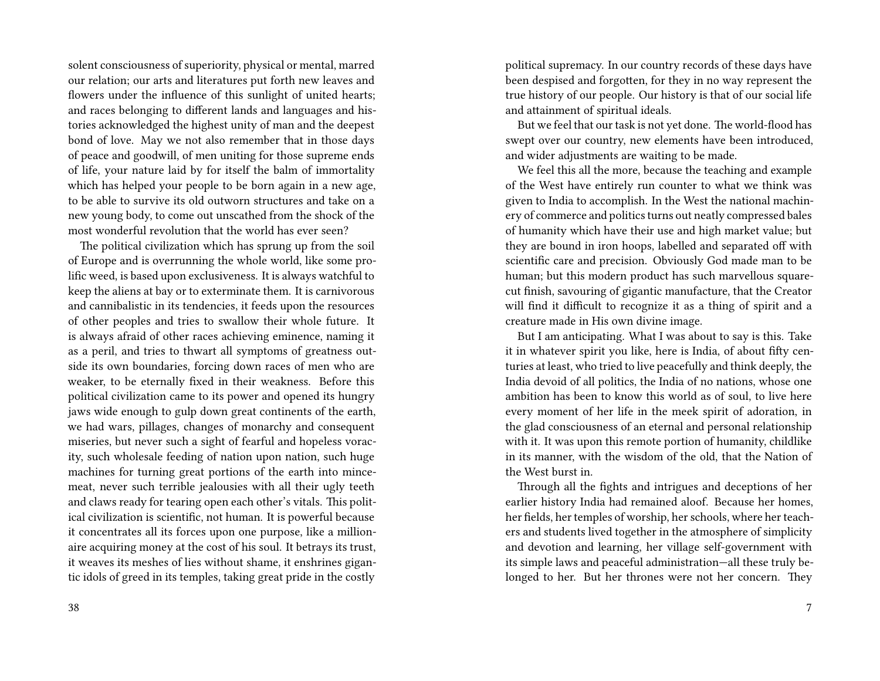solent consciousness of superiority, physical or mental, marred our relation; our arts and literatures put forth new leaves and flowers under the influence of this sunlight of united hearts; and races belonging to different lands and languages and histories acknowledged the highest unity of man and the deepest bond of love. May we not also remember that in those days of peace and goodwill, of men uniting for those supreme ends of life, your nature laid by for itself the balm of immortality which has helped your people to be born again in a new age, to be able to survive its old outworn structures and take on a new young body, to come out unscathed from the shock of the most wonderful revolution that the world has ever seen?

The political civilization which has sprung up from the soil of Europe and is overrunning the whole world, like some prolific weed, is based upon exclusiveness. It is always watchful to keep the aliens at bay or to exterminate them. It is carnivorous and cannibalistic in its tendencies, it feeds upon the resources of other peoples and tries to swallow their whole future. It is always afraid of other races achieving eminence, naming it as a peril, and tries to thwart all symptoms of greatness outside its own boundaries, forcing down races of men who are weaker, to be eternally fixed in their weakness. Before this political civilization came to its power and opened its hungry jaws wide enough to gulp down great continents of the earth, we had wars, pillages, changes of monarchy and consequent miseries, but never such a sight of fearful and hopeless voracity, such wholesale feeding of nation upon nation, such huge machines for turning great portions of the earth into mincemeat, never such terrible jealousies with all their ugly teeth and claws ready for tearing open each other's vitals. This political civilization is scientific, not human. It is powerful because it concentrates all its forces upon one purpose, like a millionaire acquiring money at the cost of his soul. It betrays its trust, it weaves its meshes of lies without shame, it enshrines gigantic idols of greed in its temples, taking great pride in the costly

political supremacy. In our country records of these days have been despised and forgotten, for they in no way represent the true history of our people. Our history is that of our social life and attainment of spiritual ideals.

But we feel that our task is not yet done. The world-flood has swept over our country, new elements have been introduced, and wider adjustments are waiting to be made.

We feel this all the more, because the teaching and example of the West have entirely run counter to what we think was given to India to accomplish. In the West the national machinery of commerce and politics turns out neatly compressed bales of humanity which have their use and high market value; but they are bound in iron hoops, labelled and separated off with scientific care and precision. Obviously God made man to be human; but this modern product has such marvellous square-cut finish, savouring of gigantic manufacture, that the Creator will find it difficult to recognize it as a thing of spirit and a creature made in His own divine image.

But I am anticipating. What I was about to say is this. Take it in whatever spirit you like, here is India, of about fifty centuries at least, who tried to live peacefully and think deeply, the India devoid of all politics, the India of no nations, whose one ambition has been to know this world as of soul, to live here every moment of her life in the meek spirit of adoration, in the glad consciousness of an eternal and personal relationship with it. It was upon this remote portion of humanity, childlike in its manner, with the wisdom of the old, that the Nation of the West burst in.

Through all the fights and intrigues and deceptions of her earlier history India had remained aloof. Because her homes, her fields, her temples of worship, her schools, where her teachers and students lived together in the atmosphere of simplicity and devotion and learning, her village self-government with its simple laws and peaceful administration—all these truly belonged to her. But her thrones were not her concern. They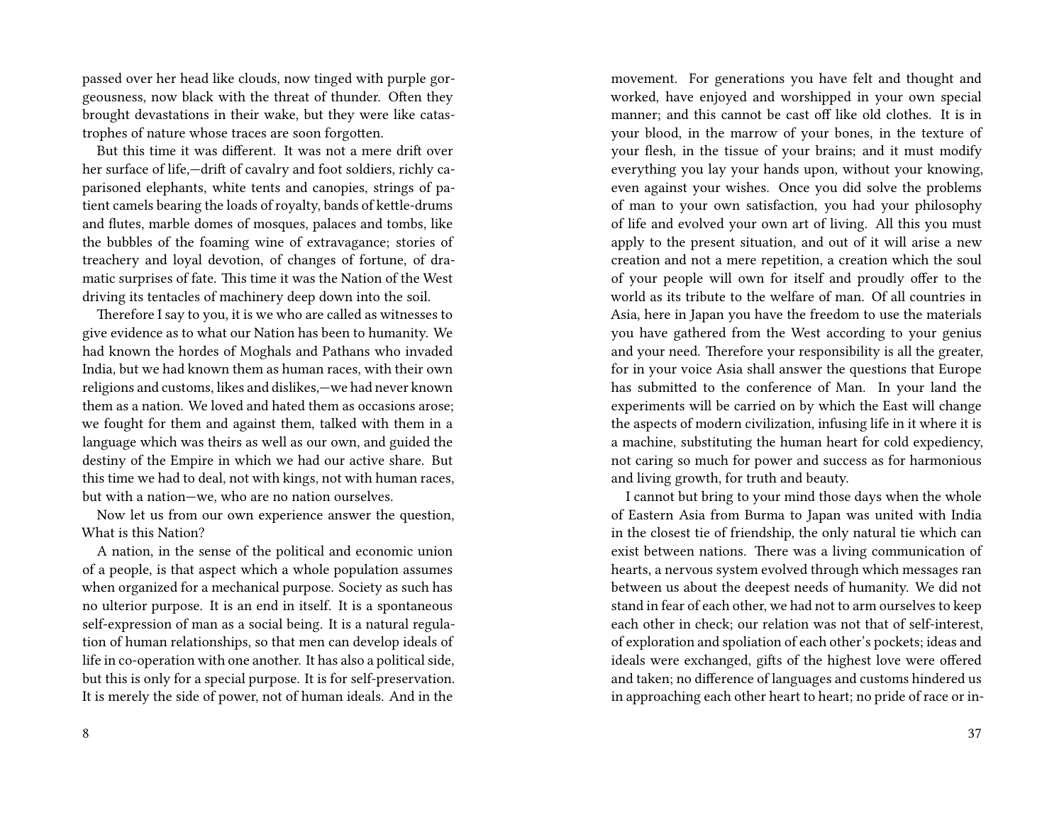passed over her head like clouds, now tinged with purple gorgeousness, now black with the threat of thunder. Often they brought devastations in their wake, but they were like catastrophes of nature whose traces are soon forgotten.

But this time it was different. It was not a mere drift over her surface of life,—drift of cavalry and foot soldiers, richly caparisoned elephants, white tents and canopies, strings of patient camels bearing the loads of royalty, bands of kettle-drums and flutes, marble domes of mosques, palaces and tombs, like the bubbles of the foaming wine of extravagance; stories of treachery and loyal devotion, of changes of fortune, of dramatic surprises of fate. This time it was the Nation of the West driving its tentacles of machinery deep down into the soil.

Therefore I say to you, it is we who are called as witnesses to give evidence as to what our Nation has been to humanity. We had known the hordes of Moghals and Pathans who invaded India, but we had known them as human races, with their own religions and customs, likes and dislikes,—we had never known them as a nation. We loved and hated them as occasions arose; we fought for them and against them, talked with them in a language which was theirs as well as our own, and guided the destiny of the Empire in which we had our active share. But this time we had to deal, not with kings, not with human races, but with a nation—we, who are no nation ourselves.

Now let us from our own experience answer the question, What is this Nation?

A nation, in the sense of the political and economic union of a people, is that aspect which a whole population assumes when organized for a mechanical purpose. Society as such has no ulterior purpose. It is an end in itself. It is a spontaneous self-expression of man as a social being. It is a natural regulation of human relationships, so that men can develop ideals of life in co-operation with one another. It has also a political side, but this is only for a special purpose. It is for self-preservation. It is merely the side of power, not of human ideals. And in the

movement. For generations you have felt and thought and worked, have enjoyed and worshipped in your own special manner; and this cannot be cast off like old clothes. It is in your blood, in the marrow of your bones, in the texture of your flesh, in the tissue of your brains; and it must modify everything you lay your hands upon, without your knowing, even against your wishes. Once you did solve the problems of man to your own satisfaction, you had your philosophy of life and evolved your own art of living. All this you must apply to the present situation, and out of it will arise a new creation and not a mere repetition, a creation which the soul of your people will own for itself and proudly offer to the world as its tribute to the welfare of man. Of all countries in Asia, here in Japan you have the freedom to use the materials you have gathered from the West according to your genius and your need. Therefore your responsibility is all the greater, for in your voice Asia shall answer the questions that Europe has submitted to the conference of Man. In your land the experiments will be carried on by which the East will change the aspects of modern civilization, infusing life in it where it is a machine, substituting the human heart for cold expediency, not caring so much for power and success as for harmonious and living growth, for truth and beauty.

I cannot but bring to your mind those days when the whole of Eastern Asia from Burma to Japan was united with India in the closest tie of friendship, the only natural tie which can exist between nations. There was a living communication of hearts, a nervous system evolved through which messages ran between us about the deepest needs of humanity. We did not stand in fear of each other, we had not to arm ourselves to keep each other in check; our relation was not that of self-interest, of exploration and spoliation of each other's pockets; ideas and ideals were exchanged, gifts of the highest love were offered and taken; no difference of languages and customs hindered us in approaching each other heart to heart; no pride of race or in-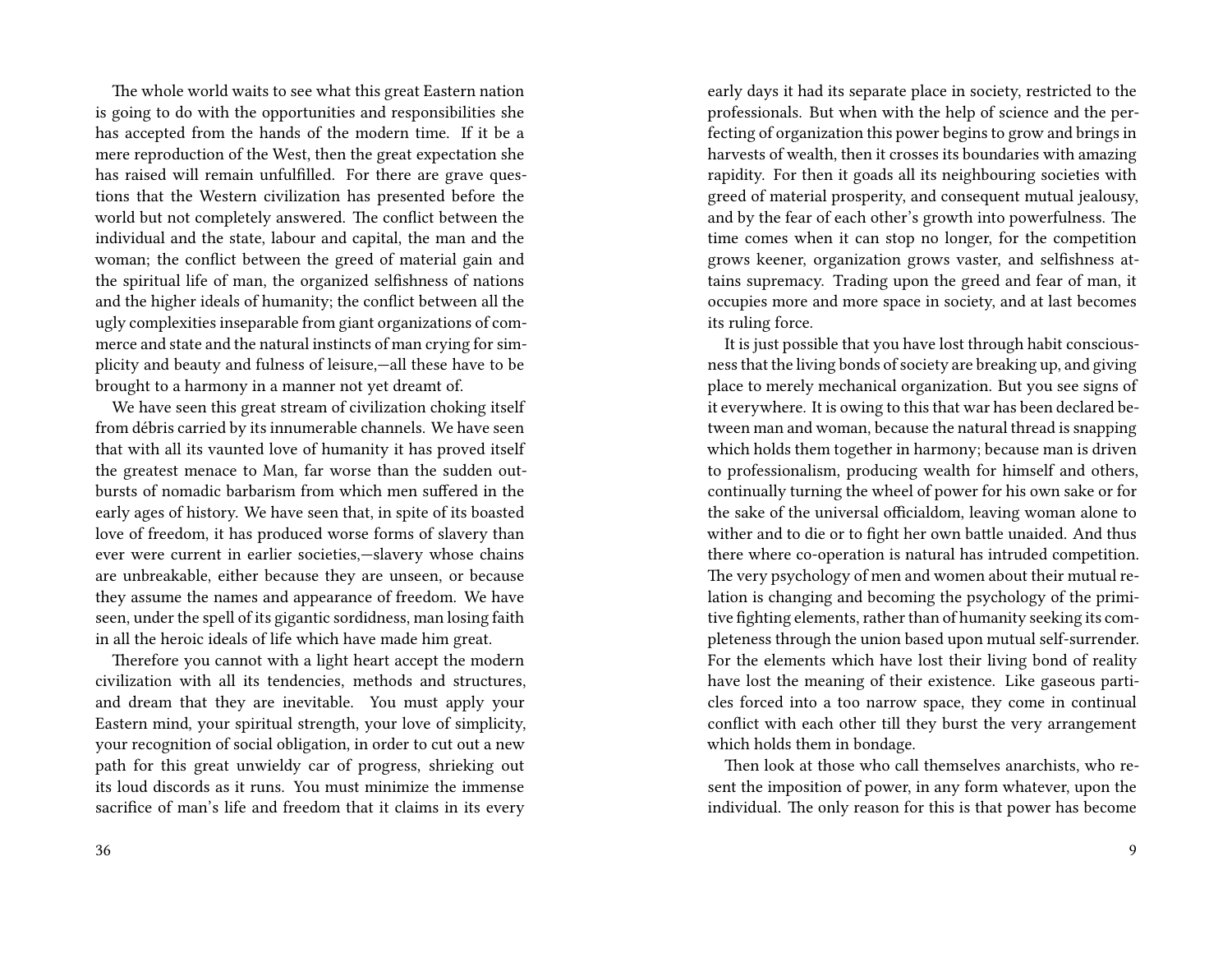The whole world waits to see what this great Eastern nation is going to do with the opportunities and responsibilities she has accepted from the hands of the modern time. If it be a mere reproduction of the West, then the great expectation she has raised will remain unfulfilled. For there are grave questions that the Western civilization has presented before the world but not completely answered. The conflict between the individual and the state, labour and capital, the man and the woman; the conflict between the greed of material gain and the spiritual life of man, the organized selfishness of nations and the higher ideals of humanity; the conflict between all the ugly complexities inseparable from giant organizations of commerce and state and the natural instincts of man crying for simplicity and beauty and fulness of leisure,—all these have to be brought to a harmony in a manner not yet dreamt of.

We have seen this great stream of civilization choking itself from débris carried by its innumerable channels. We have seen that with all its vaunted love of humanity it has proved itself the greatest menace to Man, far worse than the sudden outbursts of nomadic barbarism from which men suffered in the early ages of history. We have seen that, in spite of its boasted love of freedom, it has produced worse forms of slavery than ever were current in earlier societies,—slavery whose chains are unbreakable, either because they are unseen, or because they assume the names and appearance of freedom. We have seen, under the spell of its gigantic sordidness, man losing faith in all the heroic ideals of life which have made him great.

Therefore you cannot with a light heart accept the modern civilization with all its tendencies, methods and structures, and dream that they are inevitable. You must apply your Eastern mind, your spiritual strength, your love of simplicity, your recognition of social obligation, in order to cut out a new path for this great unwieldy car of progress, shrieking out its loud discords as it runs. You must minimize the immense sacrifice of man's life and freedom that it claims in its every

early days it had its separate place in society, restricted to the professionals. But when with the help of science and the perfecting of organization this power begins to grow and brings in harvests of wealth, then it crosses its boundaries with amazing rapidity. For then it goads all its neighbouring societies with greed of material prosperity, and consequent mutual jealousy, and by the fear of each other's growth into powerfulness. The time comes when it can stop no longer, for the competition grows keener, organization grows vaster, and selfishness attains supremacy. Trading upon the greed and fear of man, it occupies more and more space in society, and at last becomes its ruling force.

It is just possible that you have lost through habit consciousness that the living bonds of society are breaking up, and giving place to merely mechanical organization. But you see signs of it everywhere. It is owing to this that war has been declared between man and woman, because the natural thread is snapping which holds them together in harmony; because man is driven to professionalism, producing wealth for himself and others, continually turning the wheel of power for his own sake or for the sake of the universal officialdom, leaving woman alone to wither and to die or to fight her own battle unaided. And thus there where co-operation is natural has intruded competition. The very psychology of men and women about their mutual relation is changing and becoming the psychology of the primitive fighting elements, rather than of humanity seeking its completeness through the union based upon mutual self-surrender. For the elements which have lost their living bond of reality have lost the meaning of their existence. Like gaseous particles forced into a too narrow space, they come in continual conflict with each other till they burst the very arrangement which holds them in bondage.

Then look at those who call themselves anarchists, who resent the imposition of power, in any form whatever, upon the individual. The only reason for this is that power has become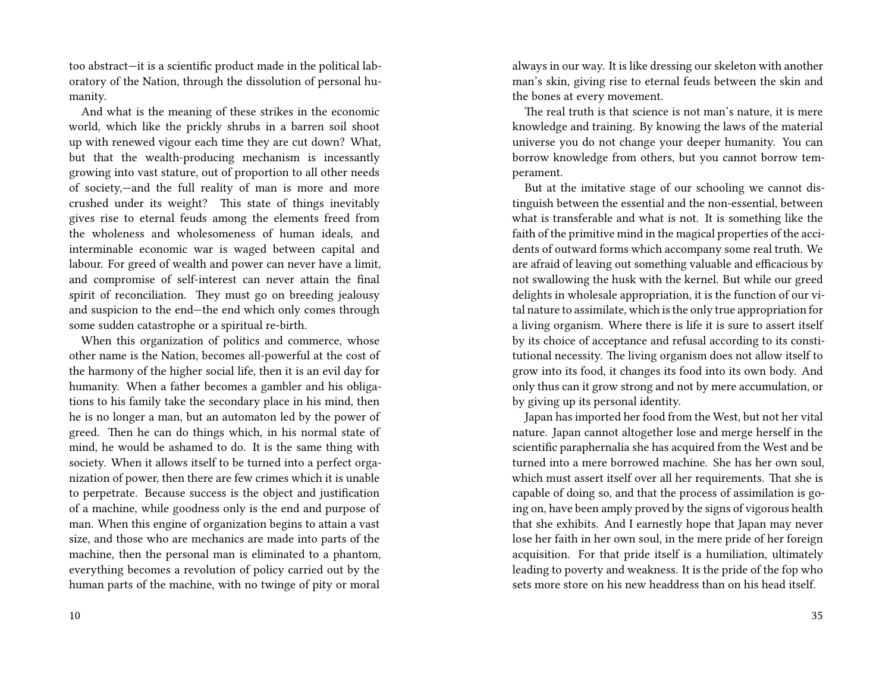too abstract—it is a scientific product made in the political laboratory of the Nation, through the dissolution of personal humanity.

And what is the meaning of these strikes in the economic world, which like the prickly shrubs in a barren soil shoot up with renewed vigour each time they are cut down? What, but that the wealth-producing mechanism is incessantly growing into vast stature, out of proportion to all other needs of society,—and the full reality of man is more and more crushed under its weight? This state of things inevitably gives rise to eternal feuds among the elements freed from the wholeness and wholesomeness of human ideals, and interminable economic war is waged between capital and labour. For greed of wealth and power can never have a limit, and compromise of self-interest can never attain the final spirit of reconciliation. They must go on breeding jealousy and suspicion to the end—the end which only comes through some sudden catastrophe or a spiritual re-birth.

When this organization of politics and commerce, whose other name is the Nation, becomes all-powerful at the cost of the harmony of the higher social life, then it is an evil day for humanity. When a father becomes a gambler and his obligations to his family take the secondary place in his mind, then he is no longer a man, but an automaton led by the power of greed. Then he can do things which, in his normal state of mind, he would be ashamed to do. It is the same thing with society. When it allows itself to be turned into a perfect organization of power, then there are few crimes which it is unable to perpetrate. Because success is the object and justification of a machine, while goodness only is the end and purpose of man. When this engine of organization begins to attain a vast size, and those who are mechanics are made into parts of the machine, then the personal man is eliminated to a phantom, everything becomes a revolution of policy carried out by the human parts of the machine, with no twinge of pity or moral

always in our way. It is like dressing our skeleton with another man's skin, giving rise to eternal feuds between the skin and the bones at every movement.

The real truth is that science is not man's nature, it is mere knowledge and training. By knowing the laws of the material universe you do not change your deeper humanity. You can borrow knowledge from others, but you cannot borrow temperament.

But at the imitative stage of our schooling we cannot distinguish between the essential and the non-essential, between what is transferable and what is not. It is something like the faith of the primitive mind in the magical properties of the accidents of outward forms which accompany some real truth. We are afraid of leaving out something valuable and efficacious by not swallowing the husk with the kernel. But while our greed delights in wholesale appropriation, it is the function of our vital nature to assimilate, which is the only true appropriation for a living organism. Where there is life it is sure to assert itself by its choice of acceptance and refusal according to its constitutional necessity. The living organism does not allow itself to grow into its food, it changes its food into its own body. And only thus can it grow strong and not by mere accumulation, or by giving up its personal identity.

Japan has imported her food from the West, but not her vital nature. Japan cannot altogether lose and merge herself in the scientific paraphernalia she has acquired from the West and be turned into a mere borrowed machine. She has her own soul, which must assert itself over all her requirements. That she is capable of doing so, and that the process of assimilation is going on, have been amply proved by the signs of vigorous health that she exhibits. And I earnestly hope that Japan may never lose her faith in her own soul, in the mere pride of her foreign acquisition. For that pride itself is a humiliation, ultimately leading to poverty and weakness. It is the pride of the fop who sets more store on his new headdress than on his head itself.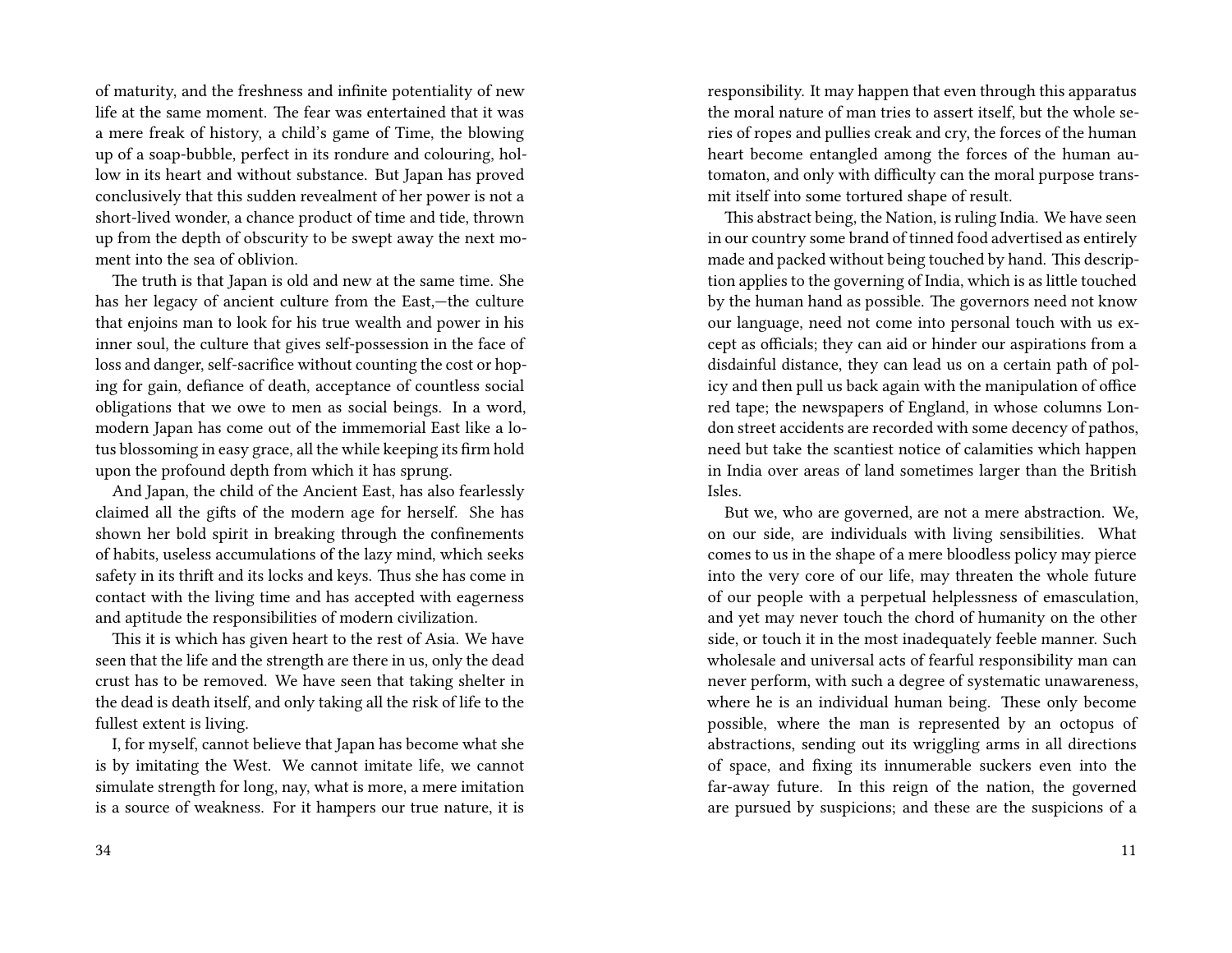of maturity, and the freshness and infinite potentiality of new life at the same moment. The fear was entertained that it was a mere freak of history, a child's game of Time, the blowing up of a soap-bubble, perfect in its rondure and colouring, hollow in its heart and without substance. But Japan has proved conclusively that this sudden revealment of her power is not a short-lived wonder, a chance product of time and tide, thrown up from the depth of obscurity to be swept away the next moment into the sea of oblivion.

The truth is that Japan is old and new at the same time. She has her legacy of ancient culture from the East,—the culture that enjoins man to look for his true wealth and power in his inner soul, the culture that gives self-possession in the face of loss and danger, self-sacrifice without counting the cost or hoping for gain, defiance of death, acceptance of countless social obligations that we owe to men as social beings. In a word, modern Japan has come out of the immemorial East like a lotus blossoming in easy grace, all the while keeping its firm hold upon the profound depth from which it has sprung.

And Japan, the child of the Ancient East, has also fearlessly claimed all the gifts of the modern age for herself. She has shown her bold spirit in breaking through the confinements of habits, useless accumulations of the lazy mind, which seeks safety in its thrift and its locks and keys. Thus she has come in contact with the living time and has accepted with eagerness and aptitude the responsibilities of modern civilization.

This it is which has given heart to the rest of Asia. We have seen that the life and the strength are there in us, only the dead crust has to be removed. We have seen that taking shelter in the dead is death itself, and only taking all the risk of life to the fullest extent is living.

I, for myself, cannot believe that Japan has become what she is by imitating the West. We cannot imitate life, we cannot simulate strength for long, nay, what is more, a mere imitation is a source of weakness. For it hampers our true nature, it is

responsibility. It may happen that even through this apparatus the moral nature of man tries to assert itself, but the whole series of ropes and pullies creak and cry, the forces of the human heart become entangled among the forces of the human automaton, and only with difficulty can the moral purpose transmit itself into some tortured shape of result.

This abstract being, the Nation, is ruling India. We have seen in our country some brand of tinned food advertised as entirely made and packed without being touched by hand. This description applies to the governing of India, which is as little touched by the human hand as possible. The governors need not know our language, need not come into personal touch with us except as officials; they can aid or hinder our aspirations from a disdainful distance, they can lead us on a certain path of policy and then pull us back again with the manipulation of office red tape; the newspapers of England, in whose columns London street accidents are recorded with some decency of pathos, need but take the scantiest notice of calamities which happen in India over areas of land sometimes larger than the British Isles.

But we, who are governed, are not a mere abstraction. We, on our side, are individuals with living sensibilities. What comes to us in the shape of a mere bloodless policy may pierce into the very core of our life, may threaten the whole future of our people with a perpetual helplessness of emasculation, and yet may never touch the chord of humanity on the other side, or touch it in the most inadequately feeble manner. Such wholesale and universal acts of fearful responsibility man can never perform, with such a degree of systematic unawareness, where he is an individual human being. These only become possible, where the man is represented by an octopus of abstractions, sending out its wriggling arms in all directions of space, and fixing its innumerable suckers even into the far-away future. In this reign of the nation, the governed are pursued by suspicions; and these are the suspicions of a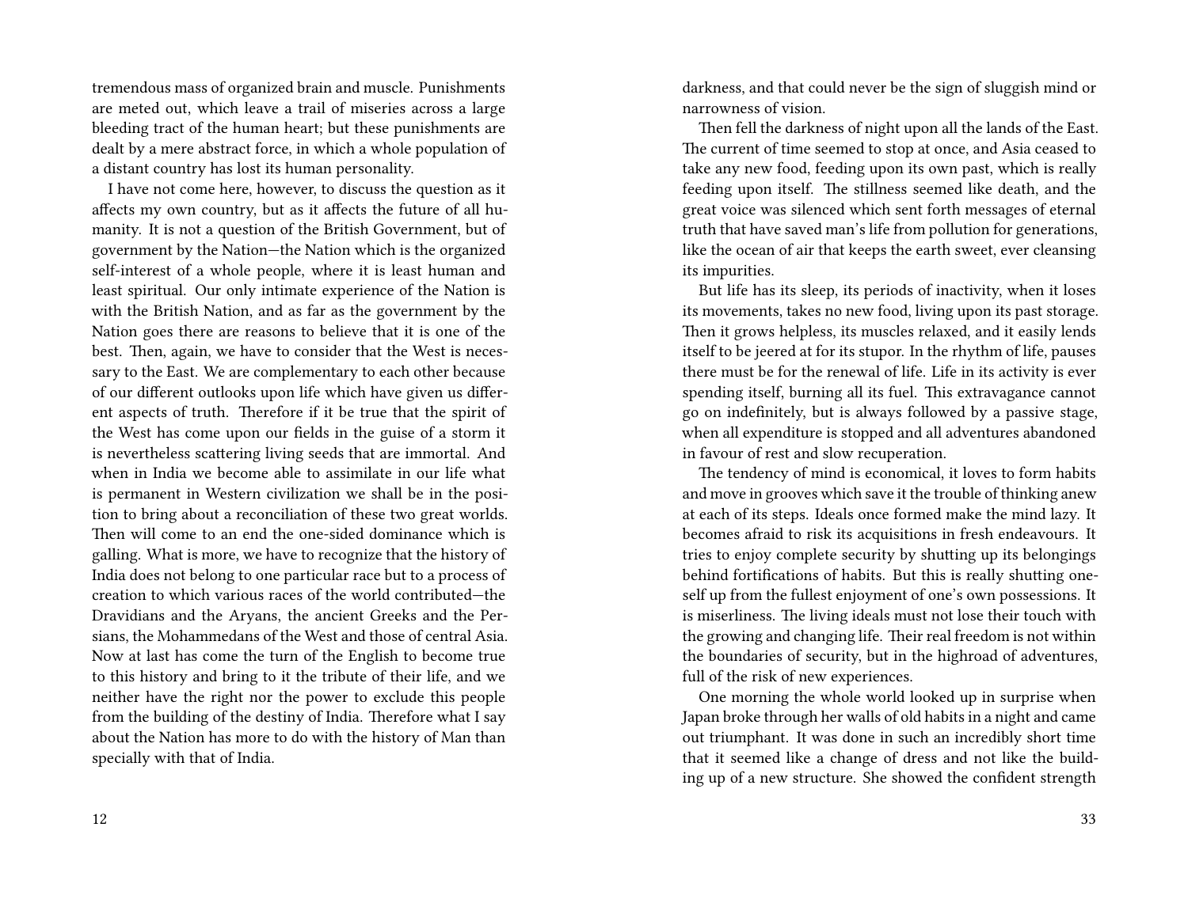tremendous mass of organized brain and muscle. Punishments are meted out, which leave a trail of miseries across a large bleeding tract of the human heart; but these punishments are dealt by a mere abstract force, in which a whole population of a distant country has lost its human personality.

I have not come here, however, to discuss the question as it affects my own country, but as it affects the future of all humanity. It is not a question of the British Government, but of government by the Nation—the Nation which is the organized self-interest of a whole people, where it is least human and least spiritual. Our only intimate experience of the Nation is with the British Nation, and as far as the government by the Nation goes there are reasons to believe that it is one of the best. Then, again, we have to consider that the West is necessary to the East. We are complementary to each other because of our different outlooks upon life which have given us different aspects of truth. Therefore if it be true that the spirit of the West has come upon our fields in the guise of a storm it is nevertheless scattering living seeds that are immortal. And when in India we become able to assimilate in our life what is permanent in Western civilization we shall be in the position to bring about a reconciliation of these two great worlds. Then will come to an end the one-sided dominance which is galling. What is more, we have to recognize that the history of India does not belong to one particular race but to a process of creation to which various races of the world contributed—the Dravidians and the Aryans, the ancient Greeks and the Persians, the Mohammedans of the West and those of central Asia. Now at last has come the turn of the English to become true to this history and bring to it the tribute of their life, and we neither have the right nor the power to exclude this people from the building of the destiny of India. Therefore what I say about the Nation has more to do with the history of Man than specially with that of India.

darkness, and that could never be the sign of sluggish mind or narrowness of vision.

Then fell the darkness of night upon all the lands of the East. The current of time seemed to stop at once, and Asia ceased to take any new food, feeding upon its own past, which is really feeding upon itself. The stillness seemed like death, and the great voice was silenced which sent forth messages of eternal truth that have saved man's life from pollution for generations, like the ocean of air that keeps the earth sweet, ever cleansing its impurities.

But life has its sleep, its periods of inactivity, when it loses its movements, takes no new food, living upon its past storage. Then it grows helpless, its muscles relaxed, and it easily lends itself to be jeered at for its stupor. In the rhythm of life, pauses there must be for the renewal of life. Life in its activity is ever spending itself, burning all its fuel. This extravagance cannot go on indefinitely, but is always followed by a passive stage, when all expenditure is stopped and all adventures abandoned in favour of rest and slow recuperation.

The tendency of mind is economical, it loves to form habits and move in grooves which save it the trouble of thinking anew at each of its steps. Ideals once formed make the mind lazy. It becomes afraid to risk its acquisitions in fresh endeavours. It tries to enjoy complete security by shutting up its belongings behind fortifications of habits. But this is really shutting oneself up from the fullest enjoyment of one's own possessions. It is miserliness. The living ideals must not lose their touch with the growing and changing life. Their real freedom is not within the boundaries of security, but in the highroad of adventures, full of the risk of new experiences.

One morning the whole world looked up in surprise when Japan broke through her walls of old habits in a night and came out triumphant. It was done in such an incredibly short time that it seemed like a change of dress and not like the building up of a new structure. She showed the confident strength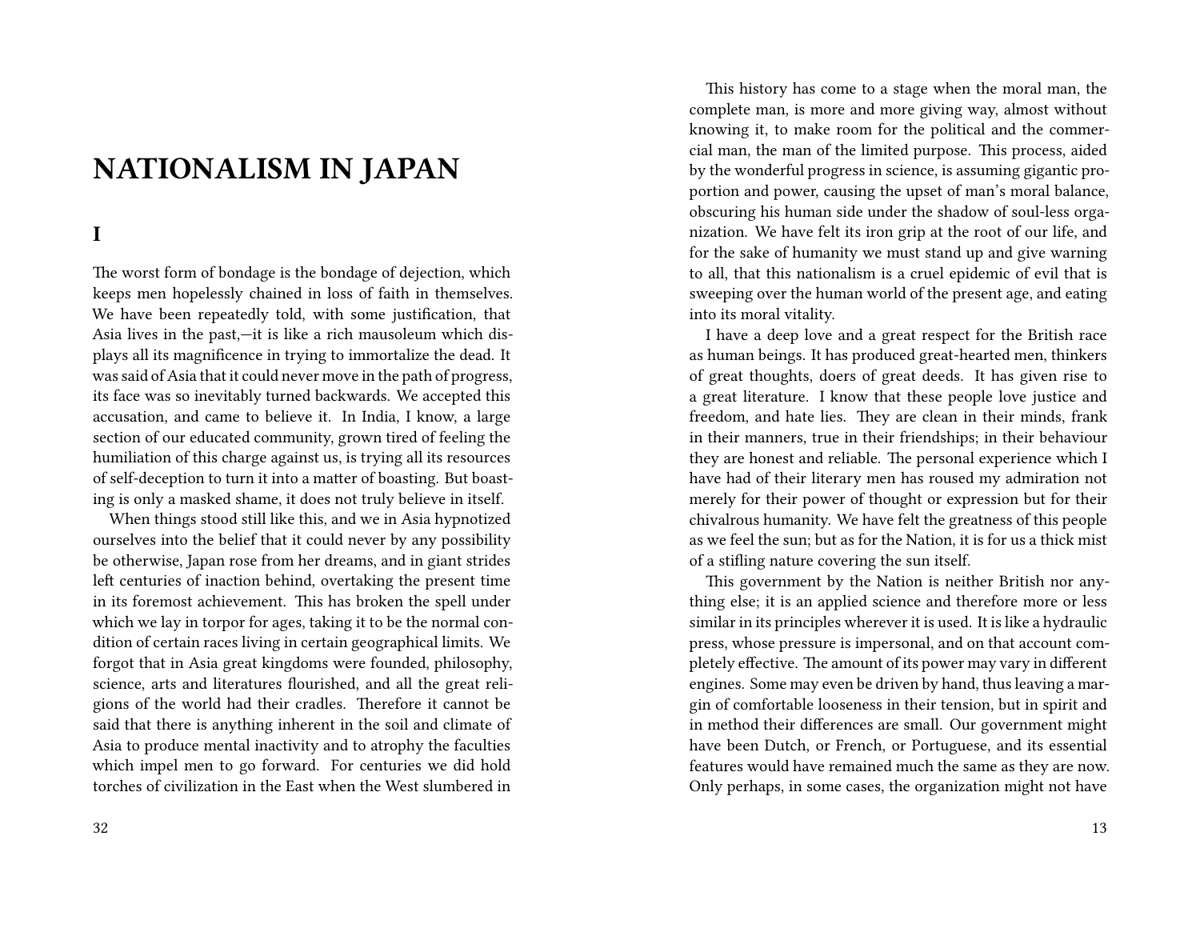# NATIONALISM IN JAPAN

## I

The worst form of bondage is the bondage of dejection, which keeps men hopelessly chained in loss of faith in themselves. We have been repeatedly told, with some justification, that Asia lives in the past,—it is like a rich mausoleum which displays all its magnificence in trying to immortalize the dead. It was said of Asia that it could never move in the path of progress, its face was so inevitably turned backwards. We accepted this accusation, and came to believe it. In India, I know, a large section of our educated community, grown tired of feeling the humiliation of this charge against us, is trying all its resources of self-deception to turn it into a matter of boasting. But boasting is only a masked shame, it does not truly believe in itself.

When things stood still like this, and we in Asia hypnotized ourselves into the belief that it could never by any possibility be otherwise, Japan rose from her dreams, and in giant strides left centuries of inaction behind, overtaking the present time in its foremost achievement. This has broken the spell under which we lay in torpor for ages, taking it to be the normal condition of certain races living in certain geographical limits. We forgot that in Asia great kingdoms were founded, philosophy, science, arts and literatures flourished, and all the great religions of the world had their cradles. Therefore it cannot be said that there is anything inherent in the soil and climate of Asia to produce mental inactivity and to atrophy the faculties which impel men to go forward. For centuries we did hold torches of civilization in the East when the West slumbered in

This history has come to a stage when the moral man, the complete man, is more and more giving way, almost without knowing it, to make room for the political and the commercial man, the man of the limited purpose. This process, aided by the wonderful progress in science, is assuming gigantic proportion and power, causing the upset of man's moral balance, obscuring his human side under the shadow of soul-less organization. We have felt its iron grip at the root of our life, and for the sake of humanity we must stand up and give warning to all, that this nationalism is a cruel epidemic of evil that is sweeping over the human world of the present age, and eating into its moral vitality.

I have a deep love and a great respect for the British race as human beings. It has produced great-hearted men, thinkers of great thoughts, doers of great deeds. It has given rise to a great literature. I know that these people love justice and freedom, and hate lies. They are clean in their minds, frank in their manners, true in their friendships; in their behaviour they are honest and reliable. The personal experience which I have had of their literary men has roused my admiration not merely for their power of thought or expression but for their chivalrous humanity. We have felt the greatness of this people as we feel the sun; but as for the Nation, it is for us a thick mist of a stifling nature covering the sun itself.

This government by the Nation is neither British nor anything else; it is an applied science and therefore more or less similar in its principles wherever it is used. It is like a hydraulic press, whose pressure is impersonal, and on that account completely effective. The amount of its power may vary in different engines. Some may even be driven by hand, thus leaving a margin of comfortable looseness in their tension, but in spirit and in method their differences are small. Our government might have been Dutch, or French, or Portuguese, and its essential features would have remained much the same as they are now. Only perhaps, in some cases, the organization might not have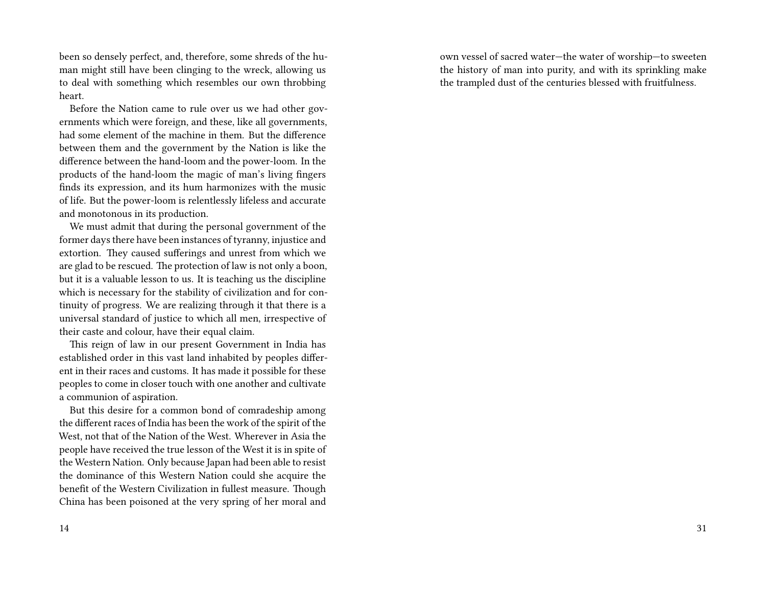been so densely perfect, and, therefore, some shreds of the human might still have been clinging to the wreck, allowing us to deal with something which resembles our own throbbing heart.

Before the Nation came to rule over us we had other governments which were foreign, and these, like all governments, had some element of the machine in them. But the difference between them and the government by the Nation is like the difference between the hand-loom and the power-loom. In the products of the hand-loom the magic of man's living fingers finds its expression, and its hum harmonizes with the music of life. But the power-loom is relentlessly lifeless and accurate and monotonous in its production.

We must admit that during the personal government of the former days there have been instances of tyranny, injustice and extortion. They caused sufferings and unrest from which we are glad to be rescued. The protection of law is not only a boon, but it is a valuable lesson to us. It is teaching us the discipline which is necessary for the stability of civilization and for continuity of progress. We are realizing through it that there is a universal standard of justice to which all men, irrespective of their caste and colour, have their equal claim.

This reign of law in our present Government in India has established order in this vast land inhabited by peoples different in their races and customs. It has made it possible for these peoples to come in closer touch with one another and cultivate a communion of aspiration.

But this desire for a common bond of comradeship among the different races of India has been the work of the spirit of the West, not that of the Nation of the West. Wherever in Asia the people have received the true lesson of the West it is in spite of the Western Nation. Only because Japan had been able to resist the dominance of this Western Nation could she acquire the benefit of the Western Civilization in fullest measure. Though China has been poisoned at the very spring of her moral and

own vessel of sacred water—the water of worship—to sweeten the history of man into purity, and with its sprinkling make the trampled dust of the centuries blessed with fruitfulness.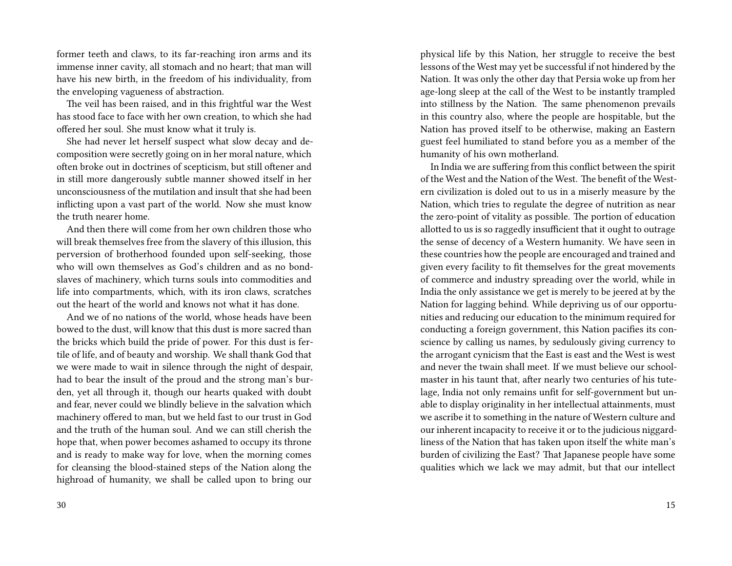former teeth and claws, to its far-reaching iron arms and its immense inner cavity, all stomach and no heart; that man will have his new birth, in the freedom of his individuality, from the enveloping vagueness of abstraction.

The veil has been raised, and in this frightful war the West has stood face to face with her own creation, to which she had offered her soul. She must know what it truly is.

She had never let herself suspect what slow decay and decomposition were secretly going on in her moral nature, which often broke out in doctrines of scepticism, but still oftener and in still more dangerously subtle manner showed itself in her unconsciousness of the mutilation and insult that she had been inflicting upon a vast part of the world. Now she must know the truth nearer home.

And then there will come from her own children those who will break themselves free from the slavery of this illusion, this perversion of brotherhood founded upon self-seeking, those who will own themselves as God's children and as no bond-slaves of machinery, which turns souls into commodities and life into compartments, which, with its iron claws, scratches out the heart of the world and knows not what it has done.

And we of no nations of the world, whose heads have been bowed to the dust, will know that this dust is more sacred than the bricks which build the pride of power. For this dust is fertile of life, and of beauty and worship. We shall thank God that we were made to wait in silence through the night of despair, had to bear the insult of the proud and the strong man's burden, yet all through it, though our hearts quaked with doubt and fear, never could we blindly believe in the salvation which machinery offered to man, but we held fast to our trust in God and the truth of the human soul. And we can still cherish the hope that, when power becomes ashamed to occupy its throne and is ready to make way for love, when the morning comes for cleansing the blood-stained steps of the Nation along the highroad of humanity, we shall be called upon to bring our

physical life by this Nation, her struggle to receive the best lessons of the West may yet be successful if not hindered by the Nation. It was only the other day that Persia woke up from her age-long sleep at the call of the West to be instantly trampled into stillness by the Nation. The same phenomenon prevails in this country also, where the people are hospitable, but the Nation has proved itself to be otherwise, making an Eastern guest feel humiliated to stand before you as a member of the humanity of his own motherland.

In India we are suffering from this conflict between the spirit of the West and the Nation of the West. The benefit of the Western civilization is doled out to us in a miserly measure by the Nation, which tries to regulate the degree of nutrition as near the zero-point of vitality as possible. The portion of education allotted to us is so raggedly insufficient that it ought to outrage the sense of decency of a Western humanity. We have seen in these countries how the people are encouraged and trained and given every facility to fit themselves for the great movements of commerce and industry spreading over the world, while in India the only assistance we get is merely to be jeered at by the Nation for lagging behind. While depriving us of our opportunities and reducing our education to the minimum required for conducting a foreign government, this Nation pacifies its conscience by calling us names, by sedulously giving currency to the arrogant cynicism that the East is east and the West is west and never the twain shall meet. If we must believe our schoolmaster in his taunt that, after nearly two centuries of his tutelage, India not only remains unfit for self-government but unable to display originality in her intellectual attainments, must we ascribe it to something in the nature of Western culture and our inherent incapacity to receive it or to the judicious niggardliness of the Nation that has taken upon itself the white man's burden of civilizing the East? That Japanese people have some qualities which we lack we may admit, but that our intellect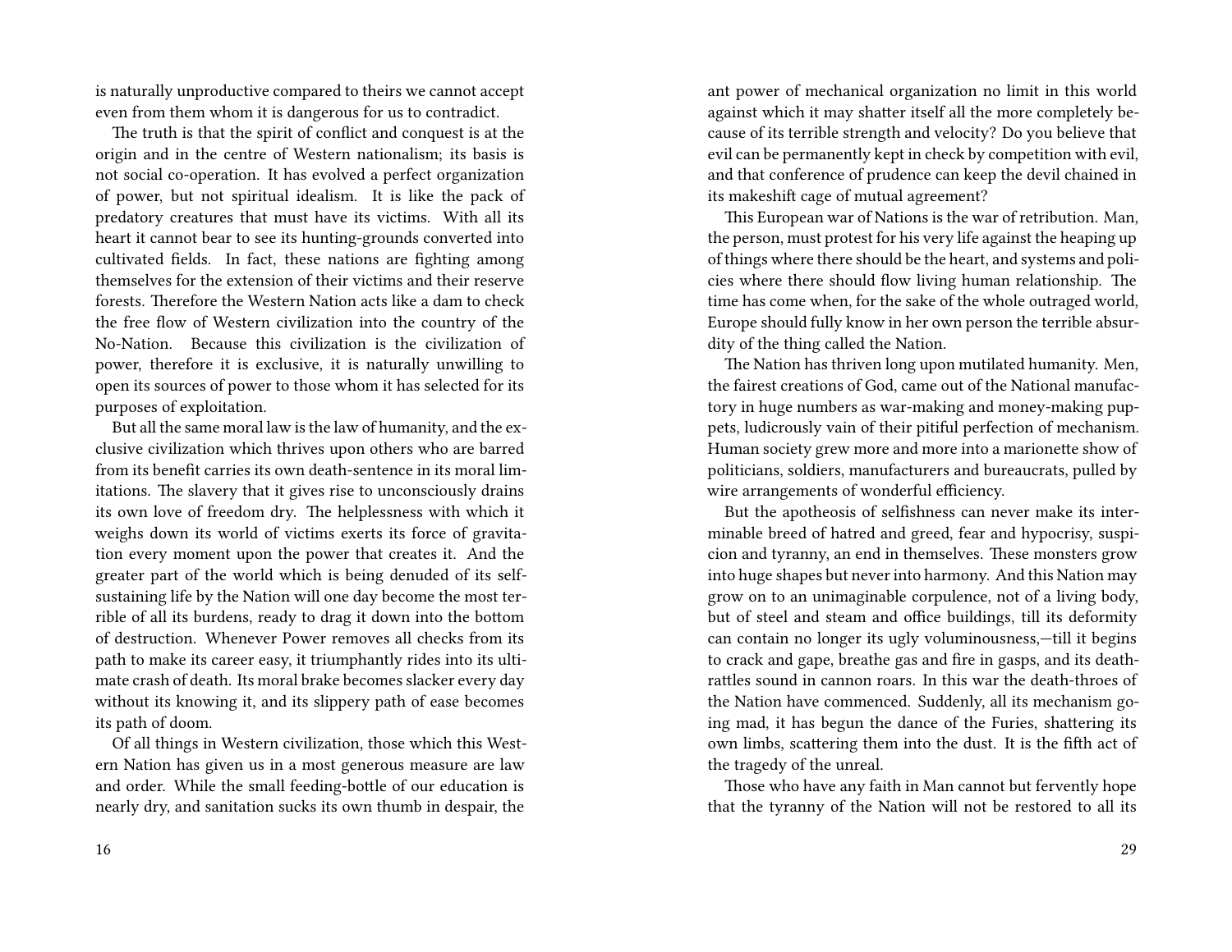is naturally unproductive compared to theirs we cannot accept even from them whom it is dangerous for us to contradict.

The truth is that the spirit of conflict and conquest is at the origin and in the centre of Western nationalism; its basis is not social co-operation. It has evolved a perfect organization of power, but not spiritual idealism. It is like the pack of predatory creatures that must have its victims. With all its heart it cannot bear to see its hunting-grounds converted into cultivated fields. In fact, these nations are fighting among themselves for the extension of their victims and their reserve forests. Therefore the Western Nation acts like a dam to check the free flow of Western civilization into the country of the No-Nation. Because this civilization is the civilization of power, therefore it is exclusive, it is naturally unwilling to open its sources of power to those whom it has selected for its purposes of exploitation.

But all the same moral law is the law of humanity, and the exclusive civilization which thrives upon others who are barred from its benefit carries its own death-sentence in its moral limitations. The slavery that it gives rise to unconsciously drains its own love of freedom dry. The helplessness with which it weighs down its world of victims exerts its force of gravitation every moment upon the power that creates it. And the greater part of the world which is being denuded of its self-sustaining life by the Nation will one day become the most terrible of all its burdens, ready to drag it down into the bottom of destruction. Whenever Power removes all checks from its path to make its career easy, it triumphantly rides into its ultimate crash of death. Its moral brake becomes slacker every day without its knowing it, and its slippery path of ease becomes its path of doom.

Of all things in Western civilization, those which this Western Nation has given us in a most generous measure are law and order. While the small feeding-bottle of our education is nearly dry, and sanitation sucks its own thumb in despair, the

ant power of mechanical organization no limit in this world against which it may shatter itself all the more completely because of its terrible strength and velocity? Do you believe that evil can be permanently kept in check by competition with evil, and that conference of prudence can keep the devil chained in its makeshift cage of mutual agreement?

This European war of Nations is the war of retribution. Man, the person, must protest for his very life against the heaping up of things where there should be the heart, and systems and policies where there should flow living human relationship. The time has come when, for the sake of the whole outraged world, Europe should fully know in her own person the terrible absurdity of the thing called the Nation.

The Nation has thriven long upon mutilated humanity. Men, the fairest creations of God, came out of the National manufactory in huge numbers as war-making and money-making puppets, ludicrously vain of their pitiful perfection of mechanism. Human society grew more and more into a marionette show of politicians, soldiers, manufacturers and bureaucrats, pulled by wire arrangements of wonderful efficiency.

But the apotheosis of selfishness can never make its interminable breed of hatred and greed, fear and hypocrisy, suspicion and tyranny, an end in themselves. These monsters grow into huge shapes but never into harmony. And this Nation may grow on to an unimaginable corpulence, not of a living body, but of steel and steam and office buildings, till its deformity can contain no longer its ugly voluminousness,—till it begins to crack and gape, breathe gas and fire in gasps, and its death-rattles sound in cannon roars. In this war the death-throes of the Nation have commenced. Suddenly, all its mechanism going mad, it has begun the dance of the Furies, shattering its own limbs, scattering them into the dust. It is the fifth act of the tragedy of the unreal.

Those who have any faith in Man cannot but fervently hope that the tyranny of the Nation will not be restored to all its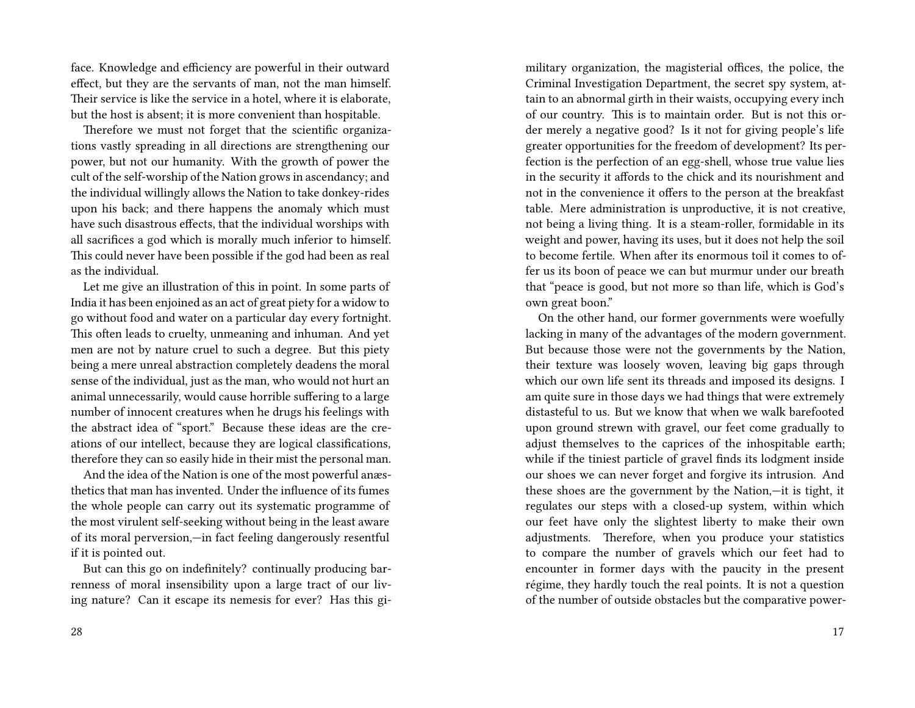face. Knowledge and efficiency are powerful in their outward effect, but they are the servants of man, not the man himself. Their service is like the service in a hotel, where it is elaborate, but the host is absent; it is more convenient than hospitable.

Therefore we must not forget that the scientific organizations vastly spreading in all directions are strengthening our power, but not our humanity. With the growth of power the cult of the self-worship of the Nation grows in ascendancy; and the individual willingly allows the Nation to take donkey-rides upon his back; and there happens the anomaly which must have such disastrous effects, that the individual worships with all sacrifices a god which is morally much inferior to himself. This could never have been possible if the god had been as real as the individual.

Let me give an illustration of this in point. In some parts of India it has been enjoined as an act of great piety for a widow to go without food and water on a particular day every fortnight. This often leads to cruelty, unmeaning and inhuman. And yet men are not by nature cruel to such a degree. But this piety being a mere unreal abstraction completely deadens the moral sense of the individual, just as the man, who would not hurt an animal unnecessarily, would cause horrible suffering to a large number of innocent creatures when he drugs his feelings with the abstract idea of "sport." Because these ideas are the creations of our intellect, because they are logical classifications, therefore they can so easily hide in their mist the personal man.

And the idea of the Nation is one of the most powerful anæsthetics that man has invented. Under the influence of its fumes the whole people can carry out its systematic programme of the most virulent self-seeking without being in the least aware of its moral perversion,—in fact feeling dangerously resentful if it is pointed out.

But can this go on indefinitely? continually producing barrenness of moral insensibility upon a large tract of our living nature? Can it escape its nemesis for ever? Has this gi-

military organization, the magisterial offices, the police, the Criminal Investigation Department, the secret spy system, attain to an abnormal girth in their waists, occupying every inch of our country. This is to maintain order. But is not this order merely a negative good? Is it not for giving people's life greater opportunities for the freedom of development? Its perfection is the perfection of an egg-shell, whose true value lies in the security it affords to the chick and its nourishment and not in the convenience it offers to the person at the breakfast table. Mere administration is unproductive, it is not creative, not being a living thing. It is a steam-roller, formidable in its weight and power, having its uses, but it does not help the soil to become fertile. When after its enormous toil it comes to offer us its boon of peace we can but murmur under our breath that "peace is good, but not more so than life, which is God's own great boon."

On the other hand, our former governments were woefully lacking in many of the advantages of the modern government. But because those were not the governments by the Nation, their texture was loosely woven, leaving big gaps through which our own life sent its threads and imposed its designs. I am quite sure in those days we had things that were extremely distasteful to us. But we know that when we walk barefooted upon ground strewn with gravel, our feet come gradually to adjust themselves to the caprices of the inhospitable earth; while if the tiniest particle of gravel finds its lodgment inside our shoes we can never forget and forgive its intrusion. And these shoes are the government by the Nation,—it is tight, it regulates our steps with a closed-up system, within which our feet have only the slightest liberty to make their own adjustments. Therefore, when you produce your statistics to compare the number of gravels which our feet had to encounter in former days with the paucity in the present régime, they hardly touch the real points. It is not a question of the number of outside obstacles but the comparative power-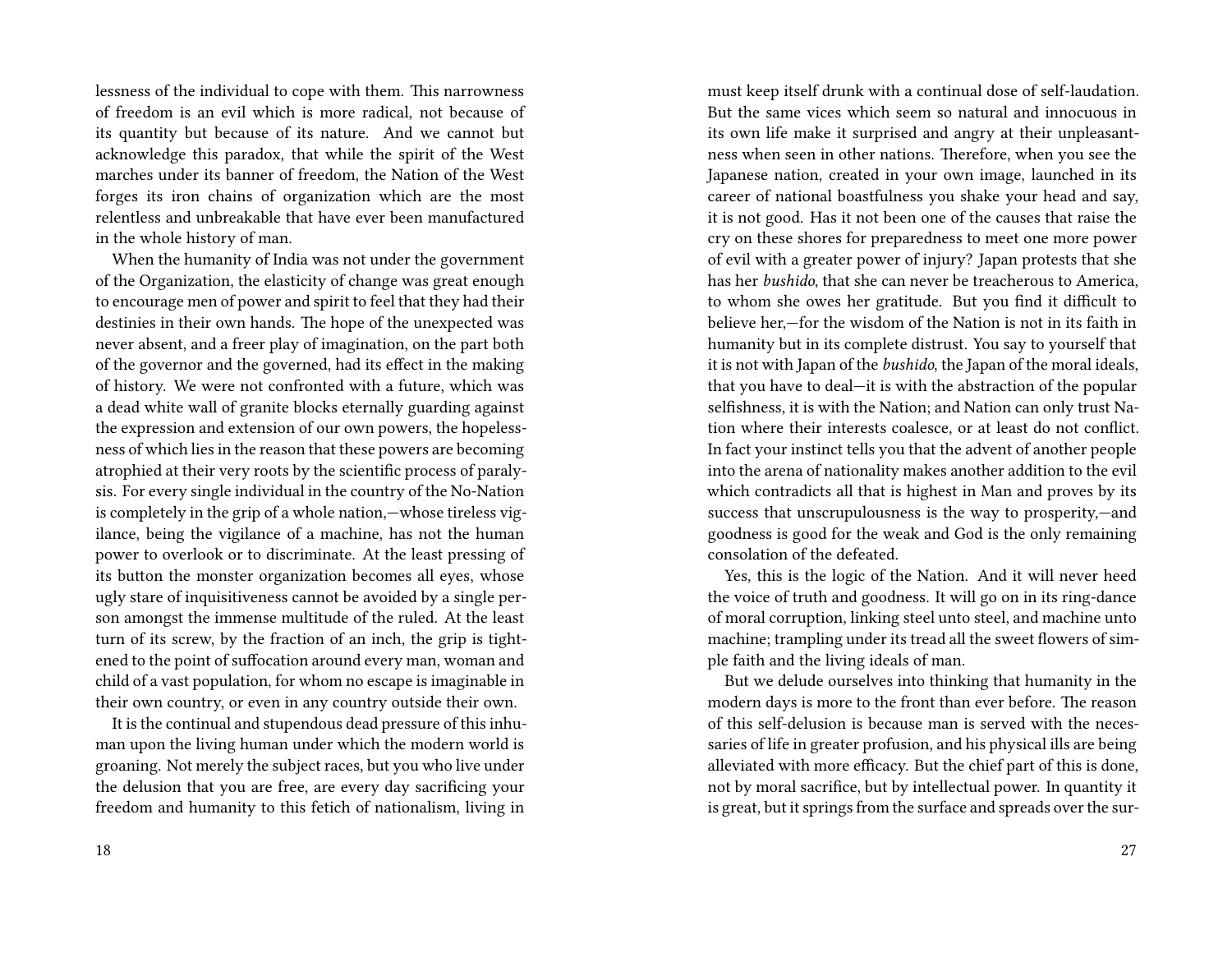lessness of the individual to cope with them. This narrowness of freedom is an evil which is more radical, not because of its quantity but because of its nature. And we cannot but acknowledge this paradox, that while the spirit of the West marches under its banner of freedom, the Nation of the West forges its iron chains of organization which are the most relentless and unbreakable that have ever been manufactured in the whole history of man.

When the humanity of India was not under the government of the Organization, the elasticity of change was great enough to encourage men of power and spirit to feel that they had their destinies in their own hands. The hope of the unexpected was never absent, and a freer play of imagination, on the part both of the governor and the governed, had its effect in the making of history. We were not confronted with a future, which was a dead white wall of granite blocks eternally guarding against the expression and extension of our own powers, the hopelessness of which lies in the reason that these powers are becoming atrophied at their very roots by the scientific process of paralysis. For every single individual in the country of the No-Nation is completely in the grip of a whole nation,—whose tireless vigilance, being the vigilance of a machine, has not the human power to overlook or to discriminate. At the least pressing of its button the monster organization becomes all eyes, whose ugly stare of inquisitiveness cannot be avoided by a single person amongst the immense multitude of the ruled. At the least turn of its screw, by the fraction of an inch, the grip is tightened to the point of suffocation around every man, woman and child of a vast population, for whom no escape is imaginable in their own country, or even in any country outside their own.

It is the continual and stupendous dead pressure of this inhuman upon the living human under which the modern world is groaning. Not merely the subject races, but you who live under the delusion that you are free, are every day sacrificing your freedom and humanity to this fetich of nationalism, living in

must keep itself drunk with a continual dose of self-laudation. But the same vices which seem so natural and innocuous in its own life make it surprised and angry at their unpleasantness when seen in other nations. Therefore, when you see the Japanese nation, created in your own image, launched in its career of national boastfulness you shake your head and say, it is not good. Has it not been one of the causes that raise the cry on these shores for preparedness to meet one more power of evil with a greater power of injury? Japan protests that she has her *bushido*, that she can never be treacherous to America, to whom she owes her gratitude. But you find it difficult to believe her,—for the wisdom of the Nation is not in its faith in humanity but in its complete distrust. You say to yourself that it is not with Japan of the *bushido*, the Japan of the moral ideals, that you have to deal—it is with the abstraction of the popular selfishness, it is with the Nation; and Nation can only trust Nation where their interests coalesce, or at least do not conflict. In fact your instinct tells you that the advent of another people into the arena of nationality makes another addition to the evil which contradicts all that is highest in Man and proves by its success that unscrupulousness is the way to prosperity,—and goodness is good for the weak and God is the only remaining consolation of the defeated.

Yes, this is the logic of the Nation. And it will never heed the voice of truth and goodness. It will go on in its ring-dance of moral corruption, linking steel unto steel, and machine unto machine; trampling under its tread all the sweet flowers of simple faith and the living ideals of man.

But we delude ourselves into thinking that humanity in the modern days is more to the front than ever before. The reason of this self-delusion is because man is served with the necessaries of life in greater profusion, and his physical ills are being alleviated with more efficacy. But the chief part of this is done, not by moral sacrifice, but by intellectual power. In quantity it is great, but it springs from the surface and spreads over the sur-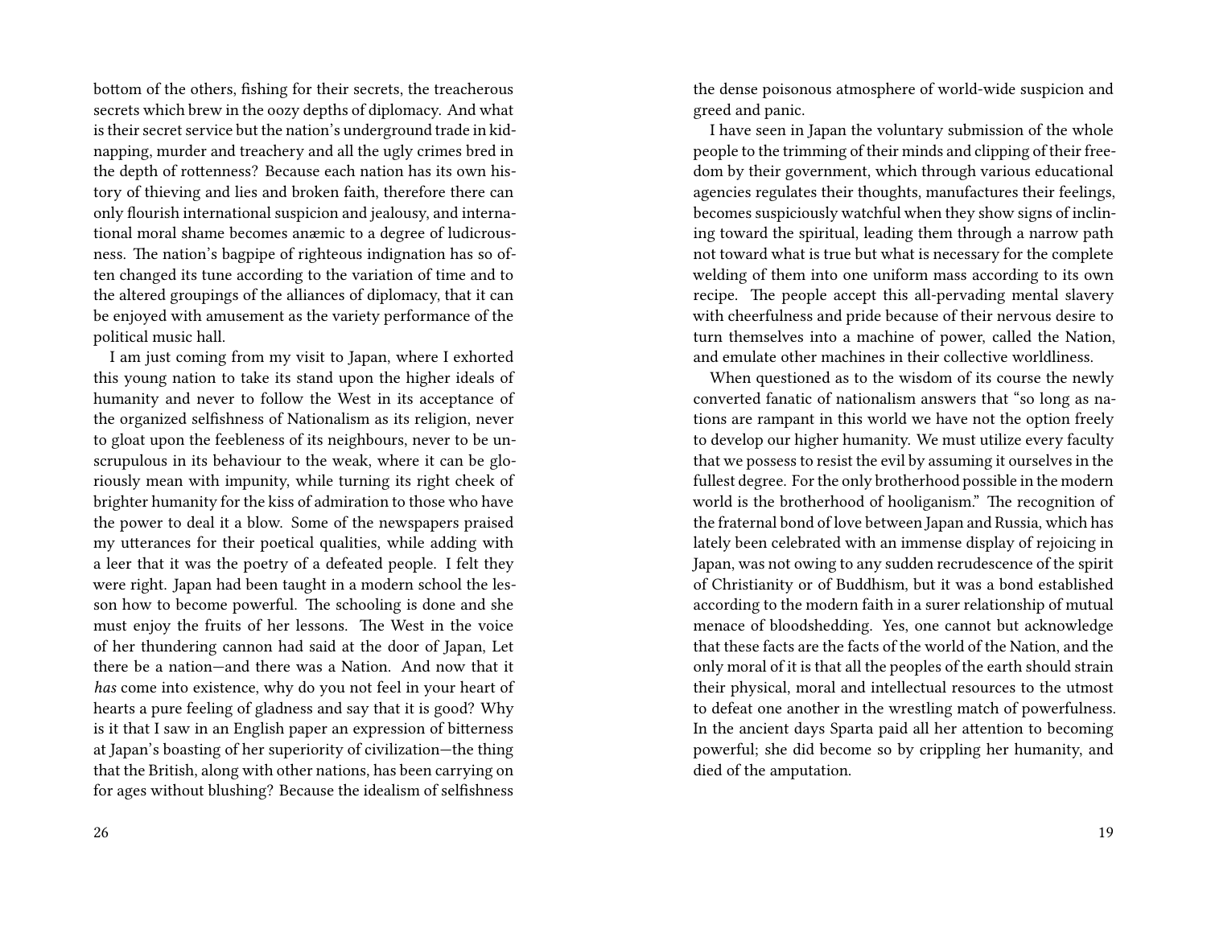bottom of the others, fishing for their secrets, the treacherous secrets which brew in the oozy depths of diplomacy. And what is their secret service but the nation's underground trade in kidnapping, murder and treachery and all the ugly crimes bred in the depth of rottenness? Because each nation has its own history of thieving and lies and broken faith, therefore there can only flourish international suspicion and jealousy, and international moral shame becomes anæmic to a degree of ludicrousness. The nation's bagpipe of righteous indignation has so often changed its tune according to the variation of time and to the altered groupings of the alliances of diplomacy, that it can be enjoyed with amusement as the variety performance of the political music hall.

I am just coming from my visit to Japan, where I exhorted this young nation to take its stand upon the higher ideals of humanity and never to follow the West in its acceptance of the organized selfishness of Nationalism as its religion, never to gloat upon the feebleness of its neighbours, never to be unscrupulous in its behaviour to the weak, where it can be gloriously mean with impunity, while turning its right cheek of brighter humanity for the kiss of admiration to those who have the power to deal it a blow. Some of the newspapers praised my utterances for their poetical qualities, while adding with a leer that it was the poetry of a defeated people. I felt they were right. Japan had been taught in a modern school the lesson how to become powerful. The schooling is done and she must enjoy the fruits of her lessons. The West in the voice of her thundering cannon had said at the door of Japan, Let there be a nation—and there was a Nation. And now that it *has* come into existence, why do you not feel in your heart of hearts a pure feeling of gladness and say that it is good? Why is it that I saw in an English paper an expression of bitterness at Japan's boasting of her superiority of civilization—the thing that the British, along with other nations, has been carrying on for ages without blushing? Because the idealism of selfishness

the dense poisonous atmosphere of world-wide suspicion and greed and panic.

I have seen in Japan the voluntary submission of the whole people to the trimming of their minds and clipping of their freedom by their government, which through various educational agencies regulates their thoughts, manufactures their feelings, becomes suspiciously watchful when they show signs of inclining toward the spiritual, leading them through a narrow path not toward what is true but what is necessary for the complete welding of them into one uniform mass according to its own recipe. The people accept this all-pervading mental slavery with cheerfulness and pride because of their nervous desire to turn themselves into a machine of power, called the Nation, and emulate other machines in their collective worldliness.

When questioned as to the wisdom of its course the newly converted fanatic of nationalism answers that "so long as nations are rampant in this world we have not the option freely to develop our higher humanity. We must utilize every faculty that we possess to resist the evil by assuming it ourselves in the fullest degree. For the only brotherhood possible in the modern world is the brotherhood of hooliganism." The recognition of the fraternal bond of love between Japan and Russia, which has lately been celebrated with an immense display of rejoicing in Japan, was not owing to any sudden recrudescence of the spirit of Christianity or of Buddhism, but it was a bond established according to the modern faith in a surer relationship of mutual menace of bloodshedding. Yes, one cannot but acknowledge that these facts are the facts of the world of the Nation, and the only moral of it is that all the peoples of the earth should strain their physical, moral and intellectual resources to the utmost to defeat one another in the wrestling match of powerfulness. In the ancient days Sparta paid all her attention to becoming powerful; she did become so by crippling her humanity, and died of the amputation.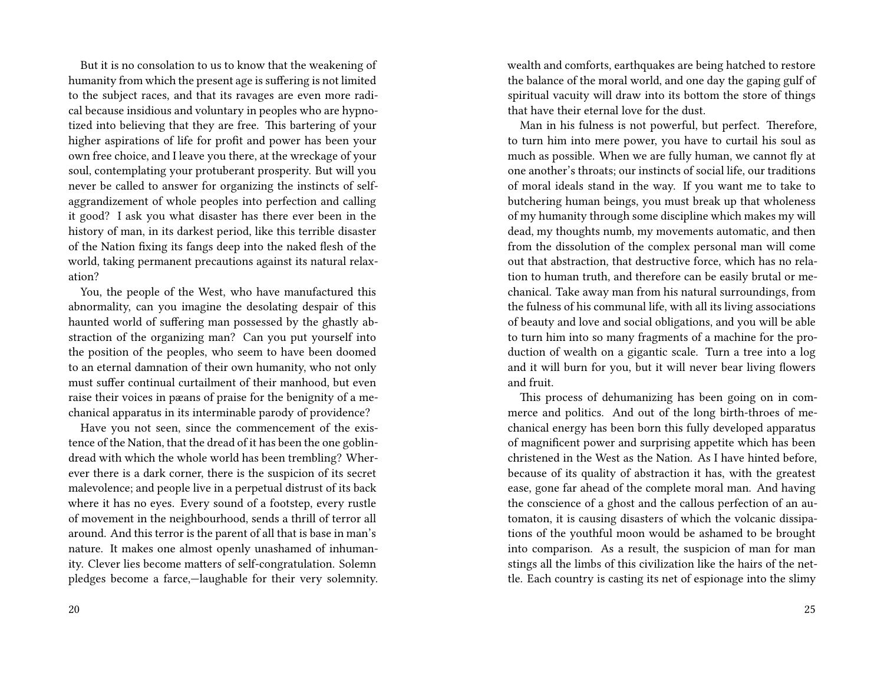But it is no consolation to us to know that the weakening of humanity from which the present age is suffering is not limited to the subject races, and that its ravages are even more radical because insidious and voluntary in peoples who are hypnotized into believing that they are free. This bartering of your higher aspirations of life for profit and power has been your own free choice, and I leave you there, at the wreckage of your soul, contemplating your protuberant prosperity. But will you never be called to answer for organizing the instincts of self-aggrandizement of whole peoples into perfection and calling it good? I ask you what disaster has there ever been in the history of man, in its darkest period, like this terrible disaster of the Nation fixing its fangs deep into the naked flesh of the world, taking permanent precautions against its natural relaxation?

You, the people of the West, who have manufactured this abnormality, can you imagine the desolating despair of this haunted world of suffering man possessed by the ghastly abstraction of the organizing man? Can you put yourself into the position of the peoples, who seem to have been doomed to an eternal damnation of their own humanity, who not only must suffer continual curtailment of their manhood, but even raise their voices in pæans of praise for the benignity of a mechanical apparatus in its interminable parody of providence?

Have you not seen, since the commencement of the existence of the Nation, that the dread of it has been the one goblin-dread with which the whole world has been trembling? Wherever there is a dark corner, there is the suspicion of its secret malevolence; and people live in a perpetual distrust of its back where it has no eyes. Every sound of a footstep, every rustle of movement in the neighbourhood, sends a thrill of terror all around. And this terror is the parent of all that is base in man's nature. It makes one almost openly unashamed of inhumanity. Clever lies become matters of self-congratulation. Solemn pledges become a farce,—laughable for their very solemnity.

wealth and comforts, earthquakes are being hatched to restore the balance of the moral world, and one day the gaping gulf of spiritual vacuity will draw into its bottom the store of things that have their eternal love for the dust.

Man in his fulness is not powerful, but perfect. Therefore, to turn him into mere power, you have to curtail his soul as much as possible. When we are fully human, we cannot fly at one another's throats; our instincts of social life, our traditions of moral ideals stand in the way. If you want me to take to butchering human beings, you must break up that wholeness of my humanity through some discipline which makes my will dead, my thoughts numb, my movements automatic, and then from the dissolution of the complex personal man will come out that abstraction, that destructive force, which has no relation to human truth, and therefore can be easily brutal or mechanical. Take away man from his natural surroundings, from the fulness of his communal life, with all its living associations of beauty and love and social obligations, and you will be able to turn him into so many fragments of a machine for the production of wealth on a gigantic scale. Turn a tree into a log and it will burn for you, but it will never bear living flowers and fruit.

This process of dehumanizing has been going on in commerce and politics. And out of the long birth-throes of mechanical energy has been born this fully developed apparatus of magnificent power and surprising appetite which has been christened in the West as the Nation. As I have hinted before, because of its quality of abstraction it has, with the greatest ease, gone far ahead of the complete moral man. And having the conscience of a ghost and the callous perfection of an automaton, it is causing disasters of which the volcanic dissipations of the youthful moon would be ashamed to be brought into comparison. As a result, the suspicion of man for man stings all the limbs of this civilization like the hairs of the nettle. Each country is casting its net of espionage into the slimy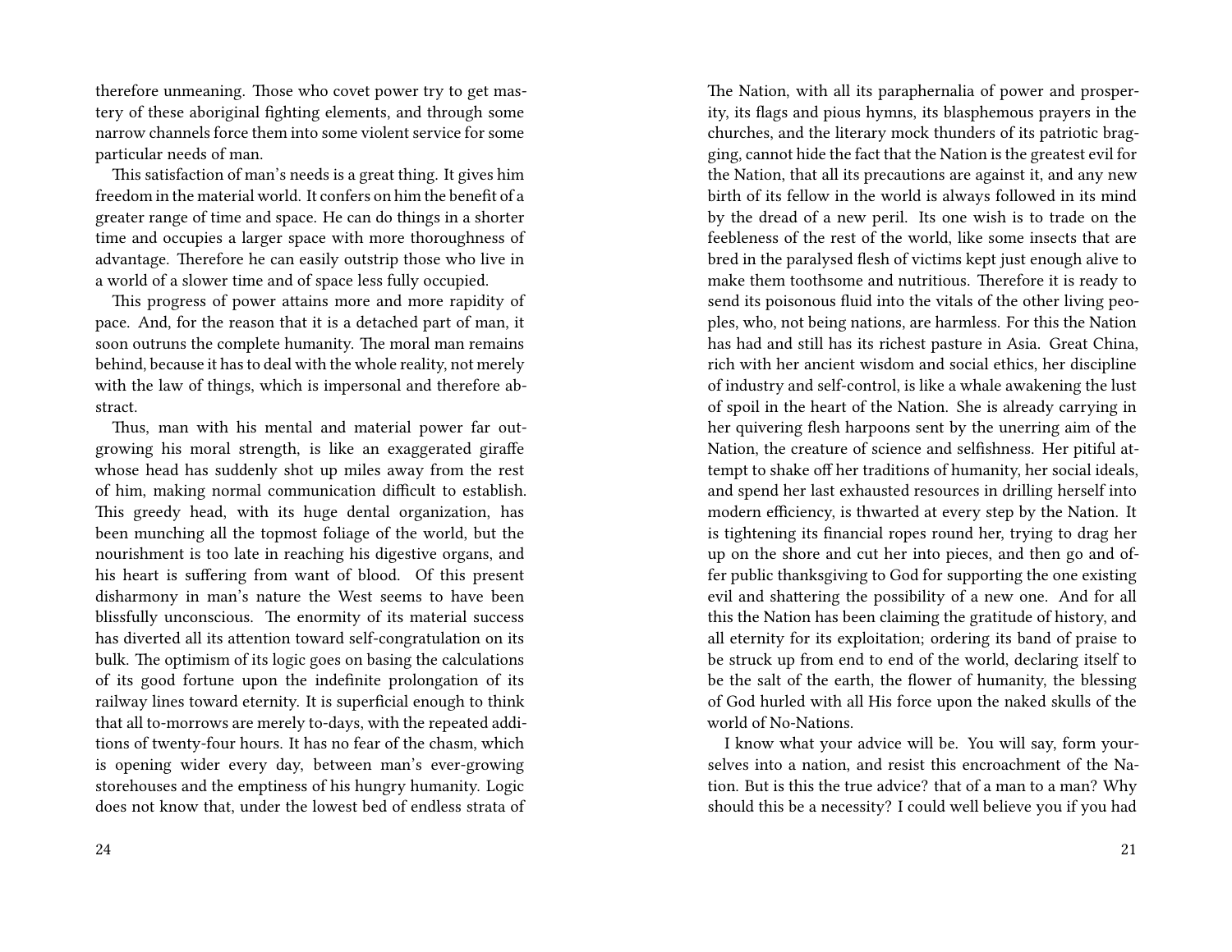therefore unmeaning. Those who covet power try to get mastery of these aboriginal fighting elements, and through some narrow channels force them into some violent service for some particular needs of man.

This satisfaction of man's needs is a great thing. It gives him freedom in the material world. It confers on him the benefit of a greater range of time and space. He can do things in a shorter time and occupies a larger space with more thoroughness of advantage. Therefore he can easily outstrip those who live in a world of a slower time and of space less fully occupied.

This progress of power attains more and more rapidity of pace. And, for the reason that it is a detached part of man, it soon outruns the complete humanity. The moral man remains behind, because it has to deal with the whole reality, not merely with the law of things, which is impersonal and therefore abstract.

Thus, man with his mental and material power far outgrowing his moral strength, is like an exaggerated giraffe whose head has suddenly shot up miles away from the rest of him, making normal communication difficult to establish. This greedy head, with its huge dental organization, has been munching all the topmost foliage of the world, but the nourishment is too late in reaching his digestive organs, and his heart is suffering from want of blood. Of this present disharmony in man's nature the West seems to have been blissfully unconscious. The enormity of its material success has diverted all its attention toward self-congratulation on its bulk. The optimism of its logic goes on basing the calculations of its good fortune upon the indefinite prolongation of its railway lines toward eternity. It is superficial enough to think that all to-morrows are merely to-days, with the repeated additions of twenty-four hours. It has no fear of the chasm, which is opening wider every day, between man's ever-growing storehouses and the emptiness of his hungry humanity. Logic does not know that, under the lowest bed of endless strata of

The Nation, with all its paraphernalia of power and prosperity, its flags and pious hymns, its blasphemous prayers in the churches, and the literary mock thunders of its patriotic bragging, cannot hide the fact that the Nation is the greatest evil for the Nation, that all its precautions are against it, and any new birth of its fellow in the world is always followed in its mind by the dread of a new peril. Its one wish is to trade on the feebleness of the rest of the world, like some insects that are bred in the paralysed flesh of victims kept just enough alive to make them toothsome and nutritious. Therefore it is ready to send its poisonous fluid into the vitals of the other living peoples, who, not being nations, are harmless. For this the Nation has had and still has its richest pasture in Asia. Great China, rich with her ancient wisdom and social ethics, her discipline of industry and self-control, is like a whale awakening the lust of spoil in the heart of the Nation. She is already carrying in her quivering flesh harpoons sent by the unerring aim of the Nation, the creature of science and selfishness. Her pitiful attempt to shake off her traditions of humanity, her social ideals, and spend her last exhausted resources in drilling herself into modern efficiency, is thwarted at every step by the Nation. It is tightening its financial ropes round her, trying to drag her up on the shore and cut her into pieces, and then go and offer public thanksgiving to God for supporting the one existing evil and shattering the possibility of a new one. And for all this the Nation has been claiming the gratitude of history, and all eternity for its exploitation; ordering its band of praise to be struck up from end to end of the world, declaring itself to be the salt of the earth, the flower of humanity, the blessing of God hurled with all His force upon the naked skulls of the world of No-Nations.

I know what your advice will be. You will say, form yourselves into a nation, and resist this encroachment of the Nation. But is this the true advice? that of a man to a man? Why should this be a necessity? I could well believe you if you had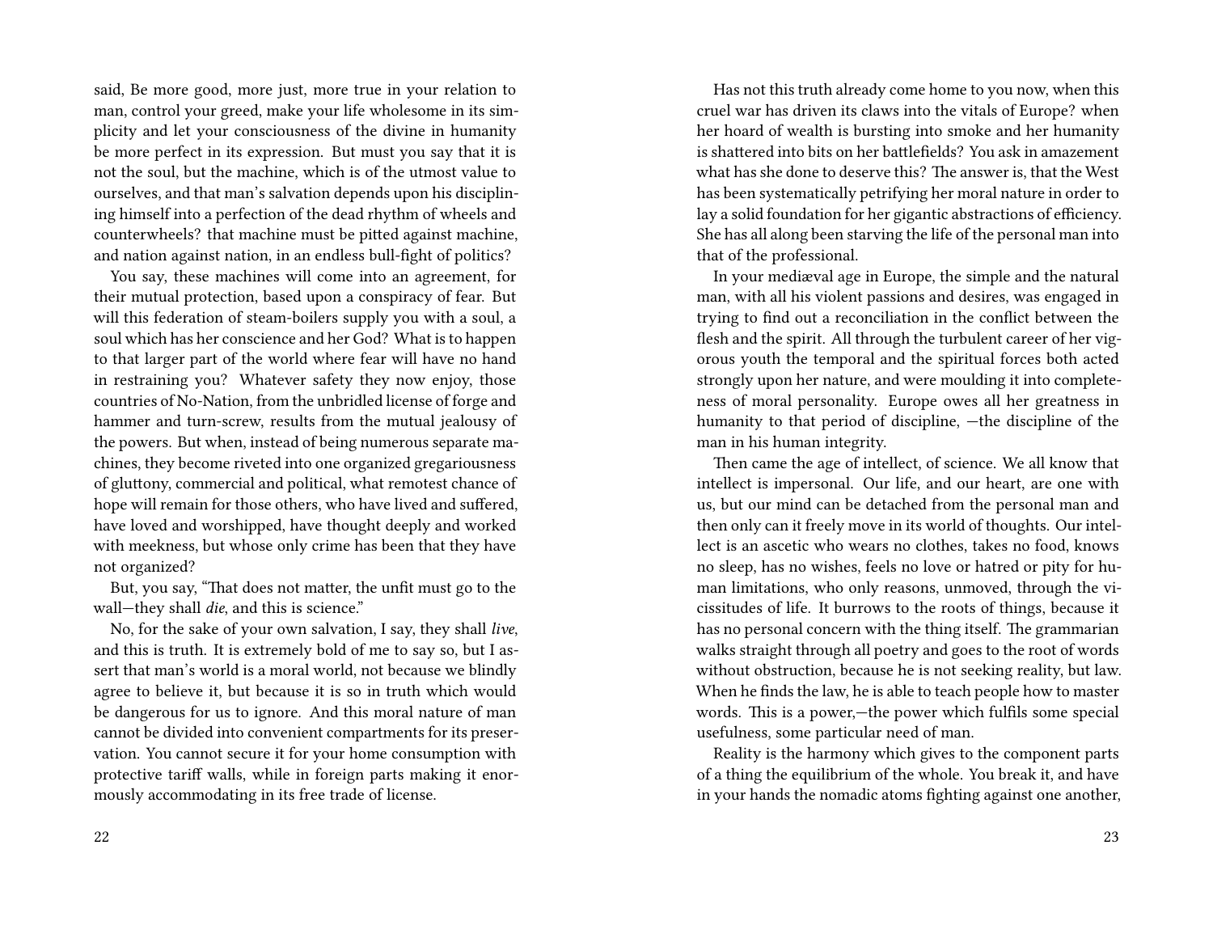said, Be more good, more just, more true in your relation to man, control your greed, make your life wholesome in its simplicity and let your consciousness of the divine in humanity be more perfect in its expression. But must you say that it is not the soul, but the machine, which is of the utmost value to ourselves, and that man's salvation depends upon his disciplining himself into a perfection of the dead rhythm of wheels and counterwheels? that machine must be pitted against machine, and nation against nation, in an endless bull-fight of politics?

You say, these machines will come into an agreement, for their mutual protection, based upon a conspiracy of fear. But will this federation of steam-boilers supply you with a soul, a soul which has her conscience and her God? What is to happen to that larger part of the world where fear will have no hand in restraining you? Whatever safety they now enjoy, those countries of No-Nation, from the unbridled license of forge and hammer and turn-screw, results from the mutual jealousy of the powers. But when, instead of being numerous separate machines, they become riveted into one organized gregariousness of gluttony, commercial and political, what remotest chance of hope will remain for those others, who have lived and suffered, have loved and worshipped, have thought deeply and worked with meekness, but whose only crime has been that they have not organized?

But, you say, "That does not matter, the unfit must go to the wall—they shall *die*, and this is science."

No, for the sake of your own salvation, I say, they shall *live*, and this is truth. It is extremely bold of me to say so, but I assert that man's world is a moral world, not because we blindly agree to believe it, but because it is so in truth which would be dangerous for us to ignore. And this moral nature of man cannot be divided into convenient compartments for its preservation. You cannot secure it for your home consumption with protective tariff walls, while in foreign parts making it enormously accommodating in its free trade of license.

Has not this truth already come home to you now, when this cruel war has driven its claws into the vitals of Europe? when her hoard of wealth is bursting into smoke and her humanity is shattered into bits on her battlefields? You ask in amazement what has she done to deserve this? The answer is, that the West has been systematically petrifying her moral nature in order to lay a solid foundation for her gigantic abstractions of efficiency. She has all along been starving the life of the personal man into that of the professional.

In your mediæval age in Europe, the simple and the natural man, with all his violent passions and desires, was engaged in trying to find out a reconciliation in the conflict between the flesh and the spirit. All through the turbulent career of her vigorous youth the temporal and the spiritual forces both acted strongly upon her nature, and were moulding it into completeness of moral personality. Europe owes all her greatness in humanity to that period of discipline, —the discipline of the man in his human integrity.

Then came the age of intellect, of science. We all know that intellect is impersonal. Our life, and our heart, are one with us, but our mind can be detached from the personal man and then only can it freely move in its world of thoughts. Our intellect is an ascetic who wears no clothes, takes no food, knows no sleep, has no wishes, feels no love or hatred or pity for human limitations, who only reasons, unmoved, through the vicissitudes of life. It burrows to the roots of things, because it has no personal concern with the thing itself. The grammarian walks straight through all poetry and goes to the root of words without obstruction, because he is not seeking reality, but law. When he finds the law, he is able to teach people how to master words. This is a power,—the power which fulfils some special usefulness, some particular need of man.

Reality is the harmony which gives to the component parts of a thing the equilibrium of the whole. You break it, and have in your hands the nomadic atoms fighting against one another,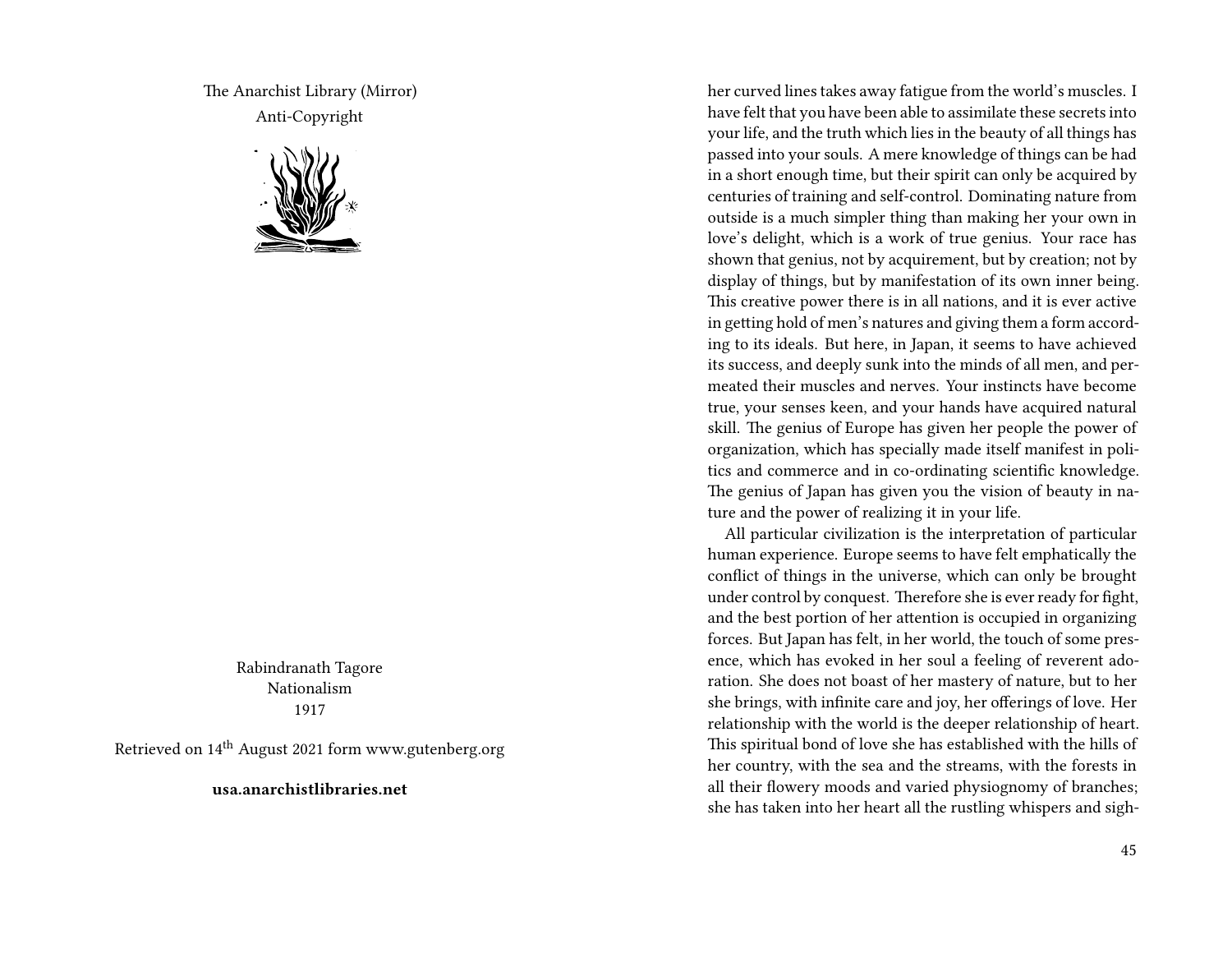The Anarchist Library (Mirror)
Anti-Copyright

Rabindranath Tagore
Nationalism
1917

Retrieved on 14th August 2021 form www.gutenberg.org

**usa.anarchistlibraries.net**

her curved lines takes away fatigue from the world's muscles. I have felt that you have been able to assimilate these secrets into your life, and the truth which lies in the beauty of all things has passed into your souls. A mere knowledge of things can be had in a short enough time, but their spirit can only be acquired by centuries of training and self-control. Dominating nature from outside is a much simpler thing than making her your own in love's delight, which is a work of true genius. Your race has shown that genius, not by acquirement, but by creation; not by display of things, but by manifestation of its own inner being. This creative power there is in all nations, and it is ever active in getting hold of men's natures and giving them a form according to its ideals. But here, in Japan, it seems to have achieved its success, and deeply sunk into the minds of all men, and permeated their muscles and nerves. Your instincts have become true, your senses keen, and your hands have acquired natural skill. The genius of Europe has given her people the power of organization, which has specially made itself manifest in politics and commerce and in co-ordinating scientific knowledge. The genius of Japan has given you the vision of beauty in nature and the power of realizing it in your life.

All particular civilization is the interpretation of particular human experience. Europe seems to have felt emphatically the conflict of things in the universe, which can only be brought under control by conquest. Therefore she is ever ready for fight, and the best portion of her attention is occupied in organizing forces. But Japan has felt, in her world, the touch of some presence, which has evoked in her soul a feeling of reverent adoration. She does not boast of her mastery of nature, but to her she brings, with infinite care and joy, her offerings of love. Her relationship with the world is the deeper relationship of heart. This spiritual bond of love she has established with the hills of her country, with the sea and the streams, with the forests in all their flowery moods and varied physiognomy of branches; she has taken into her heart all the rustling whispers and sigh-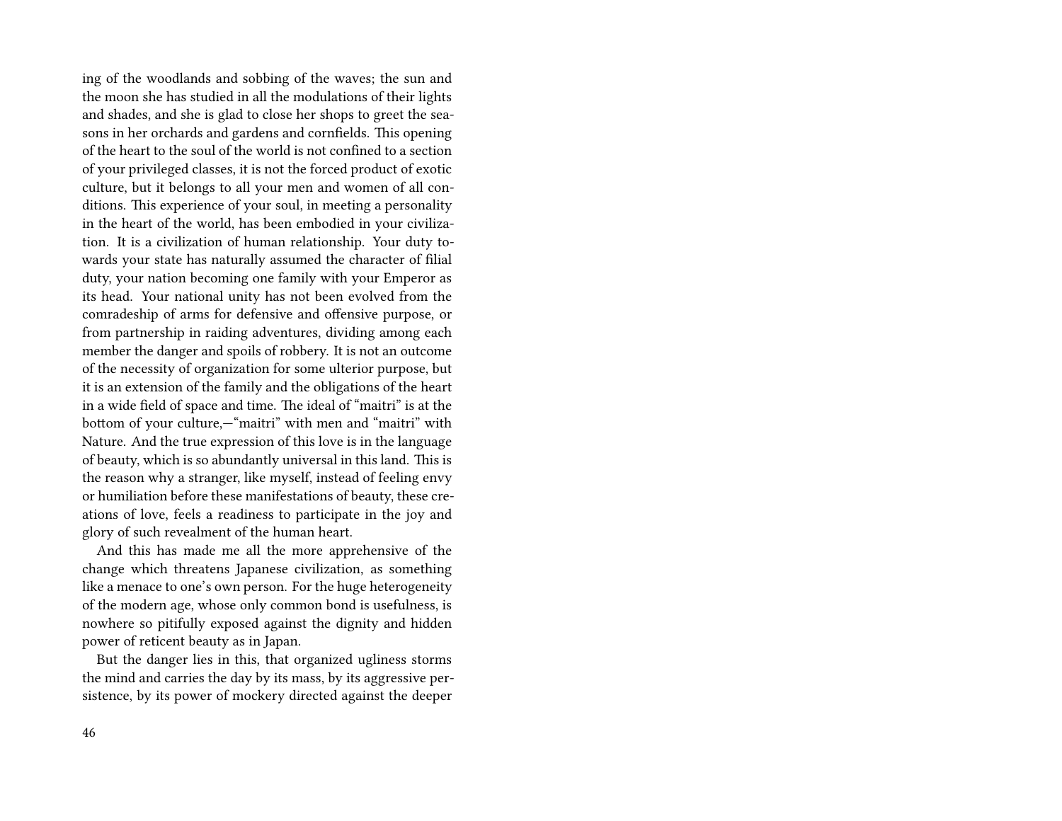ing of the woodlands and sobbing of the waves; the sun and the moon she has studied in all the modulations of their lights and shades, and she is glad to close her shops to greet the seasons in her orchards and gardens and cornfields. This opening of the heart to the soul of the world is not confined to a section of your privileged classes, it is not the forced product of exotic culture, but it belongs to all your men and women of all conditions. This experience of your soul, in meeting a personality in the heart of the world, has been embodied in your civilization. It is a civilization of human relationship. Your duty towards your state has naturally assumed the character of filial duty, your nation becoming one family with your Emperor as its head. Your national unity has not been evolved from the comradeship of arms for defensive and offensive purpose, or from partnership in raiding adventures, dividing among each member the danger and spoils of robbery. It is not an outcome of the necessity of organization for some ulterior purpose, but it is an extension of the family and the obligations of the heart in a wide field of space and time. The ideal of "maitri" is at the bottom of your culture,—"maitri" with men and "maitri" with Nature. And the true expression of this love is in the language of beauty, which is so abundantly universal in this land. This is the reason why a stranger, like myself, instead of feeling envy or humiliation before these manifestations of beauty, these creations of love, feels a readiness to participate in the joy and glory of such revealment of the human heart.

And this has made me all the more apprehensive of the change which threatens Japanese civilization, as something like a menace to one's own person. For the huge heterogeneity of the modern age, whose only common bond is usefulness, is nowhere so pitifully exposed against the dignity and hidden power of reticent beauty as in Japan.

But the danger lies in this, that organized ugliness storms the mind and carries the day by its mass, by its aggressive persistence, by its power of mockery directed against the deeper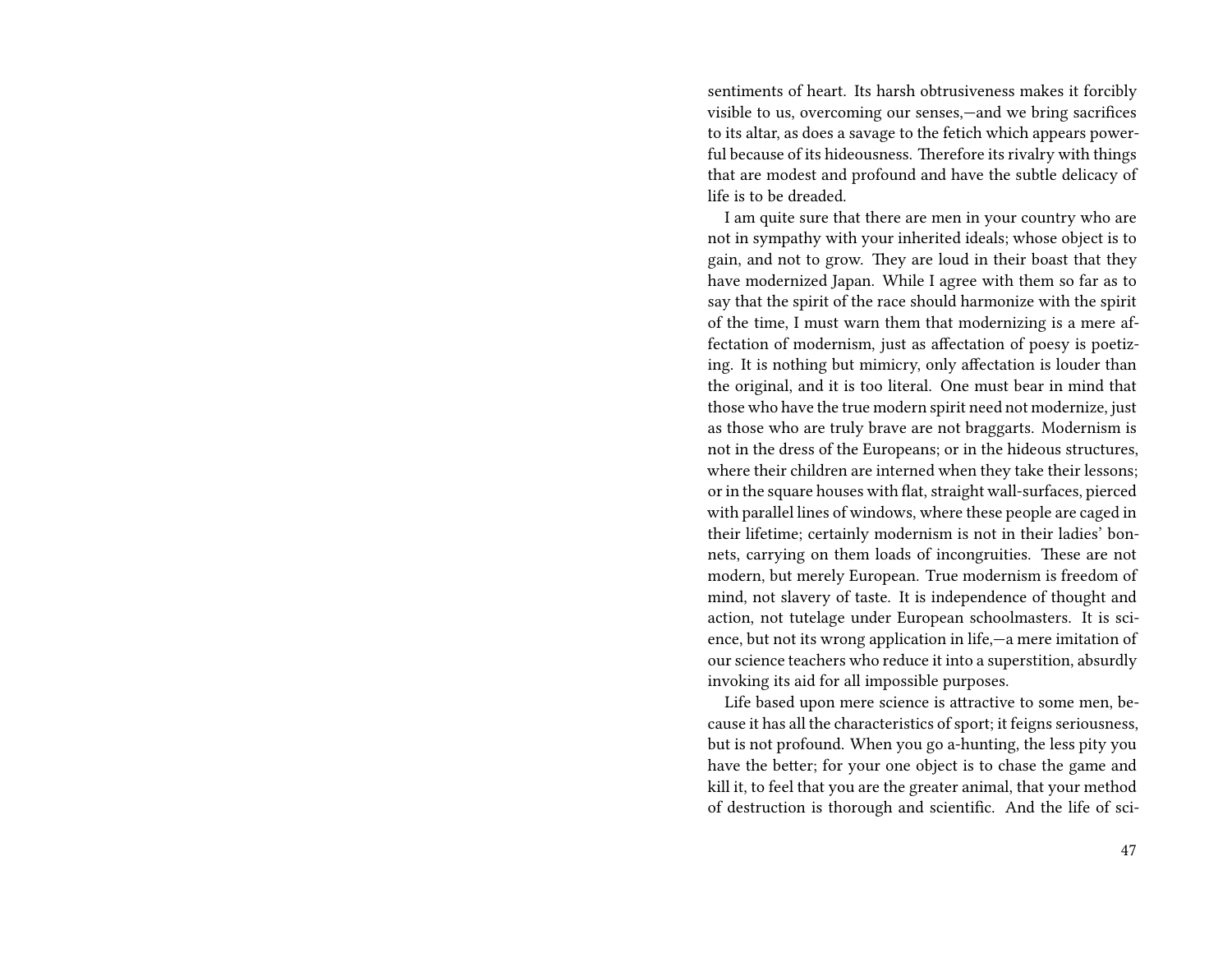sentiments of heart. Its harsh obtrusiveness makes it forcibly visible to us, overcoming our senses,—and we bring sacrifices to its altar, as does a savage to the fetich which appears powerful because of its hideousness. Therefore its rivalry with things that are modest and profound and have the subtle delicacy of life is to be dreaded.

I am quite sure that there are men in your country who are not in sympathy with your inherited ideals; whose object is to gain, and not to grow. They are loud in their boast that they have modernized Japan. While I agree with them so far as to say that the spirit of the race should harmonize with the spirit of the time, I must warn them that modernizing is a mere affectation of modernism, just as affectation of poesy is poetizing. It is nothing but mimicry, only affectation is louder than the original, and it is too literal. One must bear in mind that those who have the true modern spirit need not modernize, just as those who are truly brave are not braggarts. Modernism is not in the dress of the Europeans; or in the hideous structures, where their children are interned when they take their lessons; or in the square houses with flat, straight wall-surfaces, pierced with parallel lines of windows, where these people are caged in their lifetime; certainly modernism is not in their ladies' bonnets, carrying on them loads of incongruities. These are not modern, but merely European. True modernism is freedom of mind, not slavery of taste. It is independence of thought and action, not tutelage under European schoolmasters. It is science, but not its wrong application in life,—a mere imitation of our science teachers who reduce it into a superstition, absurdly invoking its aid for all impossible purposes.

Life based upon mere science is attractive to some men, because it has all the characteristics of sport; it feigns seriousness, but is not profound. When you go a-hunting, the less pity you have the better; for your one object is to chase the game and kill it, to feel that you are the greater animal, that your method of destruction is thorough and scientific. And the life of sci-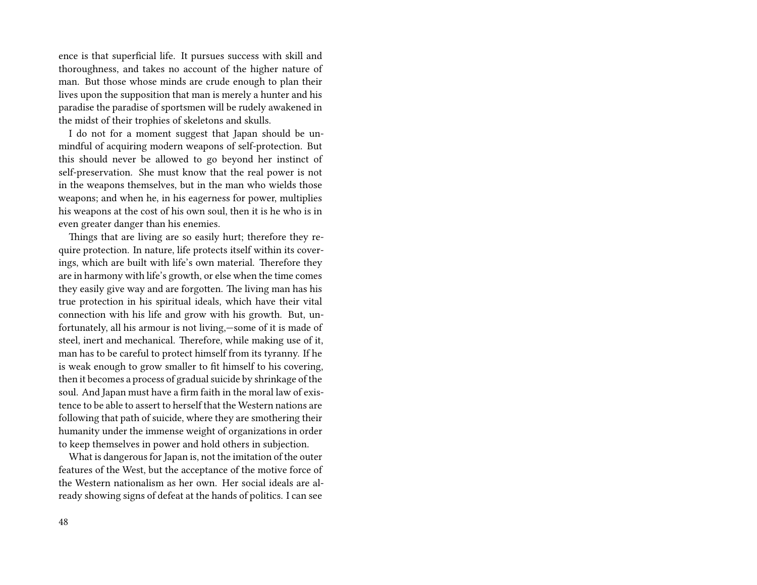ence is that superficial life. It pursues success with skill and thoroughness, and takes no account of the higher nature of man. But those whose minds are crude enough to plan their lives upon the supposition that man is merely a hunter and his paradise the paradise of sportsmen will be rudely awakened in the midst of their trophies of skeletons and skulls.

I do not for a moment suggest that Japan should be unmindful of acquiring modern weapons of self-protection. But this should never be allowed to go beyond her instinct of self-preservation. She must know that the real power is not in the weapons themselves, but in the man who wields those weapons; and when he, in his eagerness for power, multiplies his weapons at the cost of his own soul, then it is he who is in even greater danger than his enemies.

Things that are living are so easily hurt; therefore they require protection. In nature, life protects itself within its coverings, which are built with life's own material. Therefore they are in harmony with life's growth, or else when the time comes they easily give way and are forgotten. The living man has his true protection in his spiritual ideals, which have their vital connection with his life and grow with his growth. But, unfortunately, all his armour is not living,—some of it is made of steel, inert and mechanical. Therefore, while making use of it, man has to be careful to protect himself from its tyranny. If he is weak enough to grow smaller to fit himself to his covering, then it becomes a process of gradual suicide by shrinkage of the soul. And Japan must have a firm faith in the moral law of existence to be able to assert to herself that the Western nations are following that path of suicide, where they are smothering their humanity under the immense weight of organizations in order to keep themselves in power and hold others in subjection.

What is dangerous for Japan is, not the imitation of the outer features of the West, but the acceptance of the motive force of the Western nationalism as her own. Her social ideals are already showing signs of defeat at the hands of politics. I can see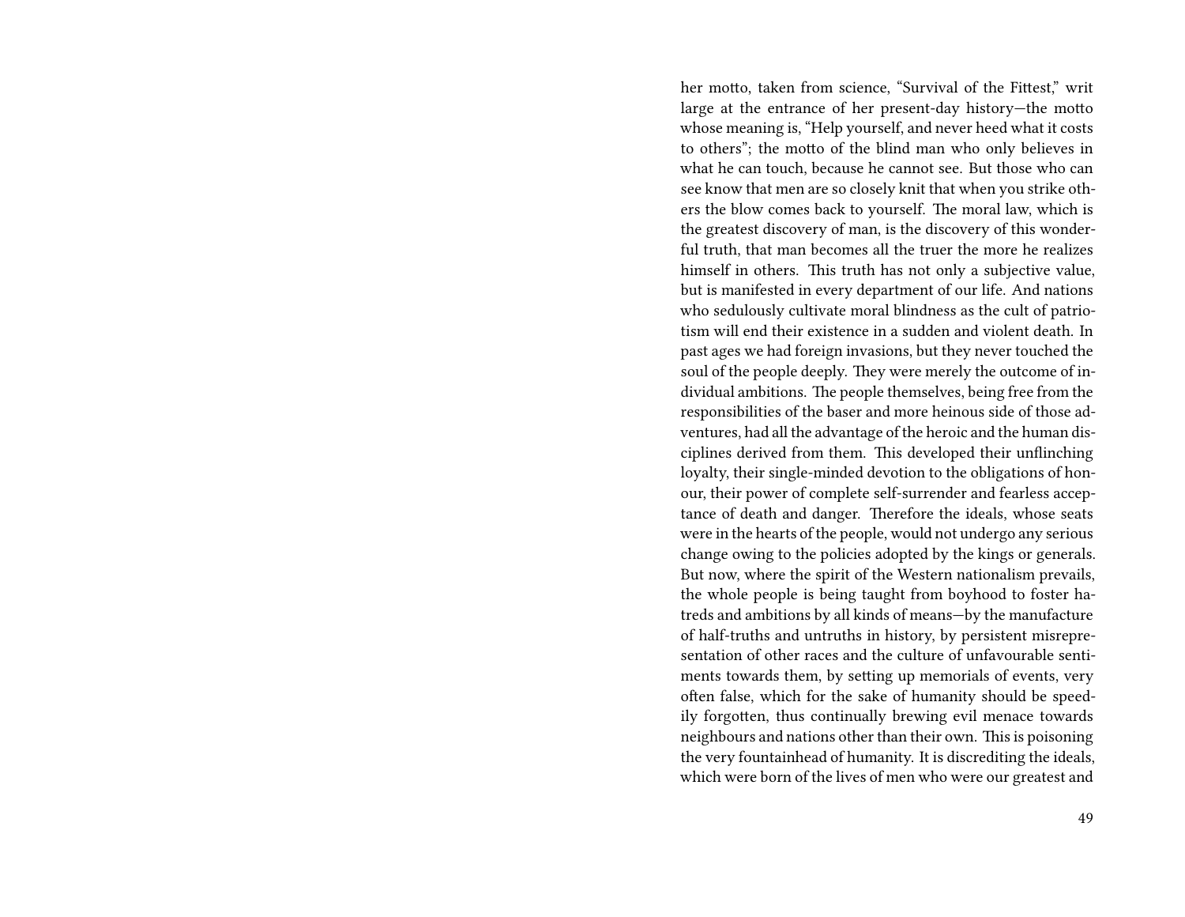her motto, taken from science, "Survival of the Fittest," writ large at the entrance of her present-day history—the motto whose meaning is, "Help yourself, and never heed what it costs to others"; the motto of the blind man who only believes in what he can touch, because he cannot see. But those who can see know that men are so closely knit that when you strike others the blow comes back to yourself. The moral law, which is the greatest discovery of man, is the discovery of this wonderful truth, that man becomes all the truer the more he realizes himself in others. This truth has not only a subjective value, but is manifested in every department of our life. And nations who sedulously cultivate moral blindness as the cult of patriotism will end their existence in a sudden and violent death. In past ages we had foreign invasions, but they never touched the soul of the people deeply. They were merely the outcome of individual ambitions. The people themselves, being free from the responsibilities of the baser and more heinous side of those adventures, had all the advantage of the heroic and the human disciplines derived from them. This developed their unflinching loyalty, their single-minded devotion to the obligations of honour, their power of complete self-surrender and fearless acceptance of death and danger. Therefore the ideals, whose seats were in the hearts of the people, would not undergo any serious change owing to the policies adopted by the kings or generals. But now, where the spirit of the Western nationalism prevails, the whole people is being taught from boyhood to foster hatreds and ambitions by all kinds of means—by the manufacture of half-truths and untruths in history, by persistent misrepresentation of other races and the culture of unfavourable sentiments towards them, by setting up memorials of events, very often false, which for the sake of humanity should be speedily forgotten, thus continually brewing evil menace towards neighbours and nations other than their own. This is poisoning the very fountainhead of humanity. It is discrediting the ideals, which were born of the lives of men who were our greatest and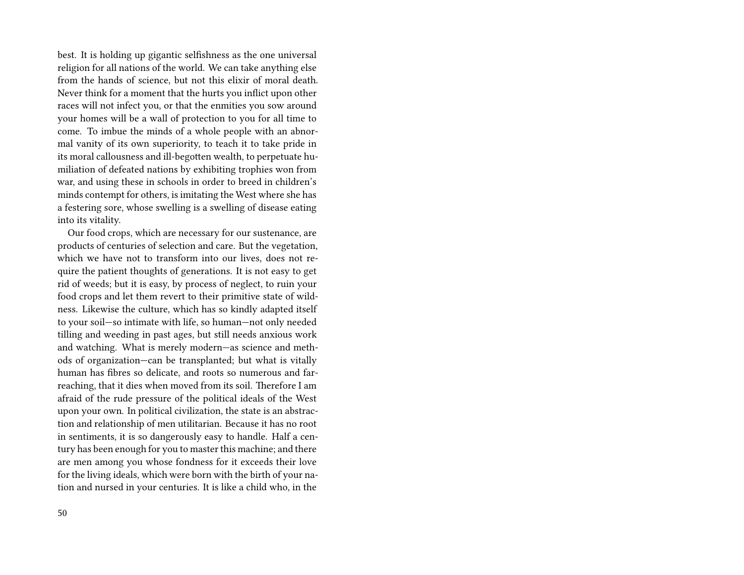best. It is holding up gigantic selfishness as the one universal religion for all nations of the world. We can take anything else from the hands of science, but not this elixir of moral death. Never think for a moment that the hurts you inflict upon other races will not infect you, or that the enmities you sow around your homes will be a wall of protection to you for all time to come. To imbue the minds of a whole people with an abnormal vanity of its own superiority, to teach it to take pride in its moral callousness and ill-begotten wealth, to perpetuate humiliation of defeated nations by exhibiting trophies won from war, and using these in schools in order to breed in children's minds contempt for others, is imitating the West where she has a festering sore, whose swelling is a swelling of disease eating into its vitality.

Our food crops, which are necessary for our sustenance, are products of centuries of selection and care. But the vegetation, which we have not to transform into our lives, does not require the patient thoughts of generations. It is not easy to get rid of weeds; but it is easy, by process of neglect, to ruin your food crops and let them revert to their primitive state of wildness. Likewise the culture, which has so kindly adapted itself to your soil—so intimate with life, so human—not only needed tilling and weeding in past ages, but still needs anxious work and watching. What is merely modern—as science and methods of organization—can be transplanted; but what is vitally human has fibres so delicate, and roots so numerous and far-reaching, that it dies when moved from its soil. Therefore I am afraid of the rude pressure of the political ideals of the West upon your own. In political civilization, the state is an abstraction and relationship of men utilitarian. Because it has no root in sentiments, it is so dangerously easy to handle. Half a century has been enough for you to master this machine; and there are men among you whose fondness for it exceeds their love for the living ideals, which were born with the birth of your nation and nursed in your centuries. It is like a child who, in the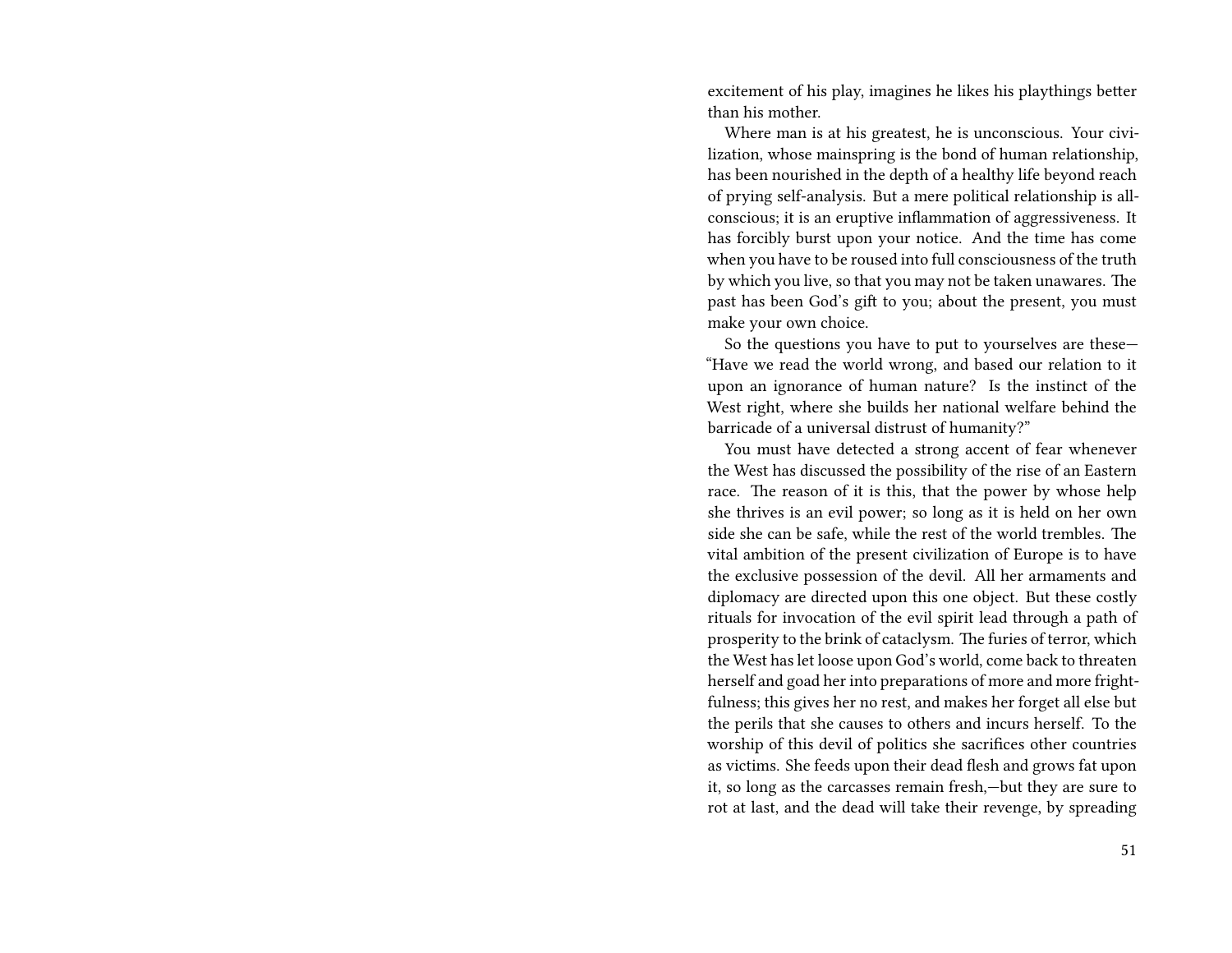excitement of his play, imagines he likes his playthings better than his mother.

Where man is at his greatest, he is unconscious. Your civilization, whose mainspring is the bond of human relationship, has been nourished in the depth of a healthy life beyond reach of prying self-analysis. But a mere political relationship is all-conscious; it is an eruptive inflammation of aggressiveness. It has forcibly burst upon your notice. And the time has come when you have to be roused into full consciousness of the truth by which you live, so that you may not be taken unawares. The past has been God's gift to you; about the present, you must make your own choice.

So the questions you have to put to yourselves are these—"Have we read the world wrong, and based our relation to it upon an ignorance of human nature? Is the instinct of the West right, where she builds her national welfare behind the barricade of a universal distrust of humanity?"

You must have detected a strong accent of fear whenever the West has discussed the possibility of the rise of an Eastern race. The reason of it is this, that the power by whose help she thrives is an evil power; so long as it is held on her own side she can be safe, while the rest of the world trembles. The vital ambition of the present civilization of Europe is to have the exclusive possession of the devil. All her armaments and diplomacy are directed upon this one object. But these costly rituals for invocation of the evil spirit lead through a path of prosperity to the brink of cataclysm. The furies of terror, which the West has let loose upon God's world, come back to threaten herself and goad her into preparations of more and more frightfulness; this gives her no rest, and makes her forget all else but the perils that she causes to others and incurs herself. To the worship of this devil of politics she sacrifices other countries as victims. She feeds upon their dead flesh and grows fat upon it, so long as the carcasses remain fresh,—but they are sure to rot at last, and the dead will take their revenge, by spreading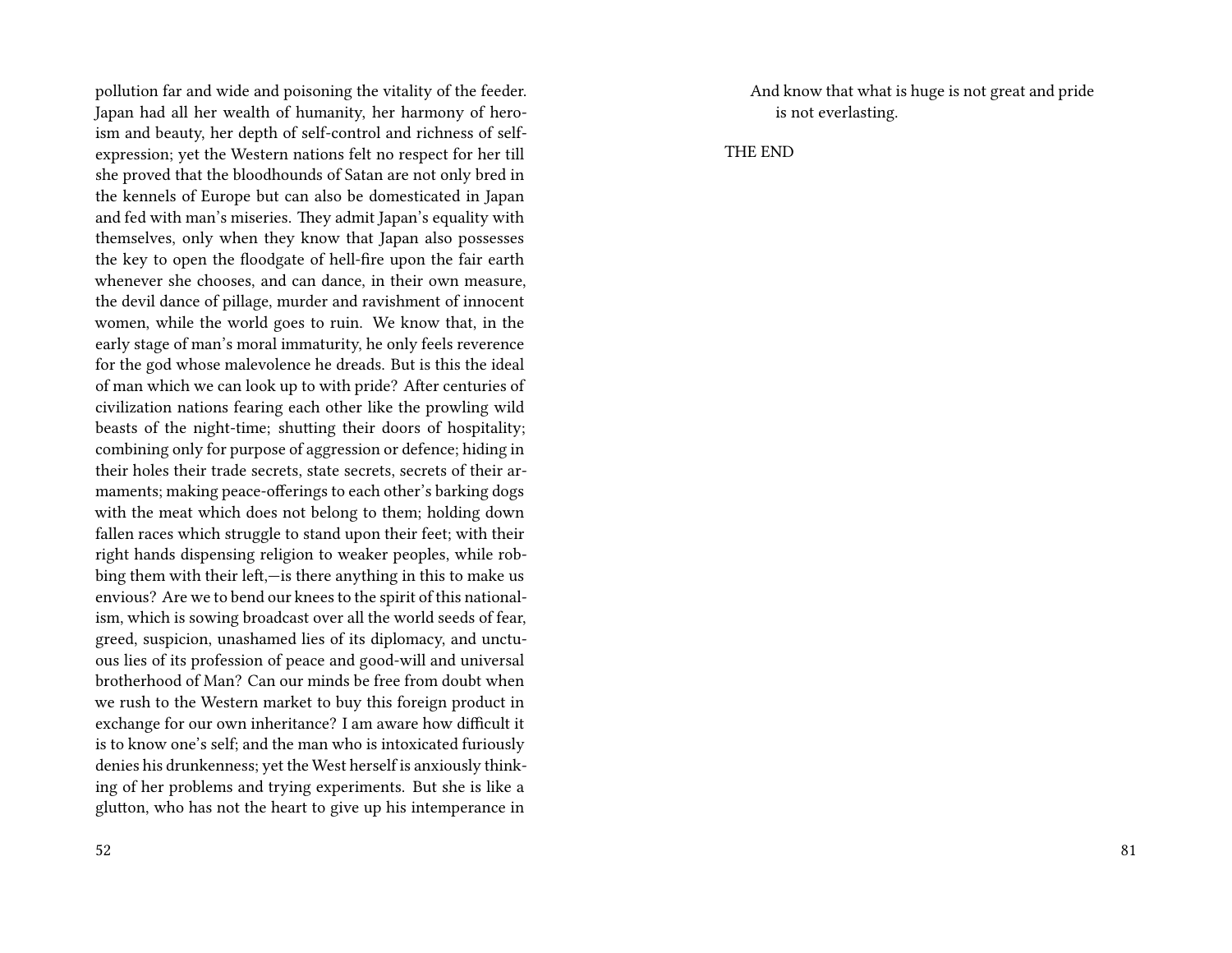pollution far and wide and poisoning the vitality of the feeder. Japan had all her wealth of humanity, her harmony of heroism and beauty, her depth of self-control and richness of self-expression; yet the Western nations felt no respect for her till she proved that the bloodhounds of Satan are not only bred in the kennels of Europe but can also be domesticated in Japan and fed with man's miseries. They admit Japan's equality with themselves, only when they know that Japan also possesses the key to open the floodgate of hell-fire upon the fair earth whenever she chooses, and can dance, in their own measure, the devil dance of pillage, murder and ravishment of innocent women, while the world goes to ruin. We know that, in the early stage of man's moral immaturity, he only feels reverence for the god whose malevolence he dreads. But is this the ideal of man which we can look up to with pride? After centuries of civilization nations fearing each other like the prowling wild beasts of the night-time; shutting their doors of hospitality; combining only for purpose of aggression or defence; hiding in their holes their trade secrets, state secrets, secrets of their armaments; making peace-offerings to each other's barking dogs with the meat which does not belong to them; holding down fallen races which struggle to stand upon their feet; with their right hands dispensing religion to weaker peoples, while robbing them with their left,—is there anything in this to make us envious? Are we to bend our knees to the spirit of this nationalism, which is sowing broadcast over all the world seeds of fear, greed, suspicion, unashamed lies of its diplomacy, and unctuous lies of its profession of peace and good-will and universal brotherhood of Man? Can our minds be free from doubt when we rush to the Western market to buy this foreign product in exchange for our own inheritance? I am aware how difficult it is to know one's self; and the man who is intoxicated furiously denies his drunkenness; yet the West herself is anxiously thinking of her problems and trying experiments. But she is like a glutton, who has not the heart to give up his intemperance in

And know that what is huge is not great and pride
is not everlasting.

THE END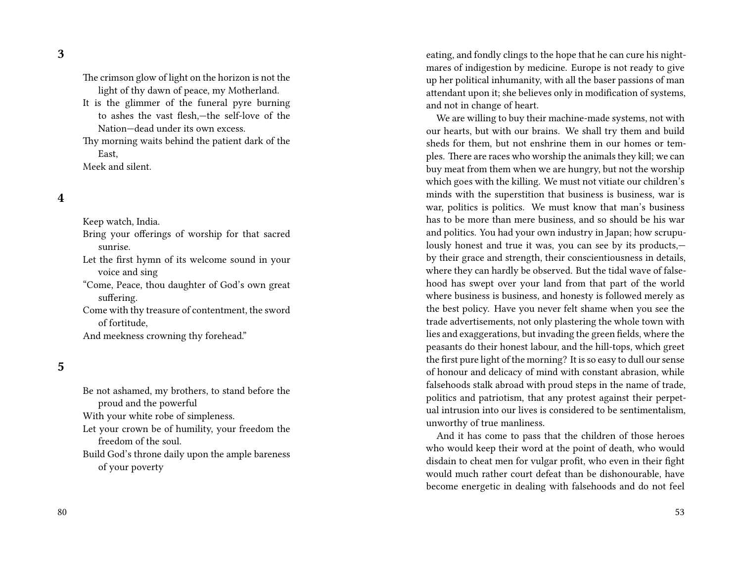## 3

The crimson glow of light on the horizon is not the light of thy dawn of peace, my Motherland.
It is the glimmer of the funeral pyre burning to ashes the vast flesh,—the self-love of the Nation—dead under its own excess.
Thy morning waits behind the patient dark of the East,
Meek and silent.

## 4

Keep watch, India.
Bring your offerings of worship for that sacred sunrise.
Let the first hymn of its welcome sound in your voice and sing
"Come, Peace, thou daughter of God's own great suffering.
Come with thy treasure of contentment, the sword of fortitude,
And meekness crowning thy forehead."

## 5

Be not ashamed, my brothers, to stand before the proud and the powerful
With your white robe of simpleness.
Let your crown be of humility, your freedom the freedom of the soul.
Build God's throne daily upon the ample bareness of your poverty

eating, and fondly clings to the hope that he can cure his nightmares of indigestion by medicine. Europe is not ready to give up her political inhumanity, with all the baser passions of man attendant upon it; she believes only in modification of systems, and not in change of heart.

We are willing to buy their machine-made systems, not with our hearts, but with our brains. We shall try them and build sheds for them, but not enshrine them in our homes or temples. There are races who worship the animals they kill; we can buy meat from them when we are hungry, but not the worship which goes with the killing. We must not vitiate our children's minds with the superstition that business is business, war is war, politics is politics. We must know that man's business has to be more than mere business, and so should be his war and politics. You had your own industry in Japan; how scrupulously honest and true it was, you can see by its products,—by their grace and strength, their conscientiousness in details, where they can hardly be observed. But the tidal wave of falsehood has swept over your land from that part of the world where business is business, and honesty is followed merely as the best policy. Have you never felt shame when you see the trade advertisements, not only plastering the whole town with lies and exaggerations, but invading the green fields, where the peasants do their honest labour, and the hill-tops, which greet the first pure light of the morning? It is so easy to dull our sense of honour and delicacy of mind with constant abrasion, while falsehoods stalk abroad with proud steps in the name of trade, politics and patriotism, that any protest against their perpetual intrusion into our lives is considered to be sentimentalism, unworthy of true manliness.

And it has come to pass that the children of those heroes who would keep their word at the point of death, who would disdain to cheat men for vulgar profit, who even in their fight would much rather court defeat than be dishonourable, have become energetic in dealing with falsehoods and do not feel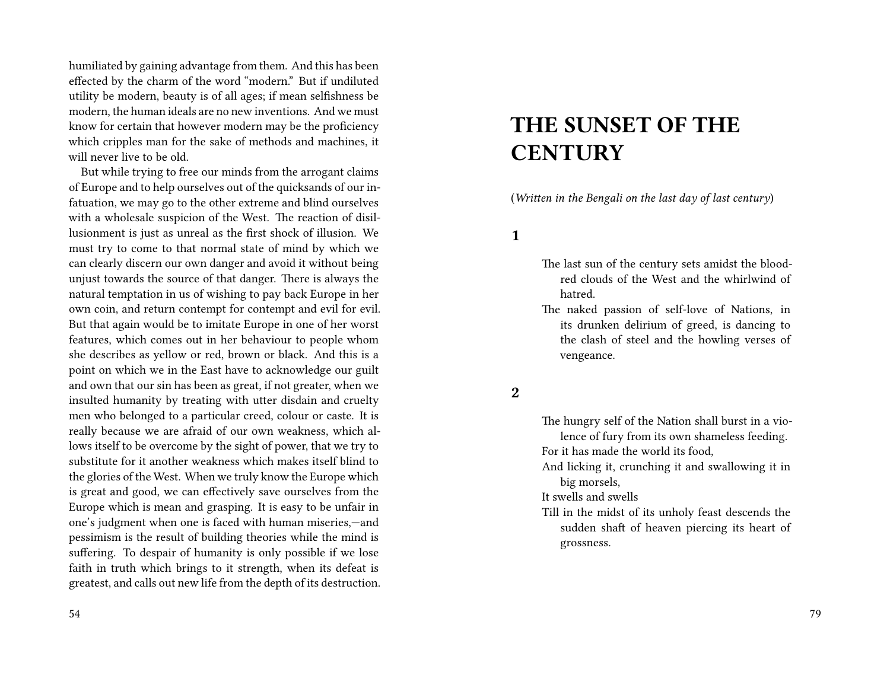humiliated by gaining advantage from them. And this has been effected by the charm of the word "modern." But if undiluted utility be modern, beauty is of all ages; if mean selfishness be modern, the human ideals are no new inventions. And we must know for certain that however modern may be the proficiency which cripples man for the sake of methods and machines, it will never live to be old.

But while trying to free our minds from the arrogant claims of Europe and to help ourselves out of the quicksands of our infatuation, we may go to the other extreme and blind ourselves with a wholesale suspicion of the West. The reaction of disillusionment is just as unreal as the first shock of illusion. We must try to come to that normal state of mind by which we can clearly discern our own danger and avoid it without being unjust towards the source of that danger. There is always the natural temptation in us of wishing to pay back Europe in her own coin, and return contempt for contempt and evil for evil. But that again would be to imitate Europe in one of her worst features, which comes out in her behaviour to people whom she describes as yellow or red, brown or black. And this is a point on which we in the East have to acknowledge our guilt and own that our sin has been as great, if not greater, when we insulted humanity by treating with utter disdain and cruelty men who belonged to a particular creed, colour or caste. It is really because we are afraid of our own weakness, which allows itself to be overcome by the sight of power, that we try to substitute for it another weakness which makes itself blind to the glories of the West. When we truly know the Europe which is great and good, we can effectively save ourselves from the Europe which is mean and grasping. It is easy to be unfair in one's judgment when one is faced with human miseries,—and pessimism is the result of building theories while the mind is suffering. To despair of humanity is only possible if we lose faith in truth which brings to it strength, when its defeat is greatest, and calls out new life from the depth of its destruction.

# THE SUNSET OF THE CENTURY

(*Written in the Bengali on the last day of last century*)

### 1

The last sun of the century sets amidst the blood-red clouds of the West and the whirlwind of hatred.
The naked passion of self-love of Nations, in its drunken delirium of greed, is dancing to the clash of steel and the howling verses of vengeance.

### 2

The hungry self of the Nation shall burst in a violence of fury from its own shameless feeding.
For it has made the world its food,
And licking it, crunching it and swallowing it in big morsels,
It swells and swells
Till in the midst of its unholy feast descends the sudden shaft of heaven piercing its heart of grossness.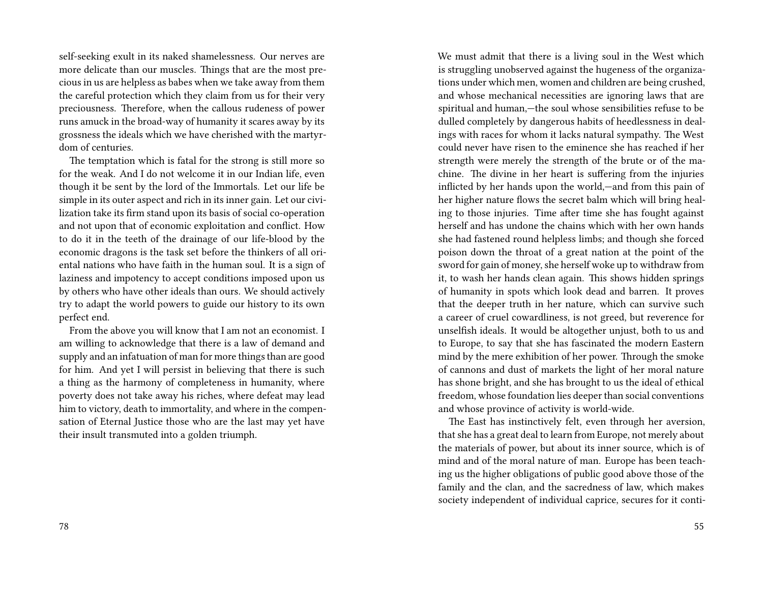self-seeking exult in its naked shamelessness. Our nerves are more delicate than our muscles. Things that are the most precious in us are helpless as babes when we take away from them the careful protection which they claim from us for their very preciousness. Therefore, when the callous rudeness of power runs amuck in the broad-way of humanity it scares away by its grossness the ideals which we have cherished with the martyrdom of centuries.

The temptation which is fatal for the strong is still more so for the weak. And I do not welcome it in our Indian life, even though it be sent by the lord of the Immortals. Let our life be simple in its outer aspect and rich in its inner gain. Let our civilization take its firm stand upon its basis of social co-operation and not upon that of economic exploitation and conflict. How to do it in the teeth of the drainage of our life-blood by the economic dragons is the task set before the thinkers of all oriental nations who have faith in the human soul. It is a sign of laziness and impotency to accept conditions imposed upon us by others who have other ideals than ours. We should actively try to adapt the world powers to guide our history to its own perfect end.

From the above you will know that I am not an economist. I am willing to acknowledge that there is a law of demand and supply and an infatuation of man for more things than are good for him. And yet I will persist in believing that there is such a thing as the harmony of completeness in humanity, where poverty does not take away his riches, where defeat may lead him to victory, death to immortality, and where in the compensation of Eternal Justice those who are the last may yet have their insult transmuted into a golden triumph.

We must admit that there is a living soul in the West which is struggling unobserved against the hugeness of the organizations under which men, women and children are being crushed, and whose mechanical necessities are ignoring laws that are spiritual and human,—the soul whose sensibilities refuse to be dulled completely by dangerous habits of heedlessness in dealings with races for whom it lacks natural sympathy. The West could never have risen to the eminence she has reached if her strength were merely the strength of the brute or of the machine. The divine in her heart is suffering from the injuries inflicted by her hands upon the world,—and from this pain of her higher nature flows the secret balm which will bring healing to those injuries. Time after time she has fought against herself and has undone the chains which with her own hands she had fastened round helpless limbs; and though she forced poison down the throat of a great nation at the point of the sword for gain of money, she herself woke up to withdraw from it, to wash her hands clean again. This shows hidden springs of humanity in spots which look dead and barren. It proves that the deeper truth in her nature, which can survive such a career of cruel cowardliness, is not greed, but reverence for unselfish ideals. It would be altogether unjust, both to us and to Europe, to say that she has fascinated the modern Eastern mind by the mere exhibition of her power. Through the smoke of cannons and dust of markets the light of her moral nature has shone bright, and she has brought to us the ideal of ethical freedom, whose foundation lies deeper than social conventions and whose province of activity is world-wide.

The East has instinctively felt, even through her aversion, that she has a great deal to learn from Europe, not merely about the materials of power, but about its inner source, which is of mind and of the moral nature of man. Europe has been teaching us the higher obligations of public good above those of the family and the clan, and the sacredness of law, which makes society independent of individual caprice, secures for it conti-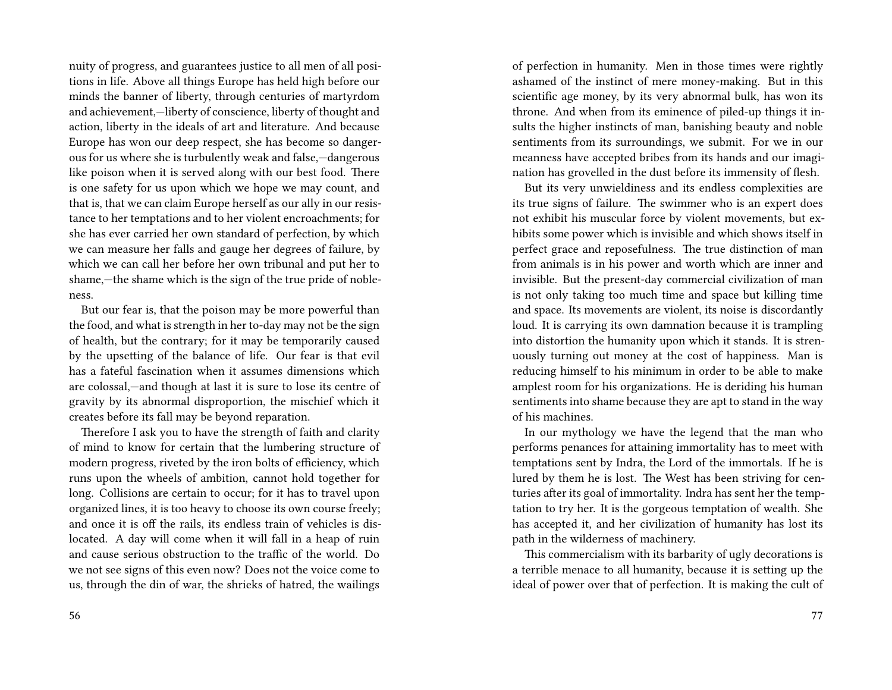nuity of progress, and guarantees justice to all men of all positions in life. Above all things Europe has held high before our minds the banner of liberty, through centuries of martyrdom and achievement,—liberty of conscience, liberty of thought and action, liberty in the ideals of art and literature. And because Europe has won our deep respect, she has become so dangerous for us where she is turbulently weak and false,—dangerous like poison when it is served along with our best food. There is one safety for us upon which we hope we may count, and that is, that we can claim Europe herself as our ally in our resistance to her temptations and to her violent encroachments; for she has ever carried her own standard of perfection, by which we can measure her falls and gauge her degrees of failure, by which we can call her before her own tribunal and put her to shame,—the shame which is the sign of the true pride of nobleness.

But our fear is, that the poison may be more powerful than the food, and what is strength in her to-day may not be the sign of health, but the contrary; for it may be temporarily caused by the upsetting of the balance of life. Our fear is that evil has a fateful fascination when it assumes dimensions which are colossal,—and though at last it is sure to lose its centre of gravity by its abnormal disproportion, the mischief which it creates before its fall may be beyond reparation.

Therefore I ask you to have the strength of faith and clarity of mind to know for certain that the lumbering structure of modern progress, riveted by the iron bolts of efficiency, which runs upon the wheels of ambition, cannot hold together for long. Collisions are certain to occur; for it has to travel upon organized lines, it is too heavy to choose its own course freely; and once it is off the rails, its endless train of vehicles is dislocated. A day will come when it will fall in a heap of ruin and cause serious obstruction to the traffic of the world. Do we not see signs of this even now? Does not the voice come to us, through the din of war, the shrieks of hatred, the wailings

of perfection in humanity. Men in those times were rightly ashamed of the instinct of mere money-making. But in this scientific age money, by its very abnormal bulk, has won its throne. And when from its eminence of piled-up things it insults the higher instincts of man, banishing beauty and noble sentiments from its surroundings, we submit. For we in our meanness have accepted bribes from its hands and our imagination has grovelled in the dust before its immensity of flesh.

But its very unwieldiness and its endless complexities are its true signs of failure. The swimmer who is an expert does not exhibit his muscular force by violent movements, but exhibits some power which is invisible and which shows itself in perfect grace and reposefulness. The true distinction of man from animals is in his power and worth which are inner and invisible. But the present-day commercial civilization of man is not only taking too much time and space but killing time and space. Its movements are violent, its noise is discordantly loud. It is carrying its own damnation because it is trampling into distortion the humanity upon which it stands. It is strenuously turning out money at the cost of happiness. Man is reducing himself to his minimum in order to be able to make amplest room for his organizations. He is deriding his human sentiments into shame because they are apt to stand in the way of his machines.

In our mythology we have the legend that the man who performs penances for attaining immortality has to meet with temptations sent by Indra, the Lord of the immortals. If he is lured by them he is lost. The West has been striving for centuries after its goal of immortality. Indra has sent her the temptation to try her. It is the gorgeous temptation of wealth. She has accepted it, and her civilization of humanity has lost its path in the wilderness of machinery.

This commercialism with its barbarity of ugly decorations is a terrible menace to all humanity, because it is setting up the ideal of power over that of perfection. It is making the cult of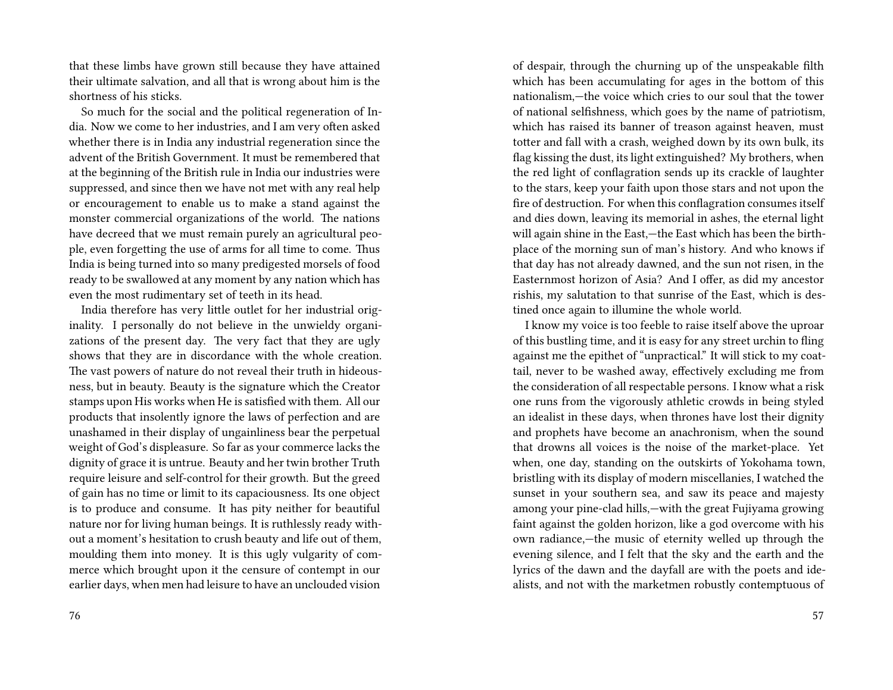that these limbs have grown still because they have attained their ultimate salvation, and all that is wrong about him is the shortness of his sticks.

So much for the social and the political regeneration of India. Now we come to her industries, and I am very often asked whether there is in India any industrial regeneration since the advent of the British Government. It must be remembered that at the beginning of the British rule in India our industries were suppressed, and since then we have not met with any real help or encouragement to enable us to make a stand against the monster commercial organizations of the world. The nations have decreed that we must remain purely an agricultural people, even forgetting the use of arms for all time to come. Thus India is being turned into so many predigested morsels of food ready to be swallowed at any moment by any nation which has even the most rudimentary set of teeth in its head.

India therefore has very little outlet for her industrial originality. I personally do not believe in the unwieldy organizations of the present day. The very fact that they are ugly shows that they are in discordance with the whole creation. The vast powers of nature do not reveal their truth in hideousness, but in beauty. Beauty is the signature which the Creator stamps upon His works when He is satisfied with them. All our products that insolently ignore the laws of perfection and are unashamed in their display of ungainliness bear the perpetual weight of God's displeasure. So far as your commerce lacks the dignity of grace it is untrue. Beauty and her twin brother Truth require leisure and self-control for their growth. But the greed of gain has no time or limit to its capaciousness. Its one object is to produce and consume. It has pity neither for beautiful nature nor for living human beings. It is ruthlessly ready without a moment's hesitation to crush beauty and life out of them, moulding them into money. It is this ugly vulgarity of commerce which brought upon it the censure of contempt in our earlier days, when men had leisure to have an unclouded vision

of despair, through the churning up of the unspeakable filth which has been accumulating for ages in the bottom of this nationalism,—the voice which cries to our soul that the tower of national selfishness, which goes by the name of patriotism, which has raised its banner of treason against heaven, must totter and fall with a crash, weighed down by its own bulk, its flag kissing the dust, its light extinguished? My brothers, when the red light of conflagration sends up its crackle of laughter to the stars, keep your faith upon those stars and not upon the fire of destruction. For when this conflagration consumes itself and dies down, leaving its memorial in ashes, the eternal light will again shine in the East,—the East which has been the birthplace of the morning sun of man's history. And who knows if that day has not already dawned, and the sun not risen, in the Easternmost horizon of Asia? And I offer, as did my ancestor rishis, my salutation to that sunrise of the East, which is destined once again to illumine the whole world.

I know my voice is too feeble to raise itself above the uproar of this bustling time, and it is easy for any street urchin to fling against me the epithet of "unpractical." It will stick to my coattail, never to be washed away, effectively excluding me from the consideration of all respectable persons. I know what a risk one runs from the vigorously athletic crowds in being styled an idealist in these days, when thrones have lost their dignity and prophets have become an anachronism, when the sound that drowns all voices is the noise of the market-place. Yet when, one day, standing on the outskirts of Yokohama town, bristling with its display of modern miscellanies, I watched the sunset in your southern sea, and saw its peace and majesty among your pine-clad hills,—with the great Fujiyama growing faint against the golden horizon, like a god overcome with his own radiance,—the music of eternity welled up through the evening silence, and I felt that the sky and the earth and the lyrics of the dawn and the dayfall are with the poets and idealists, and not with the marketmen robustly contemptuous of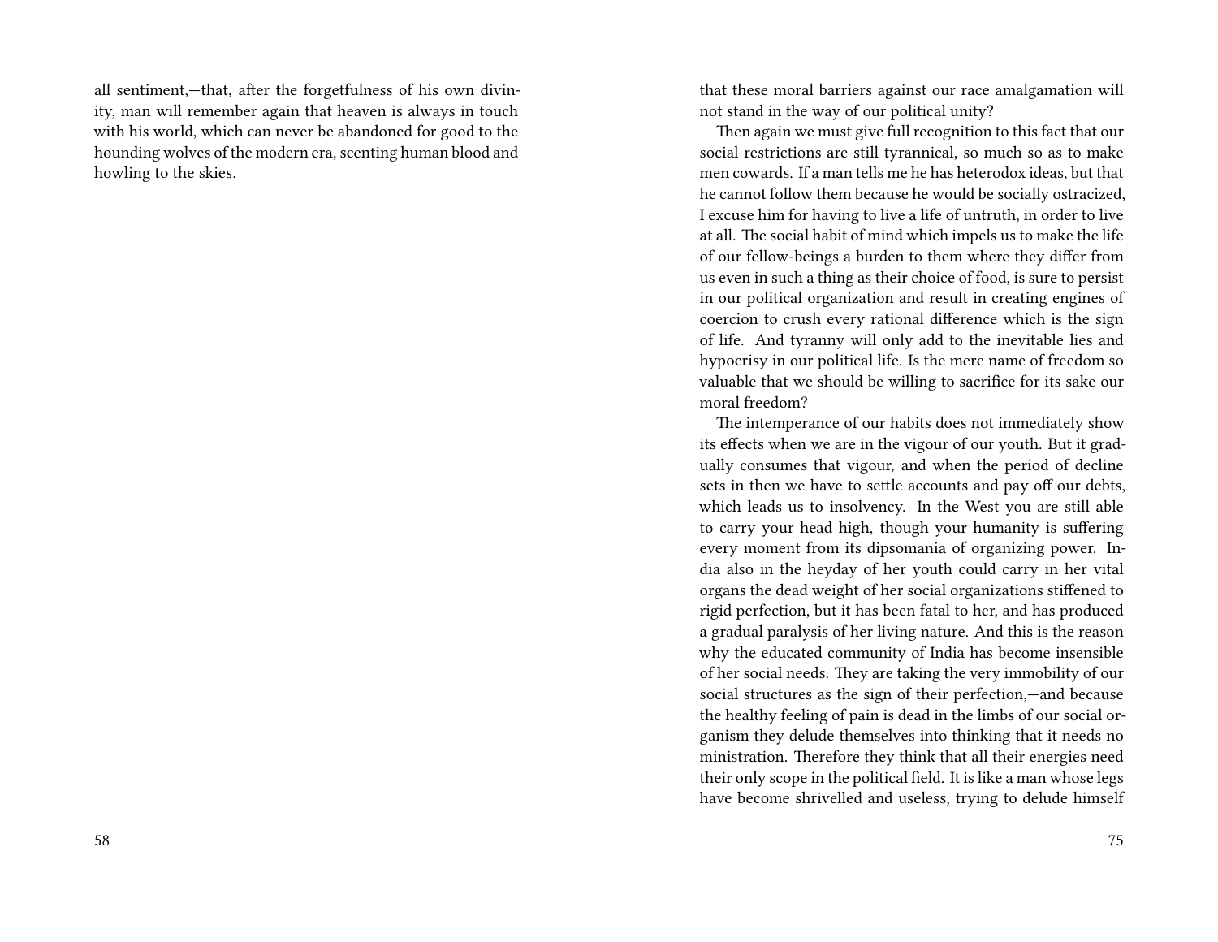all sentiment,—that, after the forgetfulness of his own divinity, man will remember again that heaven is always in touch with his world, which can never be abandoned for good to the hounding wolves of the modern era, scenting human blood and howling to the skies.

that these moral barriers against our race amalgamation will not stand in the way of our political unity?

Then again we must give full recognition to this fact that our social restrictions are still tyrannical, so much so as to make men cowards. If a man tells me he has heterodox ideas, but that he cannot follow them because he would be socially ostracized, I excuse him for having to live a life of untruth, in order to live at all. The social habit of mind which impels us to make the life of our fellow-beings a burden to them where they differ from us even in such a thing as their choice of food, is sure to persist in our political organization and result in creating engines of coercion to crush every rational difference which is the sign of life. And tyranny will only add to the inevitable lies and hypocrisy in our political life. Is the mere name of freedom so valuable that we should be willing to sacrifice for its sake our moral freedom?

The intemperance of our habits does not immediately show its effects when we are in the vigour of our youth. But it gradually consumes that vigour, and when the period of decline sets in then we have to settle accounts and pay off our debts, which leads us to insolvency. In the West you are still able to carry your head high, though your humanity is suffering every moment from its dipsomania of organizing power. India also in the heyday of her youth could carry in her vital organs the dead weight of her social organizations stiffened to rigid perfection, but it has been fatal to her, and has produced a gradual paralysis of her living nature. And this is the reason why the educated community of India has become insensible of her social needs. They are taking the very immobility of our social structures as the sign of their perfection,—and because the healthy feeling of pain is dead in the limbs of our social organism they delude themselves into thinking that it needs no ministration. Therefore they think that all their energies need their only scope in the political field. It is like a man whose legs have become shrivelled and useless, trying to delude himself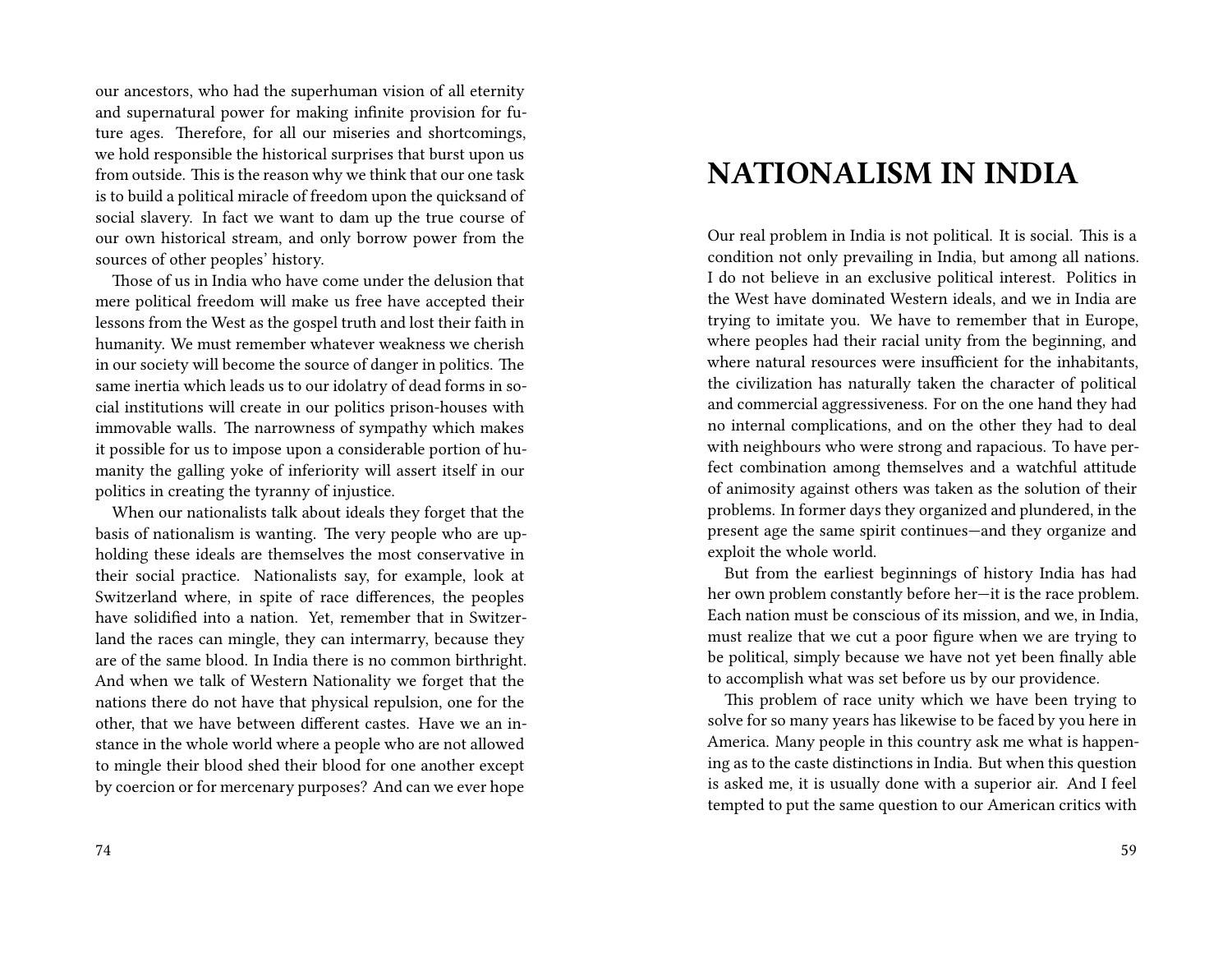our ancestors, who had the superhuman vision of all eternity and supernatural power for making infinite provision for future ages. Therefore, for all our miseries and shortcomings, we hold responsible the historical surprises that burst upon us from outside. This is the reason why we think that our one task is to build a political miracle of freedom upon the quicksand of social slavery. In fact we want to dam up the true course of our own historical stream, and only borrow power from the sources of other peoples' history.

Those of us in India who have come under the delusion that mere political freedom will make us free have accepted their lessons from the West as the gospel truth and lost their faith in humanity. We must remember whatever weakness we cherish in our society will become the source of danger in politics. The same inertia which leads us to our idolatry of dead forms in social institutions will create in our politics prison-houses with immovable walls. The narrowness of sympathy which makes it possible for us to impose upon a considerable portion of humanity the galling yoke of inferiority will assert itself in our politics in creating the tyranny of injustice.

When our nationalists talk about ideals they forget that the basis of nationalism is wanting. The very people who are upholding these ideals are themselves the most conservative in their social practice. Nationalists say, for example, look at Switzerland where, in spite of race differences, the peoples have solidified into a nation. Yet, remember that in Switzerland the races can mingle, they can intermarry, because they are of the same blood. In India there is no common birthright. And when we talk of Western Nationality we forget that the nations there do not have that physical repulsion, one for the other, that we have between different castes. Have we an instance in the whole world where a people who are not allowed to mingle their blood shed their blood for one another except by coercion or for mercenary purposes? And can we ever hope

# NATIONALISM IN INDIA

Our real problem in India is not political. It is social. This is a condition not only prevailing in India, but among all nations. I do not believe in an exclusive political interest. Politics in the West have dominated Western ideals, and we in India are trying to imitate you. We have to remember that in Europe, where peoples had their racial unity from the beginning, and where natural resources were insufficient for the inhabitants, the civilization has naturally taken the character of political and commercial aggressiveness. For on the one hand they had no internal complications, and on the other they had to deal with neighbours who were strong and rapacious. To have perfect combination among themselves and a watchful attitude of animosity against others was taken as the solution of their problems. In former days they organized and plundered, in the present age the same spirit continues—and they organize and exploit the whole world.

But from the earliest beginnings of history India has had her own problem constantly before her—it is the race problem. Each nation must be conscious of its mission, and we, in India, must realize that we cut a poor figure when we are trying to be political, simply because we have not yet been finally able to accomplish what was set before us by our providence.

This problem of race unity which we have been trying to solve for so many years has likewise to be faced by you here in America. Many people in this country ask me what is happening as to the caste distinctions in India. But when this question is asked me, it is usually done with a superior air. And I feel tempted to put the same question to our American critics with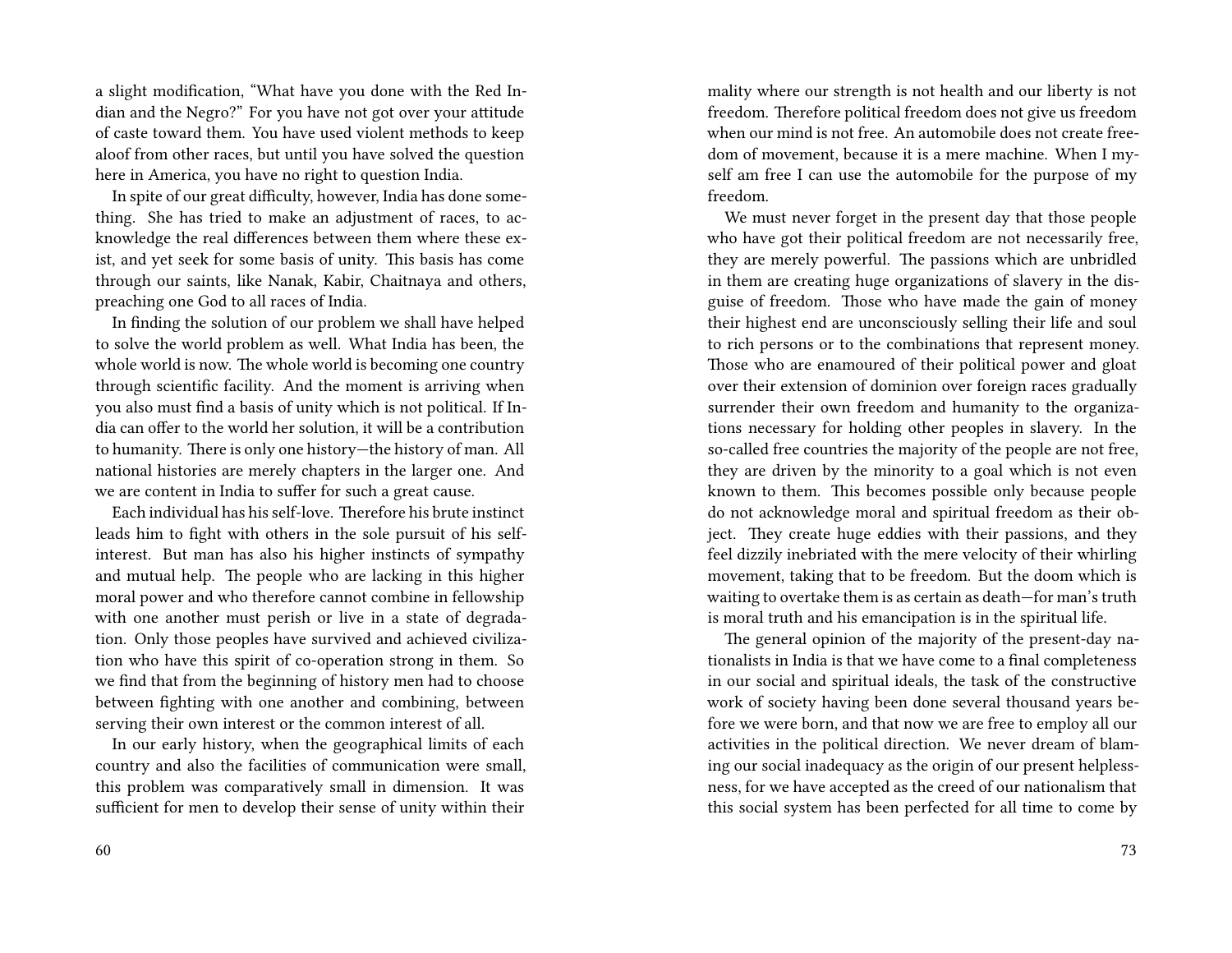a slight modification, "What have you done with the Red Indian and the Negro?" For you have not got over your attitude of caste toward them. You have used violent methods to keep aloof from other races, but until you have solved the question here in America, you have no right to question India.

In spite of our great difficulty, however, India has done something. She has tried to make an adjustment of races, to acknowledge the real differences between them where these exist, and yet seek for some basis of unity. This basis has come through our saints, like Nanak, Kabir, Chaitnaya and others, preaching one God to all races of India.

In finding the solution of our problem we shall have helped to solve the world problem as well. What India has been, the whole world is now. The whole world is becoming one country through scientific facility. And the moment is arriving when you also must find a basis of unity which is not political. If India can offer to the world her solution, it will be a contribution to humanity. There is only one history—the history of man. All national histories are merely chapters in the larger one. And we are content in India to suffer for such a great cause.

Each individual has his self-love. Therefore his brute instinct leads him to fight with others in the sole pursuit of his self-interest. But man has also his higher instincts of sympathy and mutual help. The people who are lacking in this higher moral power and who therefore cannot combine in fellowship with one another must perish or live in a state of degradation. Only those peoples have survived and achieved civilization who have this spirit of co-operation strong in them. So we find that from the beginning of history men had to choose between fighting with one another and combining, between serving their own interest or the common interest of all.

In our early history, when the geographical limits of each country and also the facilities of communication were small, this problem was comparatively small in dimension. It was sufficient for men to develop their sense of unity within their

mality where our strength is not health and our liberty is not freedom. Therefore political freedom does not give us freedom when our mind is not free. An automobile does not create freedom of movement, because it is a mere machine. When I myself am free I can use the automobile for the purpose of my freedom.

We must never forget in the present day that those people who have got their political freedom are not necessarily free, they are merely powerful. The passions which are unbridled in them are creating huge organizations of slavery in the disguise of freedom. Those who have made the gain of money their highest end are unconsciously selling their life and soul to rich persons or to the combinations that represent money. Those who are enamoured of their political power and gloat over their extension of dominion over foreign races gradually surrender their own freedom and humanity to the organizations necessary for holding other peoples in slavery. In the so-called free countries the majority of the people are not free, they are driven by the minority to a goal which is not even known to them. This becomes possible only because people do not acknowledge moral and spiritual freedom as their object. They create huge eddies with their passions, and they feel dizzily inebriated with the mere velocity of their whirling movement, taking that to be freedom. But the doom which is waiting to overtake them is as certain as death—for man's truth is moral truth and his emancipation is in the spiritual life.

The general opinion of the majority of the present-day nationalists in India is that we have come to a final completeness in our social and spiritual ideals, the task of the constructive work of society having been done several thousand years before we were born, and that now we are free to employ all our activities in the political direction. We never dream of blaming our social inadequacy as the origin of our present helplessness, for we have accepted as the creed of our nationalism that this social system has been perfected for all time to come by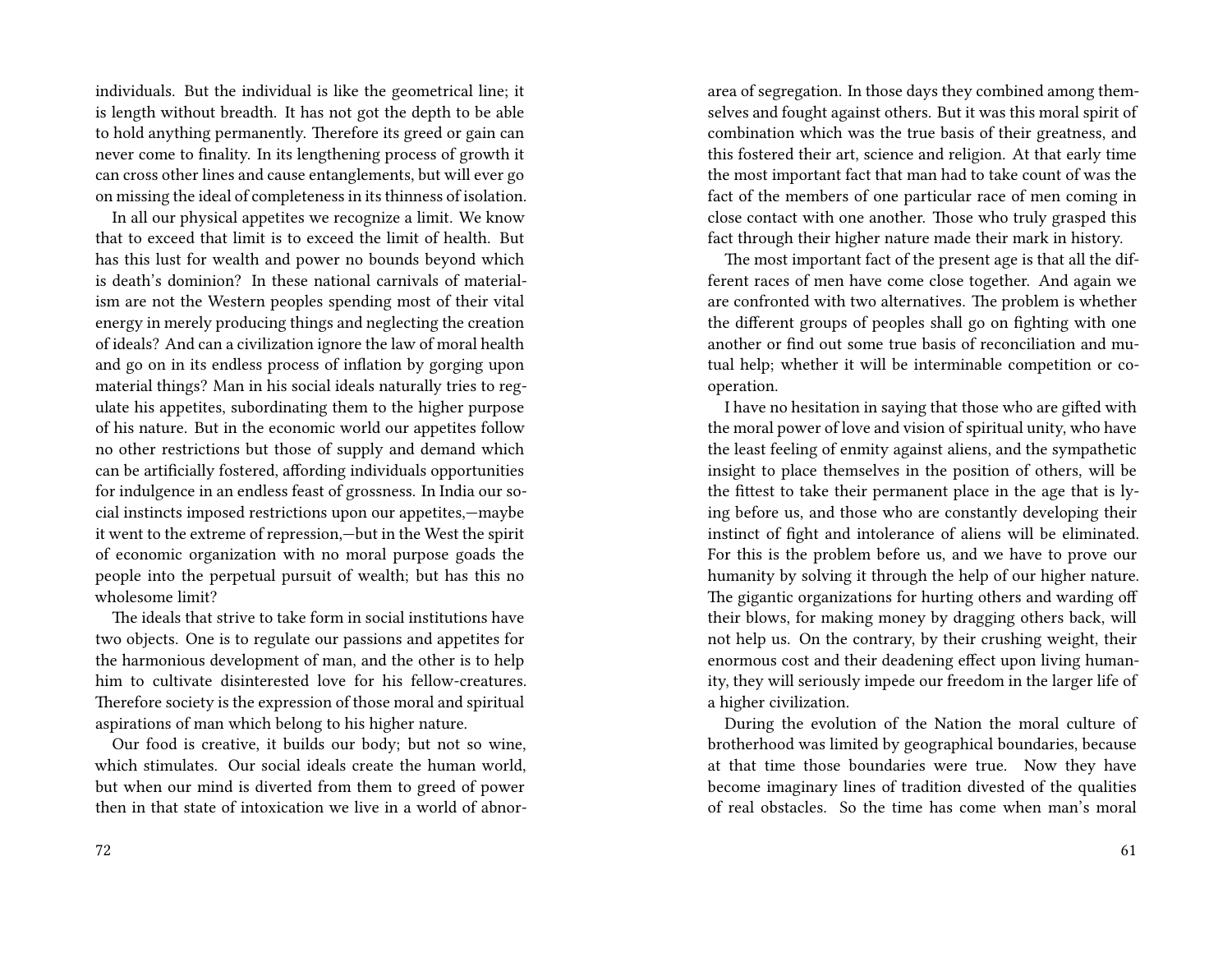individuals. But the individual is like the geometrical line; it is length without breadth. It has not got the depth to be able to hold anything permanently. Therefore its greed or gain can never come to finality. In its lengthening process of growth it can cross other lines and cause entanglements, but will ever go on missing the ideal of completeness in its thinness of isolation.

In all our physical appetites we recognize a limit. We know that to exceed that limit is to exceed the limit of health. But has this lust for wealth and power no bounds beyond which is death's dominion? In these national carnivals of materialism are not the Western peoples spending most of their vital energy in merely producing things and neglecting the creation of ideals? And can a civilization ignore the law of moral health and go on in its endless process of inflation by gorging upon material things? Man in his social ideals naturally tries to regulate his appetites, subordinating them to the higher purpose of his nature. But in the economic world our appetites follow no other restrictions but those of supply and demand which can be artificially fostered, affording individuals opportunities for indulgence in an endless feast of grossness. In India our social instincts imposed restrictions upon our appetites,—maybe it went to the extreme of repression,—but in the West the spirit of economic organization with no moral purpose goads the people into the perpetual pursuit of wealth; but has this no wholesome limit?

The ideals that strive to take form in social institutions have two objects. One is to regulate our passions and appetites for the harmonious development of man, and the other is to help him to cultivate disinterested love for his fellow-creatures. Therefore society is the expression of those moral and spiritual aspirations of man which belong to his higher nature.

Our food is creative, it builds our body; but not so wine, which stimulates. Our social ideals create the human world, but when our mind is diverted from them to greed of power then in that state of intoxication we live in a world of abnor-

area of segregation. In those days they combined among themselves and fought against others. But it was this moral spirit of combination which was the true basis of their greatness, and this fostered their art, science and religion. At that early time the most important fact that man had to take count of was the fact of the members of one particular race of men coming in close contact with one another. Those who truly grasped this fact through their higher nature made their mark in history.

The most important fact of the present age is that all the different races of men have come close together. And again we are confronted with two alternatives. The problem is whether the different groups of peoples shall go on fighting with one another or find out some true basis of reconciliation and mutual help; whether it will be interminable competition or cooperation.

I have no hesitation in saying that those who are gifted with the moral power of love and vision of spiritual unity, who have the least feeling of enmity against aliens, and the sympathetic insight to place themselves in the position of others, will be the fittest to take their permanent place in the age that is lying before us, and those who are constantly developing their instinct of fight and intolerance of aliens will be eliminated. For this is the problem before us, and we have to prove our humanity by solving it through the help of our higher nature. The gigantic organizations for hurting others and warding off their blows, for making money by dragging others back, will not help us. On the contrary, by their crushing weight, their enormous cost and their deadening effect upon living humanity, they will seriously impede our freedom in the larger life of a higher civilization.

During the evolution of the Nation the moral culture of brotherhood was limited by geographical boundaries, because at that time those boundaries were true. Now they have become imaginary lines of tradition divested of the qualities of real obstacles. So the time has come when man's moral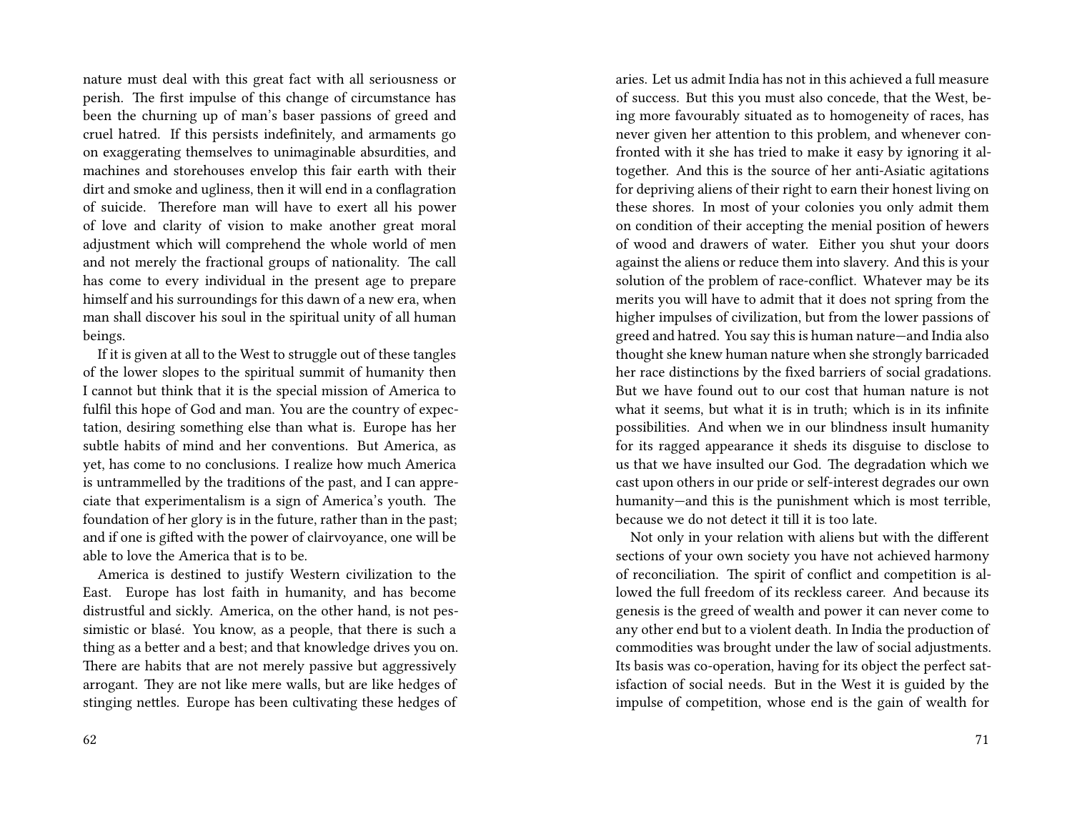nature must deal with this great fact with all seriousness or perish. The first impulse of this change of circumstance has been the churning up of man's baser passions of greed and cruel hatred. If this persists indefinitely, and armaments go on exaggerating themselves to unimaginable absurdities, and machines and storehouses envelop this fair earth with their dirt and smoke and ugliness, then it will end in a conflagration of suicide. Therefore man will have to exert all his power of love and clarity of vision to make another great moral adjustment which will comprehend the whole world of men and not merely the fractional groups of nationality. The call has come to every individual in the present age to prepare himself and his surroundings for this dawn of a new era, when man shall discover his soul in the spiritual unity of all human beings.

If it is given at all to the West to struggle out of these tangles of the lower slopes to the spiritual summit of humanity then I cannot but think that it is the special mission of America to fulfil this hope of God and man. You are the country of expectation, desiring something else than what is. Europe has her subtle habits of mind and her conventions. But America, as yet, has come to no conclusions. I realize how much America is untrammelled by the traditions of the past, and I can appreciate that experimentalism is a sign of America's youth. The foundation of her glory is in the future, rather than in the past; and if one is gifted with the power of clairvoyance, one will be able to love the America that is to be.

America is destined to justify Western civilization to the East. Europe has lost faith in humanity, and has become distrustful and sickly. America, on the other hand, is not pessimistic or blasé. You know, as a people, that there is such a thing as a better and a best; and that knowledge drives you on. There are habits that are not merely passive but aggressively arrogant. They are not like mere walls, but are like hedges of stinging nettles. Europe has been cultivating these hedges of

aries. Let us admit India has not in this achieved a full measure of success. But this you must also concede, that the West, being more favourably situated as to homogeneity of races, has never given her attention to this problem, and whenever confronted with it she has tried to make it easy by ignoring it altogether. And this is the source of her anti-Asiatic agitations for depriving aliens of their right to earn their honest living on these shores. In most of your colonies you only admit them on condition of their accepting the menial position of hewers of wood and drawers of water. Either you shut your doors against the aliens or reduce them into slavery. And this is your solution of the problem of race-conflict. Whatever may be its merits you will have to admit that it does not spring from the higher impulses of civilization, but from the lower passions of greed and hatred. You say this is human nature—and India also thought she knew human nature when she strongly barricaded her race distinctions by the fixed barriers of social gradations. But we have found out to our cost that human nature is not what it seems, but what it is in truth; which is in its infinite possibilities. And when we in our blindness insult humanity for its ragged appearance it sheds its disguise to disclose to us that we have insulted our God. The degradation which we cast upon others in our pride or self-interest degrades our own humanity—and this is the punishment which is most terrible, because we do not detect it till it is too late.

Not only in your relation with aliens but with the different sections of your own society you have not achieved harmony of reconciliation. The spirit of conflict and competition is allowed the full freedom of its reckless career. And because its genesis is the greed of wealth and power it can never come to any other end but to a violent death. In India the production of commodities was brought under the law of social adjustments. Its basis was co-operation, having for its object the perfect satisfaction of social needs. But in the West it is guided by the impulse of competition, whose end is the gain of wealth for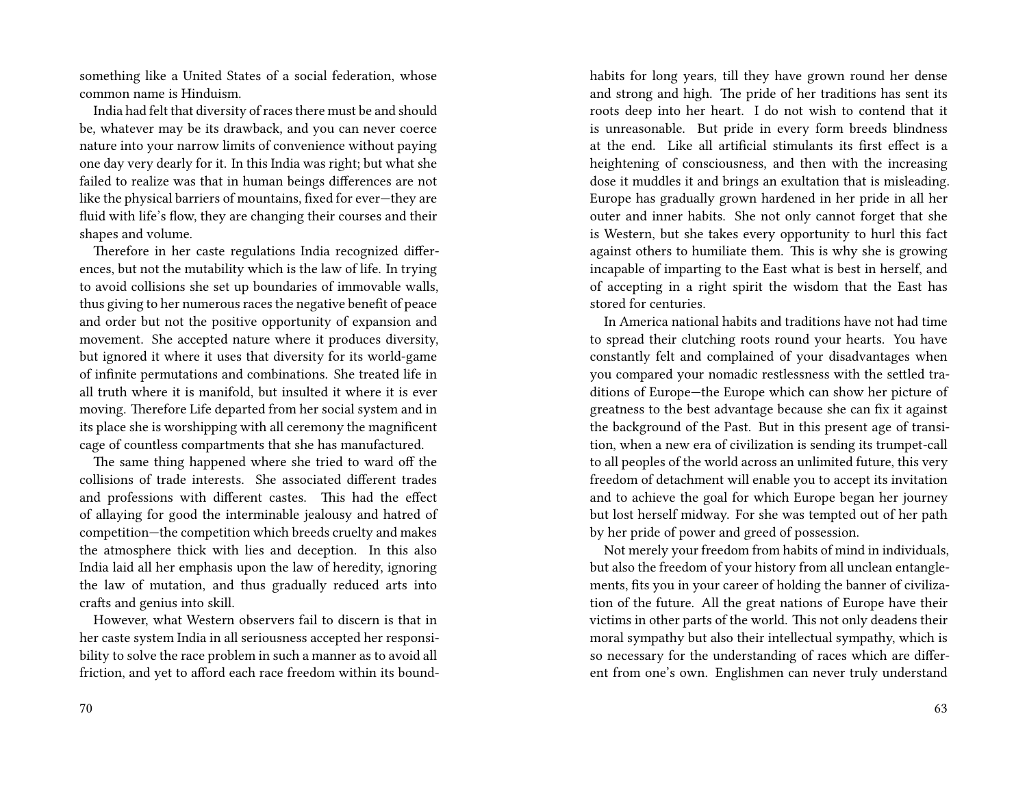something like a United States of a social federation, whose common name is Hinduism.

India had felt that diversity of races there must be and should be, whatever may be its drawback, and you can never coerce nature into your narrow limits of convenience without paying one day very dearly for it. In this India was right; but what she failed to realize was that in human beings differences are not like the physical barriers of mountains, fixed for ever—they are fluid with life's flow, they are changing their courses and their shapes and volume.

Therefore in her caste regulations India recognized differences, but not the mutability which is the law of life. In trying to avoid collisions she set up boundaries of immovable walls, thus giving to her numerous races the negative benefit of peace and order but not the positive opportunity of expansion and movement. She accepted nature where it produces diversity, but ignored it where it uses that diversity for its world-game of infinite permutations and combinations. She treated life in all truth where it is manifold, but insulted it where it is ever moving. Therefore Life departed from her social system and in its place she is worshipping with all ceremony the magnificent cage of countless compartments that she has manufactured.

The same thing happened where she tried to ward off the collisions of trade interests. She associated different trades and professions with different castes. This had the effect of allaying for good the interminable jealousy and hatred of competition—the competition which breeds cruelty and makes the atmosphere thick with lies and deception. In this also India laid all her emphasis upon the law of heredity, ignoring the law of mutation, and thus gradually reduced arts into crafts and genius into skill.

However, what Western observers fail to discern is that in her caste system India in all seriousness accepted her responsibility to solve the race problem in such a manner as to avoid all friction, and yet to afford each race freedom within its bound-

habits for long years, till they have grown round her dense and strong and high. The pride of her traditions has sent its roots deep into her heart. I do not wish to contend that it is unreasonable. But pride in every form breeds blindness at the end. Like all artificial stimulants its first effect is a heightening of consciousness, and then with the increasing dose it muddles it and brings an exultation that is misleading. Europe has gradually grown hardened in her pride in all her outer and inner habits. She not only cannot forget that she is Western, but she takes every opportunity to hurl this fact against others to humiliate them. This is why she is growing incapable of imparting to the East what is best in herself, and of accepting in a right spirit the wisdom that the East has stored for centuries.

In America national habits and traditions have not had time to spread their clutching roots round your hearts. You have constantly felt and complained of your disadvantages when you compared your nomadic restlessness with the settled traditions of Europe—the Europe which can show her picture of greatness to the best advantage because she can fix it against the background of the Past. But in this present age of transition, when a new era of civilization is sending its trumpet-call to all peoples of the world across an unlimited future, this very freedom of detachment will enable you to accept its invitation and to achieve the goal for which Europe began her journey but lost herself midway. For she was tempted out of her path by her pride of power and greed of possession.

Not merely your freedom from habits of mind in individuals, but also the freedom of your history from all unclean entanglements, fits you in your career of holding the banner of civilization of the future. All the great nations of Europe have their victims in other parts of the world. This not only deadens their moral sympathy but also their intellectual sympathy, which is so necessary for the understanding of races which are different from one's own. Englishmen can never truly understand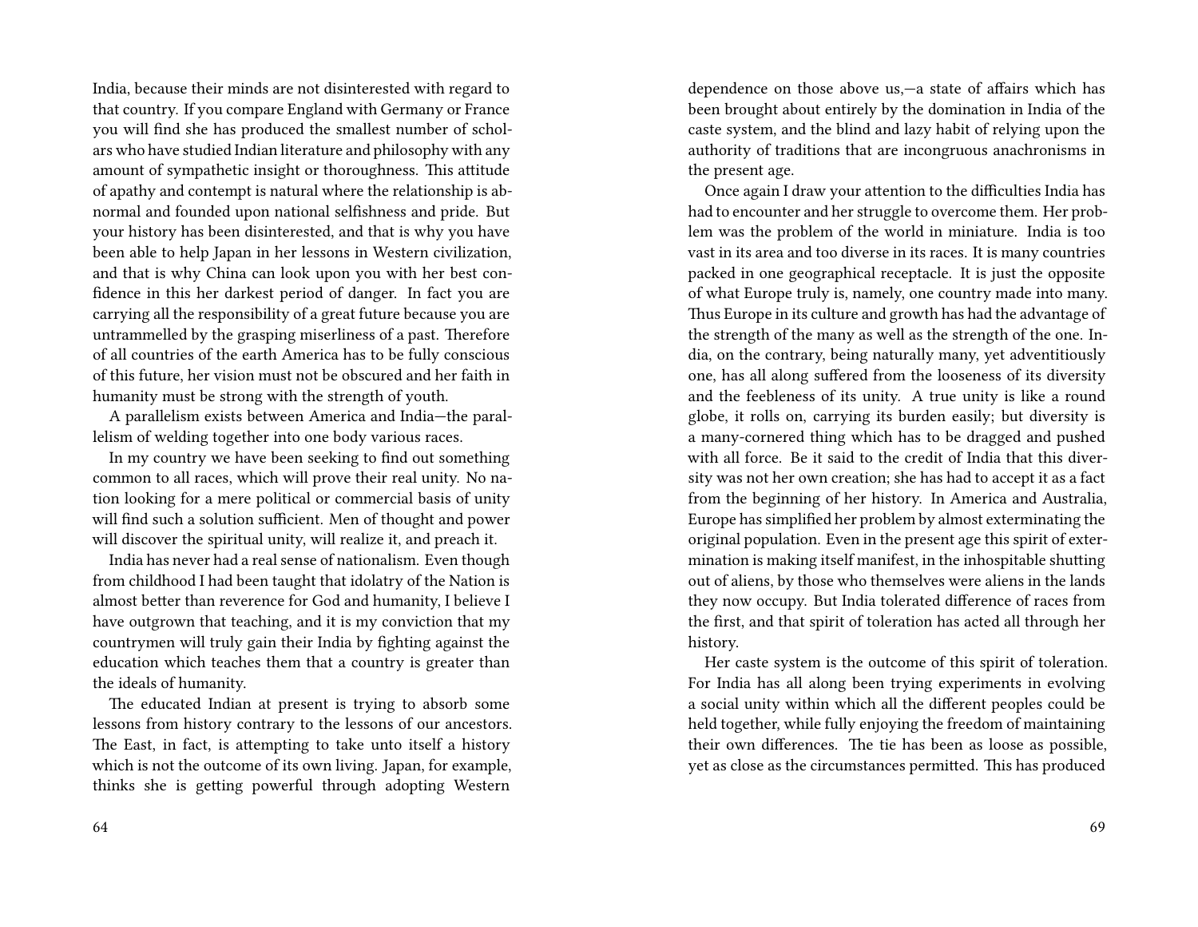India, because their minds are not disinterested with regard to that country. If you compare England with Germany or France you will find she has produced the smallest number of scholars who have studied Indian literature and philosophy with any amount of sympathetic insight or thoroughness. This attitude of apathy and contempt is natural where the relationship is abnormal and founded upon national selfishness and pride. But your history has been disinterested, and that is why you have been able to help Japan in her lessons in Western civilization, and that is why China can look upon you with her best confidence in this her darkest period of danger. In fact you are carrying all the responsibility of a great future because you are untrammelled by the grasping miserliness of a past. Therefore of all countries of the earth America has to be fully conscious of this future, her vision must not be obscured and her faith in humanity must be strong with the strength of youth.

A parallelism exists between America and India—the parallelism of welding together into one body various races.

In my country we have been seeking to find out something common to all races, which will prove their real unity. No nation looking for a mere political or commercial basis of unity will find such a solution sufficient. Men of thought and power will discover the spiritual unity, will realize it, and preach it.

India has never had a real sense of nationalism. Even though from childhood I had been taught that idolatry of the Nation is almost better than reverence for God and humanity, I believe I have outgrown that teaching, and it is my conviction that my countrymen will truly gain their India by fighting against the education which teaches them that a country is greater than the ideals of humanity.

The educated Indian at present is trying to absorb some lessons from history contrary to the lessons of our ancestors. The East, in fact, is attempting to take unto itself a history which is not the outcome of its own living. Japan, for example, thinks she is getting powerful through adopting Western

dependence on those above us,—a state of affairs which has been brought about entirely by the domination in India of the caste system, and the blind and lazy habit of relying upon the authority of traditions that are incongruous anachronisms in the present age.

Once again I draw your attention to the difficulties India has had to encounter and her struggle to overcome them. Her problem was the problem of the world in miniature. India is too vast in its area and too diverse in its races. It is many countries packed in one geographical receptacle. It is just the opposite of what Europe truly is, namely, one country made into many. Thus Europe in its culture and growth has had the advantage of the strength of the many as well as the strength of the one. India, on the contrary, being naturally many, yet adventitiously one, has all along suffered from the looseness of its diversity and the feebleness of its unity. A true unity is like a round globe, it rolls on, carrying its burden easily; but diversity is a many-cornered thing which has to be dragged and pushed with all force. Be it said to the credit of India that this diversity was not her own creation; she has had to accept it as a fact from the beginning of her history. In America and Australia, Europe has simplified her problem by almost exterminating the original population. Even in the present age this spirit of extermination is making itself manifest, in the inhospitable shutting out of aliens, by those who themselves were aliens in the lands they now occupy. But India tolerated difference of races from the first, and that spirit of toleration has acted all through her history.

Her caste system is the outcome of this spirit of toleration. For India has all along been trying experiments in evolving a social unity within which all the different peoples could be held together, while fully enjoying the freedom of maintaining their own differences. The tie has been as loose as possible, yet as close as the circumstances permitted. This has produced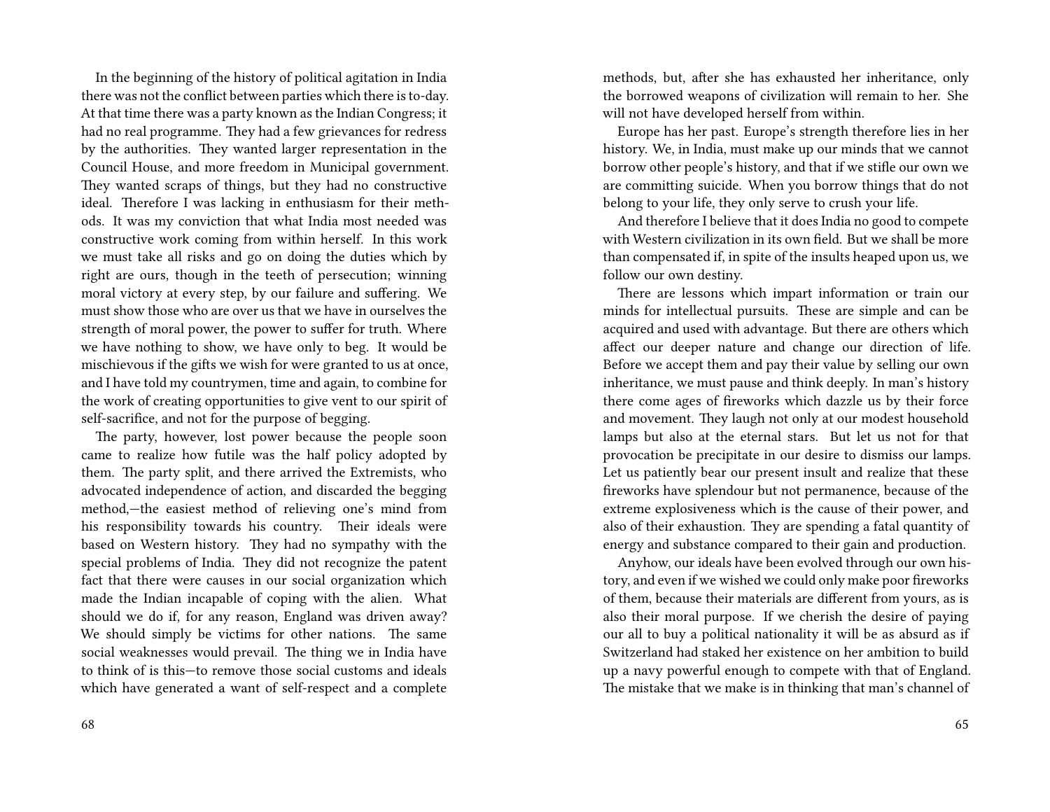In the beginning of the history of political agitation in India there was not the conflict between parties which there is to-day. At that time there was a party known as the Indian Congress; it had no real programme. They had a few grievances for redress by the authorities. They wanted larger representation in the Council House, and more freedom in Municipal government. They wanted scraps of things, but they had no constructive ideal. Therefore I was lacking in enthusiasm for their methods. It was my conviction that what India most needed was constructive work coming from within herself. In this work we must take all risks and go on doing the duties which by right are ours, though in the teeth of persecution; winning moral victory at every step, by our failure and suffering. We must show those who are over us that we have in ourselves the strength of moral power, the power to suffer for truth. Where we have nothing to show, we have only to beg. It would be mischievous if the gifts we wish for were granted to us at once, and I have told my countrymen, time and again, to combine for the work of creating opportunities to give vent to our spirit of self-sacrifice, and not for the purpose of begging.

The party, however, lost power because the people soon came to realize how futile was the half policy adopted by them. The party split, and there arrived the Extremists, who advocated independence of action, and discarded the begging method,—the easiest method of relieving one's mind from his responsibility towards his country. Their ideals were based on Western history. They had no sympathy with the special problems of India. They did not recognize the patent fact that there were causes in our social organization which made the Indian incapable of coping with the alien. What should we do if, for any reason, England was driven away? We should simply be victims for other nations. The same social weaknesses would prevail. The thing we in India have to think of is this—to remove those social customs and ideals which have generated a want of self-respect and a complete

methods, but, after she has exhausted her inheritance, only the borrowed weapons of civilization will remain to her. She will not have developed herself from within.

Europe has her past. Europe's strength therefore lies in her history. We, in India, must make up our minds that we cannot borrow other people's history, and that if we stifle our own we are committing suicide. When you borrow things that do not belong to your life, they only serve to crush your life.

And therefore I believe that it does India no good to compete with Western civilization in its own field. But we shall be more than compensated if, in spite of the insults heaped upon us, we follow our own destiny.

There are lessons which impart information or train our minds for intellectual pursuits. These are simple and can be acquired and used with advantage. But there are others which affect our deeper nature and change our direction of life. Before we accept them and pay their value by selling our own inheritance, we must pause and think deeply. In man's history there come ages of fireworks which dazzle us by their force and movement. They laugh not only at our modest household lamps but also at the eternal stars. But let us not for that provocation be precipitate in our desire to dismiss our lamps. Let us patiently bear our present insult and realize that these fireworks have splendour but not permanence, because of the extreme explosiveness which is the cause of their power, and also of their exhaustion. They are spending a fatal quantity of energy and substance compared to their gain and production.

Anyhow, our ideals have been evolved through our own history, and even if we wished we could only make poor fireworks of them, because their materials are different from yours, as is also their moral purpose. If we cherish the desire of paying our all to buy a political nationality it will be as absurd as if Switzerland had staked her existence on her ambition to build up a navy powerful enough to compete with that of England. The mistake that we make is in thinking that man's channel of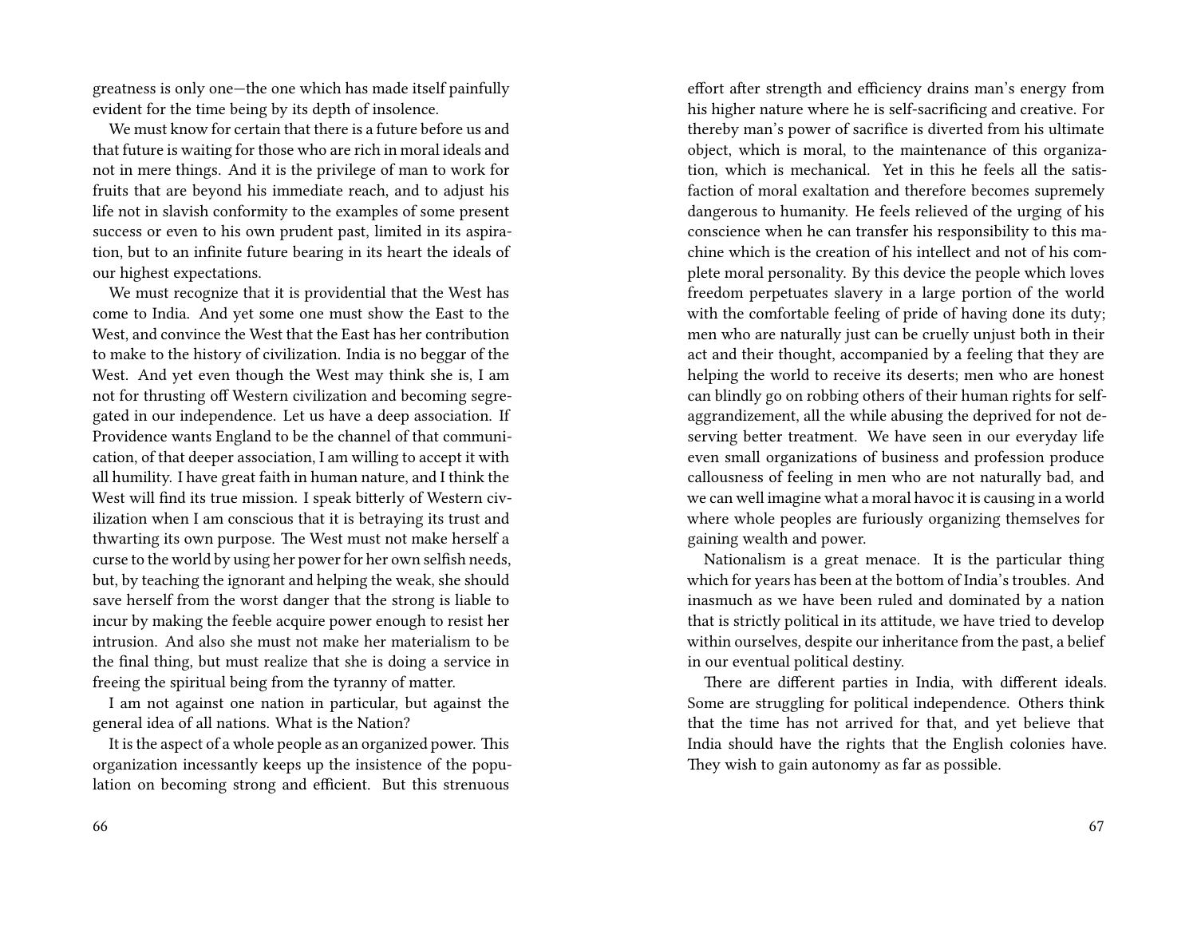greatness is only one—the one which has made itself painfully evident for the time being by its depth of insolence.

We must know for certain that there is a future before us and that future is waiting for those who are rich in moral ideals and not in mere things. And it is the privilege of man to work for fruits that are beyond his immediate reach, and to adjust his life not in slavish conformity to the examples of some present success or even to his own prudent past, limited in its aspiration, but to an infinite future bearing in its heart the ideals of our highest expectations.

We must recognize that it is providential that the West has come to India. And yet some one must show the East to the West, and convince the West that the East has her contribution to make to the history of civilization. India is no beggar of the West. And yet even though the West may think she is, I am not for thrusting off Western civilization and becoming segregated in our independence. Let us have a deep association. If Providence wants England to be the channel of that communication, of that deeper association, I am willing to accept it with all humility. I have great faith in human nature, and I think the West will find its true mission. I speak bitterly of Western civilization when I am conscious that it is betraying its trust and thwarting its own purpose. The West must not make herself a curse to the world by using her power for her own selfish needs, but, by teaching the ignorant and helping the weak, she should save herself from the worst danger that the strong is liable to incur by making the feeble acquire power enough to resist her intrusion. And also she must not make her materialism to be the final thing, but must realize that she is doing a service in freeing the spiritual being from the tyranny of matter.

I am not against one nation in particular, but against the general idea of all nations. What is the Nation?

It is the aspect of a whole people as an organized power. This organization incessantly keeps up the insistence of the population on becoming strong and efficient. But this strenuous effort after strength and efficiency drains man's energy from his higher nature where he is self-sacrificing and creative. For thereby man's power of sacrifice is diverted from his ultimate object, which is moral, to the maintenance of this organization, which is mechanical. Yet in this he feels all the satisfaction of moral exaltation and therefore becomes supremely dangerous to humanity. He feels relieved of the urging of his conscience when he can transfer his responsibility to this machine which is the creation of his intellect and not of his complete moral personality. By this device the people which loves freedom perpetuates slavery in a large portion of the world with the comfortable feeling of pride of having done its duty; men who are naturally just can be cruelly unjust both in their act and their thought, accompanied by a feeling that they are helping the world to receive its deserts; men who are honest can blindly go on robbing others of their human rights for self-aggrandizement, all the while abusing the deprived for not deserving better treatment. We have seen in our everyday life even small organizations of business and profession produce callousness of feeling in men who are not naturally bad, and we can well imagine what a moral havoc it is causing in a world where whole peoples are furiously organizing themselves for gaining wealth and power.

Nationalism is a great menace. It is the particular thing which for years has been at the bottom of India's troubles. And inasmuch as we have been ruled and dominated by a nation that is strictly political in its attitude, we have tried to develop within ourselves, despite our inheritance from the past, a belief in our eventual political destiny.

There are different parties in India, with different ideals. Some are struggling for political independence. Others think that the time has not arrived for that, and yet believe that India should have the rights that the English colonies have. They wish to gain autonomy as far as possible.